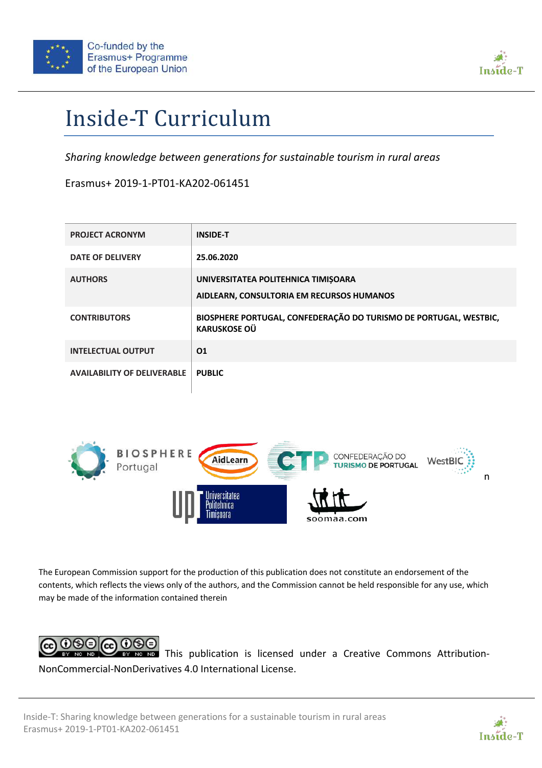Co-funded by the Erasmus+ Programme of the European Union

# Inside-T Curriculum

*Sharing knowledge between generations for sustainable tourism in rural areas*

Erasmus+ 2019-1-PT01-KA202-061451

| PROJECT ACRONYM | INSIDE-T |
|---|---|
| DATE OF DELIVERY | 25.06.2020 |
| AUTHORS | UNIVERSITATEA POLITEHNICA TIMIȘOARA<br>AIDLEARN, CONSULTORIA EM RECURSOS HUMANOS |
| CONTRIBUTORS | BIOSPHERE PORTUGAL, CONFEDERAÇÃO DO TURISMO DE PORTUGAL, WESTBIC, KARUSKOSE OÜ |
| INTELECTUAL OUTPUT | O1 |
| AVAILABILITY OF DELIVERABLE | PUBLIC |

The European Commission support for the production of this publication does not constitute an endorsement of the contents, which reflects the views only of the authors, and the Commission cannot be held responsible for any use, which may be made of the information contained therein

This publication is licensed under a Creative Commons Attribution-NonCommercial-NonDerivatives 4.0 International License.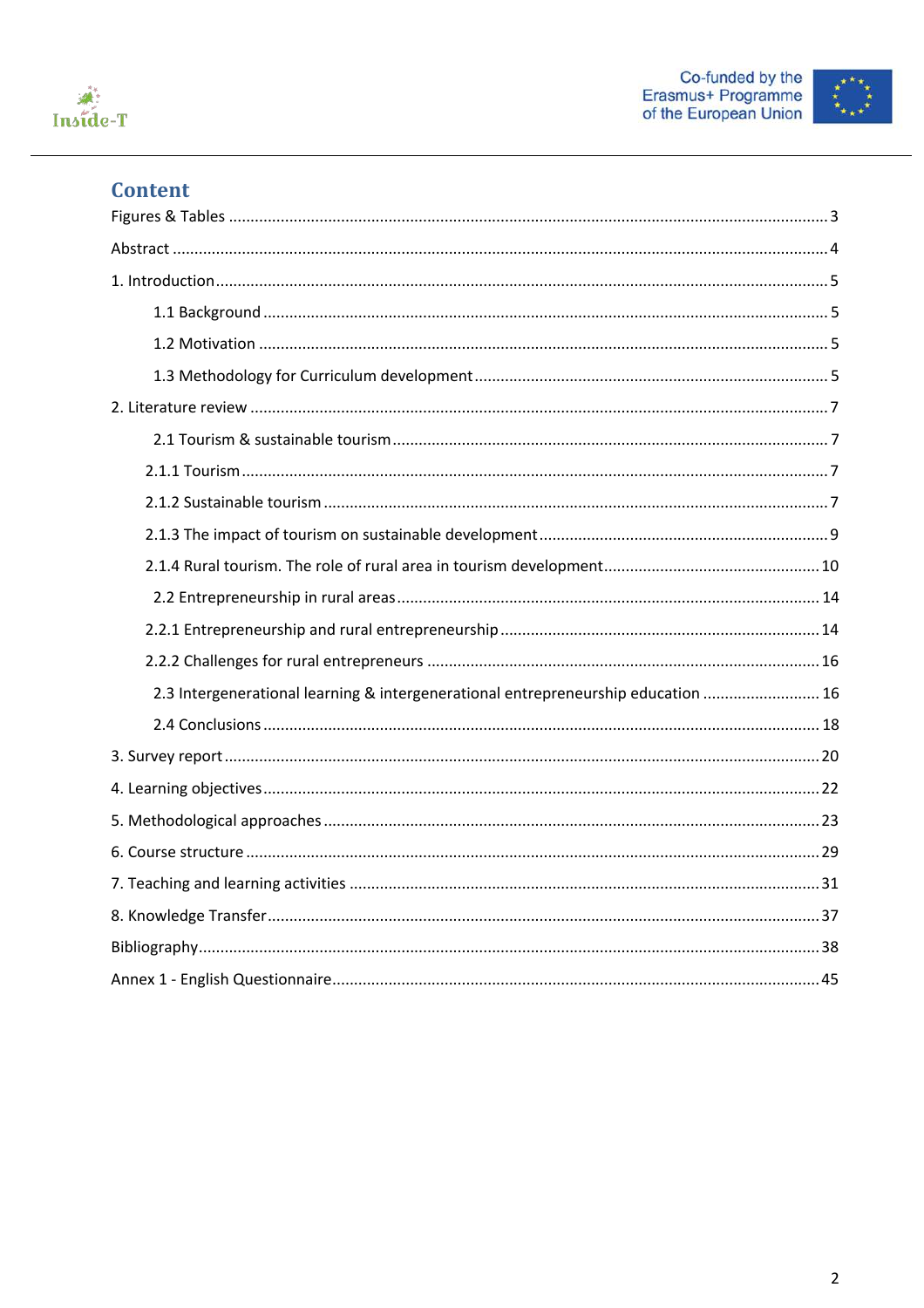## Content

Figures & Tables ........................................................................................................................................ 3

Abstract ...................................................................................................................................................... 4

1. Introduction ........................................................................................................................................... 5

  1.1 Background ......................................................................................................................................... 5

  1.2 Motivation .......................................................................................................................................... 5

  1.3 Methodology for Curriculum development ......................................................................................... 5

2. Literature review ..................................................................................................................................... 7

  2.1 Tourism & sustainable tourism ............................................................................................................ 7

  2.1.1 Tourism .............................................................................................................................................. 7

  2.1.2 Sustainable tourism ............................................................................................................................ 7

  2.1.3 The impact of tourism on sustainable development .......................................................................... 9

  2.1.4 Rural tourism. The role of rural area in tourism development ........................................................ 10

  2.2 Entrepreneurship in rural areas .......................................................................................................... 14

  2.2.1 Entrepreneurship and rural entrepreneurship ................................................................................. 14

  2.2.2 Challenges for rural entrepreneurs ................................................................................................. 16

  2.3 Intergenerational learning & intergenerational entrepreneurship education ................................... 16

  2.4 Conclusions ........................................................................................................................................ 18

3. Survey report .......................................................................................................................................... 20

4. Learning objectives ................................................................................................................................. 22

5. Methodological approaches ................................................................................................................... 23

6. Course structure ..................................................................................................................................... 29

7. Teaching and learning activities ............................................................................................................. 31

8. Knowledge Transfer ................................................................................................................................ 37

Bibliography ............................................................................................................................................... 38

Annex 1 - English Questionnaire ................................................................................................................. 45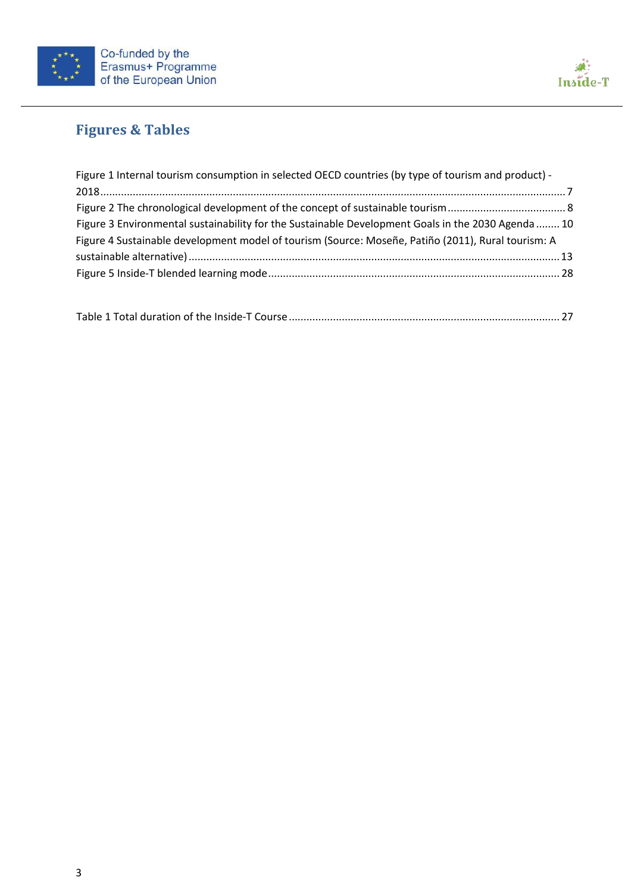## Figures & Tables

Figure 1 Internal tourism consumption in selected OECD countries (by type of tourism and product) - 2018 .......... 7

Figure 2 The chronological development of the concept of sustainable tourism .......... 8

Figure 3 Environmental sustainability for the Sustainable Development Goals in the 2030 Agenda .......... 10

Figure 4 Sustainable development model of tourism (Source: Moseñe, Patiño (2011), Rural tourism: A sustainable alternative) .......... 13

Figure 5 Inside-T blended learning mode .......... 28

Table 1 Total duration of the Inside-T Course .......... 27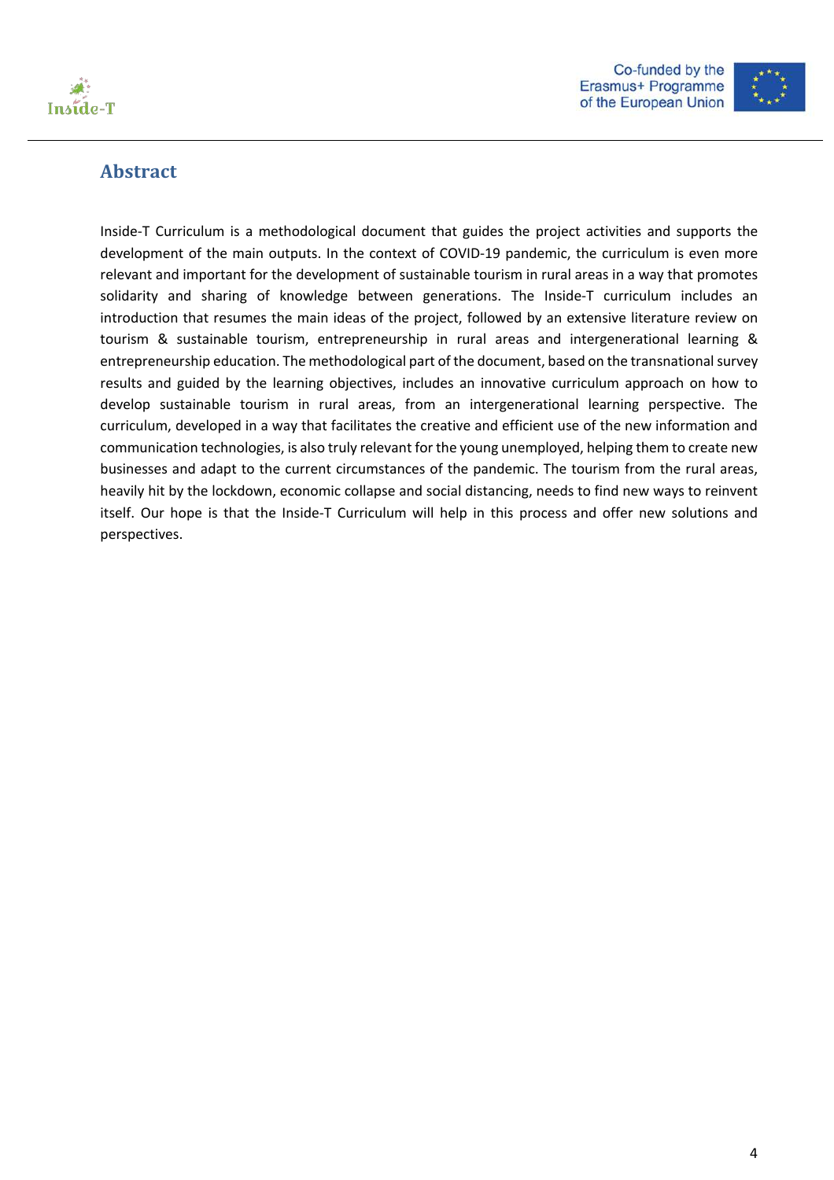## Abstract

Inside-T Curriculum is a methodological document that guides the project activities and supports the development of the main outputs. In the context of COVID-19 pandemic, the curriculum is even more relevant and important for the development of sustainable tourism in rural areas in a way that promotes solidarity and sharing of knowledge between generations. The Inside-T curriculum includes an introduction that resumes the main ideas of the project, followed by an extensive literature review on tourism & sustainable tourism, entrepreneurship in rural areas and intergenerational learning & entrepreneurship education. The methodological part of the document, based on the transnational survey results and guided by the learning objectives, includes an innovative curriculum approach on how to develop sustainable tourism in rural areas, from an intergenerational learning perspective. The curriculum, developed in a way that facilitates the creative and efficient use of the new information and communication technologies, is also truly relevant for the young unemployed, helping them to create new businesses and adapt to the current circumstances of the pandemic. The tourism from the rural areas, heavily hit by the lockdown, economic collapse and social distancing, needs to find new ways to reinvent itself. Our hope is that the Inside-T Curriculum will help in this process and offer new solutions and perspectives.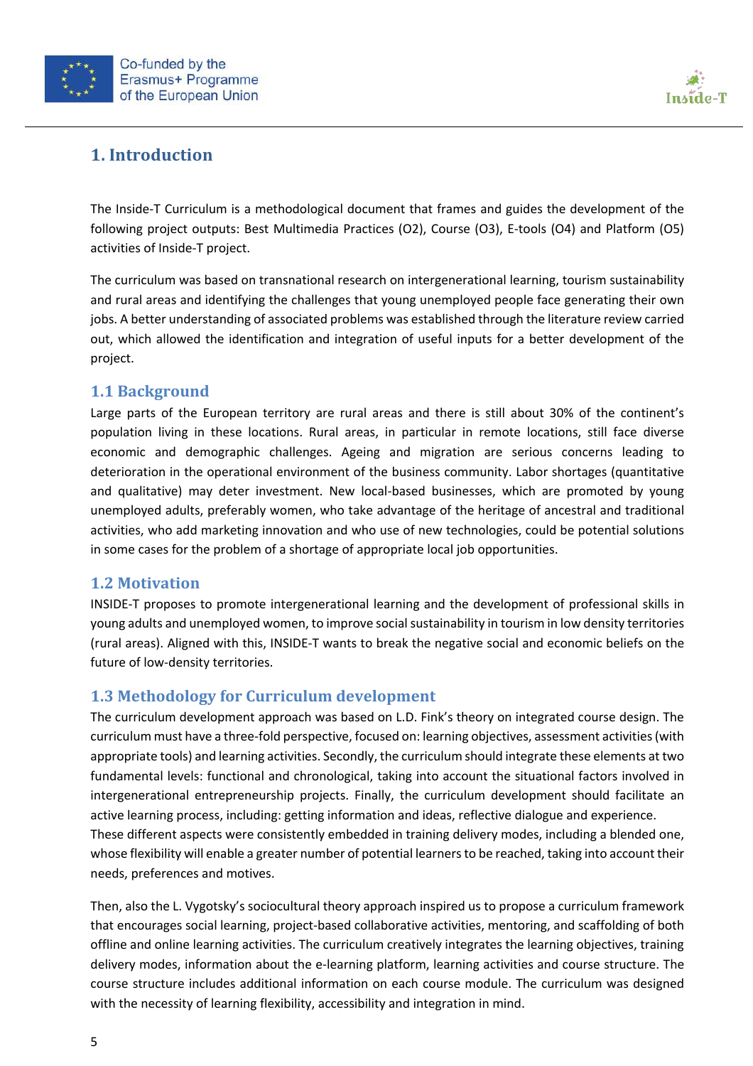# 1. Introduction

The Inside-T Curriculum is a methodological document that frames and guides the development of the following project outputs: Best Multimedia Practices (O2), Course (O3), E-tools (O4) and Platform (O5) activities of Inside-T project.

The curriculum was based on transnational research on intergenerational learning, tourism sustainability and rural areas and identifying the challenges that young unemployed people face generating their own jobs. A better understanding of associated problems was established through the literature review carried out, which allowed the identification and integration of useful inputs for a better development of the project.

## 1.1 Background

Large parts of the European territory are rural areas and there is still about 30% of the continent's population living in these locations. Rural areas, in particular in remote locations, still face diverse economic and demographic challenges. Ageing and migration are serious concerns leading to deterioration in the operational environment of the business community. Labor shortages (quantitative and qualitative) may deter investment. New local-based businesses, which are promoted by young unemployed adults, preferably women, who take advantage of the heritage of ancestral and traditional activities, who add marketing innovation and who use of new technologies, could be potential solutions in some cases for the problem of a shortage of appropriate local job opportunities.

## 1.2 Motivation

INSIDE-T proposes to promote intergenerational learning and the development of professional skills in young adults and unemployed women, to improve social sustainability in tourism in low density territories (rural areas). Aligned with this, INSIDE-T wants to break the negative social and economic beliefs on the future of low-density territories.

## 1.3 Methodology for Curriculum development

The curriculum development approach was based on L.D. Fink's theory on integrated course design. The curriculum must have a three-fold perspective, focused on: learning objectives, assessment activities (with appropriate tools) and learning activities. Secondly, the curriculum should integrate these elements at two fundamental levels: functional and chronological, taking into account the situational factors involved in intergenerational entrepreneurship projects. Finally, the curriculum development should facilitate an active learning process, including: getting information and ideas, reflective dialogue and experience.
These different aspects were consistently embedded in training delivery modes, including a blended one, whose flexibility will enable a greater number of potential learners to be reached, taking into account their needs, preferences and motives.

Then, also the L. Vygotsky's sociocultural theory approach inspired us to propose a curriculum framework that encourages social learning, project-based collaborative activities, mentoring, and scaffolding of both offline and online learning activities. The curriculum creatively integrates the learning objectives, training delivery modes, information about the e-learning platform, learning activities and course structure. The course structure includes additional information on each course module. The curriculum was designed with the necessity of learning flexibility, accessibility and integration in mind.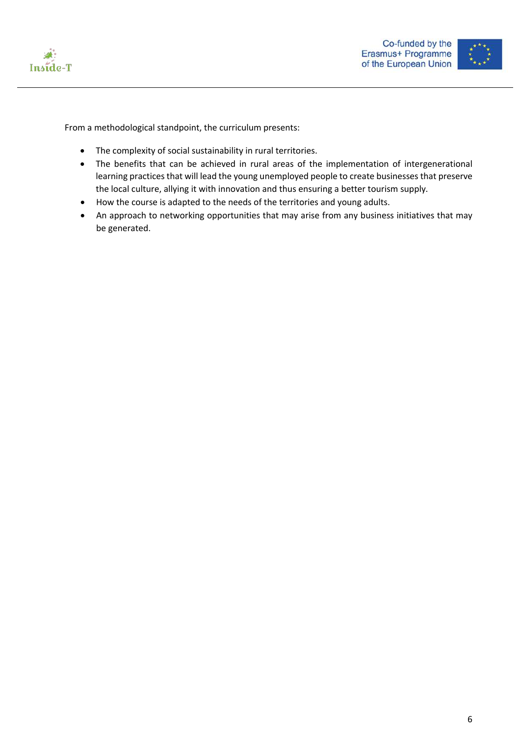From a methodological standpoint, the curriculum presents:

- The complexity of social sustainability in rural territories.
- The benefits that can be achieved in rural areas of the implementation of intergenerational learning practices that will lead the young unemployed people to create businesses that preserve the local culture, allying it with innovation and thus ensuring a better tourism supply.
- How the course is adapted to the needs of the territories and young adults.
- An approach to networking opportunities that may arise from any business initiatives that may be generated.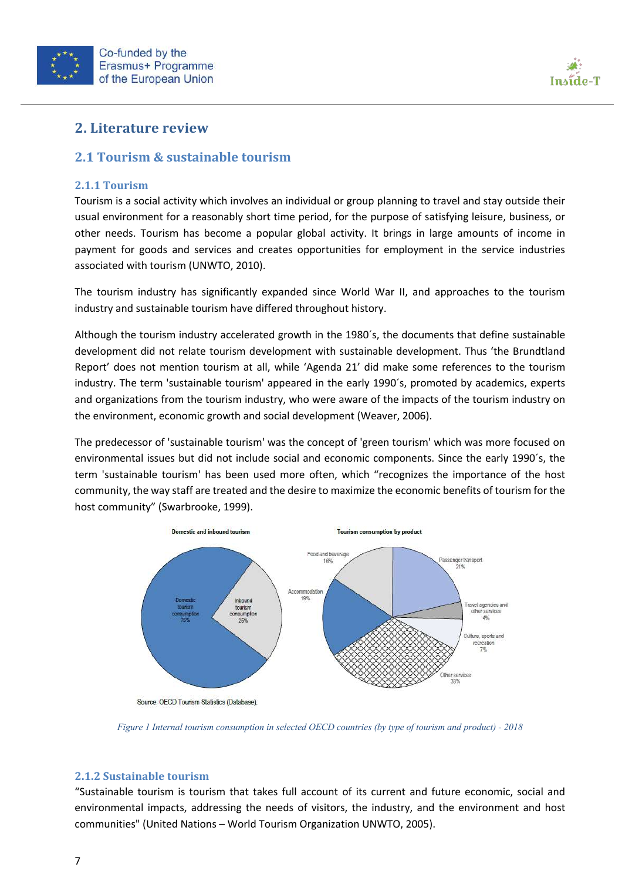# 2. Literature review

## 2.1 Tourism & sustainable tourism

### 2.1.1 Tourism

Tourism is a social activity which involves an individual or group planning to travel and stay outside their usual environment for a reasonably short time period, for the purpose of satisfying leisure, business, or other needs. Tourism has become a popular global activity. It brings in large amounts of income in payment for goods and services and creates opportunities for employment in the service industries associated with tourism (UNWTO, 2010).

The tourism industry has significantly expanded since World War II, and approaches to the tourism industry and sustainable tourism have differed throughout history.

Although the tourism industry accelerated growth in the 1980´s, the documents that define sustainable development did not relate tourism development with sustainable development. Thus 'the Brundtland Report' does not mention tourism at all, while 'Agenda 21' did make some references to the tourism industry. The term 'sustainable tourism' appeared in the early 1990´s, promoted by academics, experts and organizations from the tourism industry, who were aware of the impacts of the tourism industry on the environment, economic growth and social development (Weaver, 2006).

The predecessor of 'sustainable tourism' was the concept of 'green tourism' which was more focused on environmental issues but did not include social and economic components. Since the early 1990´s, the term 'sustainable tourism' has been used more often, which "recognizes the importance of the host community, the way staff are treated and the desire to maximize the economic benefits of tourism for the host community" (Swarbrooke, 1999).

Domestic and inbound tourism: Domestic tourism consumption 75%; Inbound tourism consumption 25%

Tourism consumption by product: Food and beverage 16%; Passenger transport 21%; Travel agencies and other services 4%; Culture, sports and recreation 7%; Other services 33%; Accommodation 19%

Source: OECD Tourism Statistics (Database).

*Figure 1 Internal tourism consumption in selected OECD countries (by type of tourism and product) - 2018*

### 2.1.2 Sustainable tourism

"Sustainable tourism is tourism that takes full account of its current and future economic, social and environmental impacts, addressing the needs of visitors, the industry, and the environment and host communities" (United Nations – World Tourism Organization UNWTO, 2005).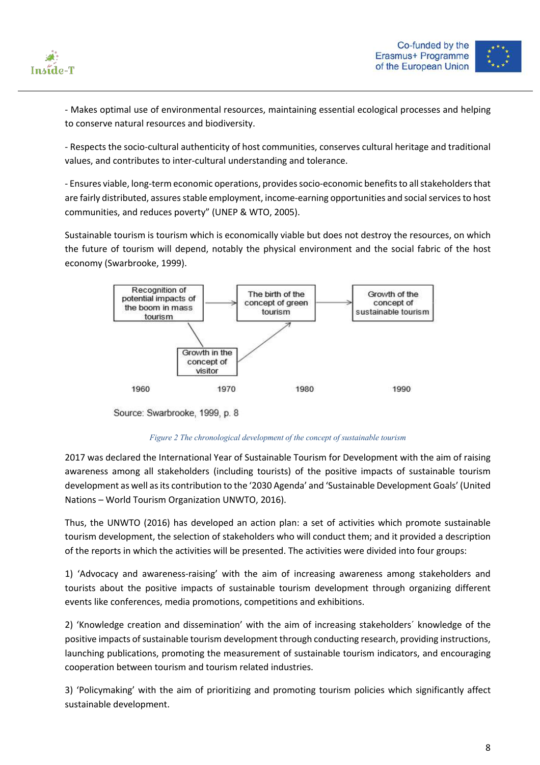- Makes optimal use of environmental resources, maintaining essential ecological processes and helping to conserve natural resources and biodiversity.

- Respects the socio-cultural authenticity of host communities, conserves cultural heritage and traditional values, and contributes to inter-cultural understanding and tolerance.

- Ensures viable, long-term economic operations, provides socio-economic benefits to all stakeholders that are fairly distributed, assures stable employment, income-earning opportunities and social services to host communities, and reduces poverty" (UNEP & WTO, 2005).

Sustainable tourism is tourism which is economically viable but does not destroy the resources, on which the future of tourism will depend, notably the physical environment and the social fabric of the host economy (Swarbrooke, 1999).

Recognition of potential impacts of the boom in mass tourism → The birth of the concept of green tourism → Growth of the concept of sustainable tourism

Growth in the concept of visitor

1960 1970 1980 1990

Source: Swarbrooke, 1999, p. 8

*Figure 2 The chronological development of the concept of sustainable tourism*

2017 was declared the International Year of Sustainable Tourism for Development with the aim of raising awareness among all stakeholders (including tourists) of the positive impacts of sustainable tourism development as well as its contribution to the '2030 Agenda' and 'Sustainable Development Goals' (United Nations – World Tourism Organization UNWTO, 2016).

Thus, the UNWTO (2016) has developed an action plan: a set of activities which promote sustainable tourism development, the selection of stakeholders who will conduct them; and it provided a description of the reports in which the activities will be presented. The activities were divided into four groups:

1) 'Advocacy and awareness-raising' with the aim of increasing awareness among stakeholders and tourists about the positive impacts of sustainable tourism development through organizing different events like conferences, media promotions, competitions and exhibitions.

2) 'Knowledge creation and dissemination' with the aim of increasing stakeholders´ knowledge of the positive impacts of sustainable tourism development through conducting research, providing instructions, launching publications, promoting the measurement of sustainable tourism indicators, and encouraging cooperation between tourism and tourism related industries.

3) 'Policymaking' with the aim of prioritizing and promoting tourism policies which significantly affect sustainable development.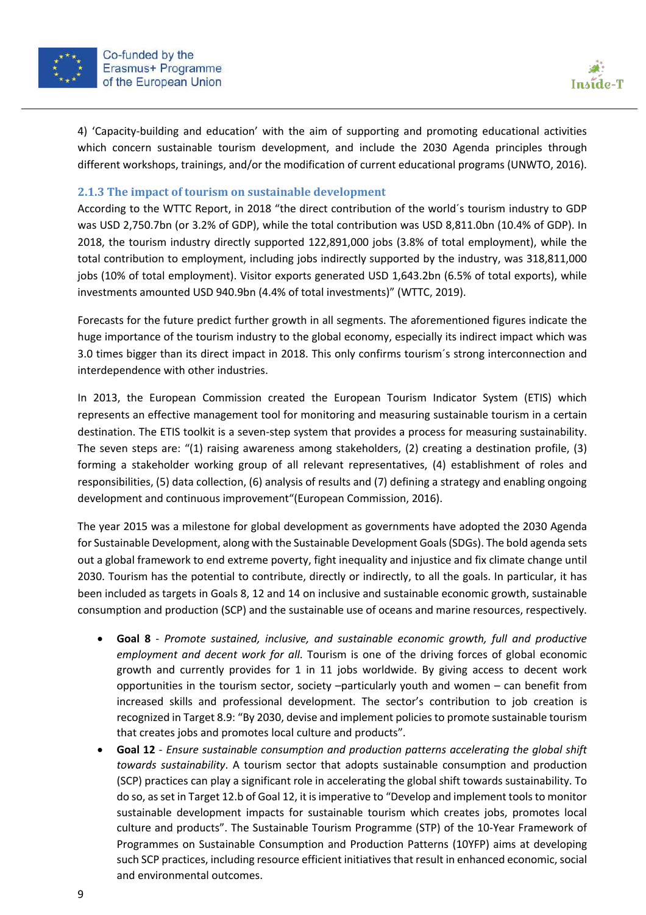4) 'Capacity-building and education' with the aim of supporting and promoting educational activities which concern sustainable tourism development, and include the 2030 Agenda principles through different workshops, trainings, and/or the modification of current educational programs (UNWTO, 2016).

### 2.1.3 The impact of tourism on sustainable development

According to the WTTC Report, in 2018 "the direct contribution of the world´s tourism industry to GDP was USD 2,750.7bn (or 3.2% of GDP), while the total contribution was USD 8,811.0bn (10.4% of GDP). In 2018, the tourism industry directly supported 122,891,000 jobs (3.8% of total employment), while the total contribution to employment, including jobs indirectly supported by the industry, was 318,811,000 jobs (10% of total employment). Visitor exports generated USD 1,643.2bn (6.5% of total exports), while investments amounted USD 940.9bn (4.4% of total investments)" (WTTC, 2019).

Forecasts for the future predict further growth in all segments. The aforementioned figures indicate the huge importance of the tourism industry to the global economy, especially its indirect impact which was 3.0 times bigger than its direct impact in 2018. This only confirms tourism´s strong interconnection and interdependence with other industries.

In 2013, the European Commission created the European Tourism Indicator System (ETIS) which represents an effective management tool for monitoring and measuring sustainable tourism in a certain destination. The ETIS toolkit is a seven-step system that provides a process for measuring sustainability. The seven steps are: "(1) raising awareness among stakeholders, (2) creating a destination profile, (3) forming a stakeholder working group of all relevant representatives, (4) establishment of roles and responsibilities, (5) data collection, (6) analysis of results and (7) defining a strategy and enabling ongoing development and continuous improvement"(European Commission, 2016).

The year 2015 was a milestone for global development as governments have adopted the 2030 Agenda for Sustainable Development, along with the Sustainable Development Goals (SDGs). The bold agenda sets out a global framework to end extreme poverty, fight inequality and injustice and fix climate change until 2030. Tourism has the potential to contribute, directly or indirectly, to all the goals. In particular, it has been included as targets in Goals 8, 12 and 14 on inclusive and sustainable economic growth, sustainable consumption and production (SCP) and the sustainable use of oceans and marine resources, respectively.

- **Goal 8** - *Promote sustained, inclusive, and sustainable economic growth, full and productive employment and decent work for all.* Tourism is one of the driving forces of global economic growth and currently provides for 1 in 11 jobs worldwide. By giving access to decent work opportunities in the tourism sector, society –particularly youth and women – can benefit from increased skills and professional development. The sector's contribution to job creation is recognized in Target 8.9: "By 2030, devise and implement policies to promote sustainable tourism that creates jobs and promotes local culture and products".
- **Goal 12** - *Ensure sustainable consumption and production patterns accelerating the global shift towards sustainability*. A tourism sector that adopts sustainable consumption and production (SCP) practices can play a significant role in accelerating the global shift towards sustainability. To do so, as set in Target 12.b of Goal 12, it is imperative to "Develop and implement tools to monitor sustainable development impacts for sustainable tourism which creates jobs, promotes local culture and products". The Sustainable Tourism Programme (STP) of the 10-Year Framework of Programmes on Sustainable Consumption and Production Patterns (10YFP) aims at developing such SCP practices, including resource efficient initiatives that result in enhanced economic, social and environmental outcomes.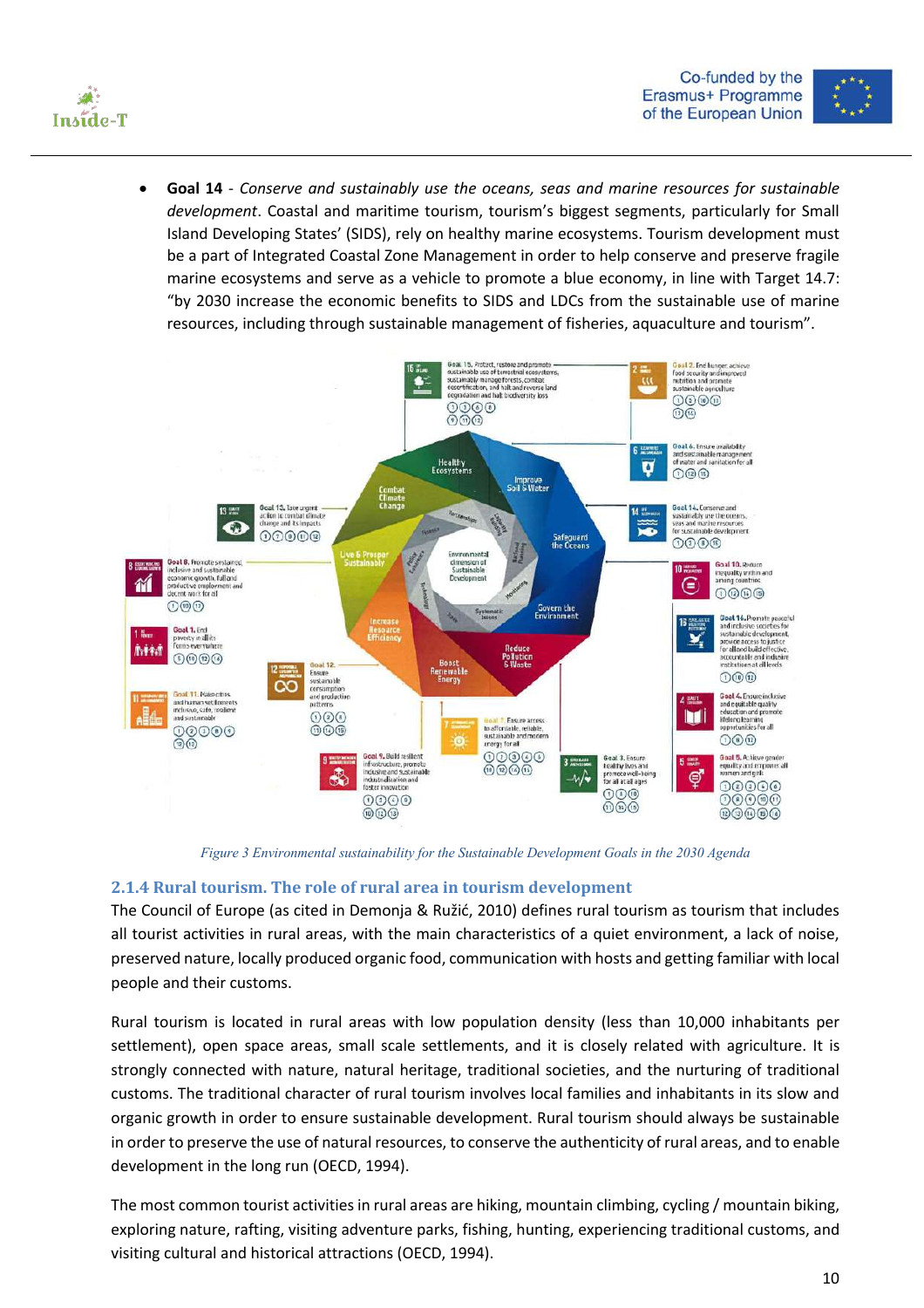- **Goal 14** - *Conserve and sustainably use the oceans, seas and marine resources for sustainable development*. Coastal and maritime tourism, tourism's biggest segments, particularly for Small Island Developing States' (SIDS), rely on healthy marine ecosystems. Tourism development must be a part of Integrated Coastal Zone Management in order to help conserve and preserve fragile marine ecosystems and serve as a vehicle to promote a blue economy, in line with Target 14.7: "by 2030 increase the economic benefits to SIDS and LDCs from the sustainable use of marine resources, including through sustainable management of fisheries, aquaculture and tourism".

*Figure 3 Environmental sustainability for the Sustainable Development Goals in the 2030 Agenda*

### 2.1.4 Rural tourism. The role of rural area in tourism development

The Council of Europe (as cited in Demonja & Ružić, 2010) defines rural tourism as tourism that includes all tourist activities in rural areas, with the main characteristics of a quiet environment, a lack of noise, preserved nature, locally produced organic food, communication with hosts and getting familiar with local people and their customs.

Rural tourism is located in rural areas with low population density (less than 10,000 inhabitants per settlement), open space areas, small scale settlements, and it is closely related with agriculture. It is strongly connected with nature, natural heritage, traditional societies, and the nurturing of traditional customs. The traditional character of rural tourism involves local families and inhabitants in its slow and organic growth in order to ensure sustainable development. Rural tourism should always be sustainable in order to preserve the use of natural resources, to conserve the authenticity of rural areas, and to enable development in the long run (OECD, 1994).

The most common tourist activities in rural areas are hiking, mountain climbing, cycling / mountain biking, exploring nature, rafting, visiting adventure parks, fishing, hunting, experiencing traditional customs, and visiting cultural and historical attractions (OECD, 1994).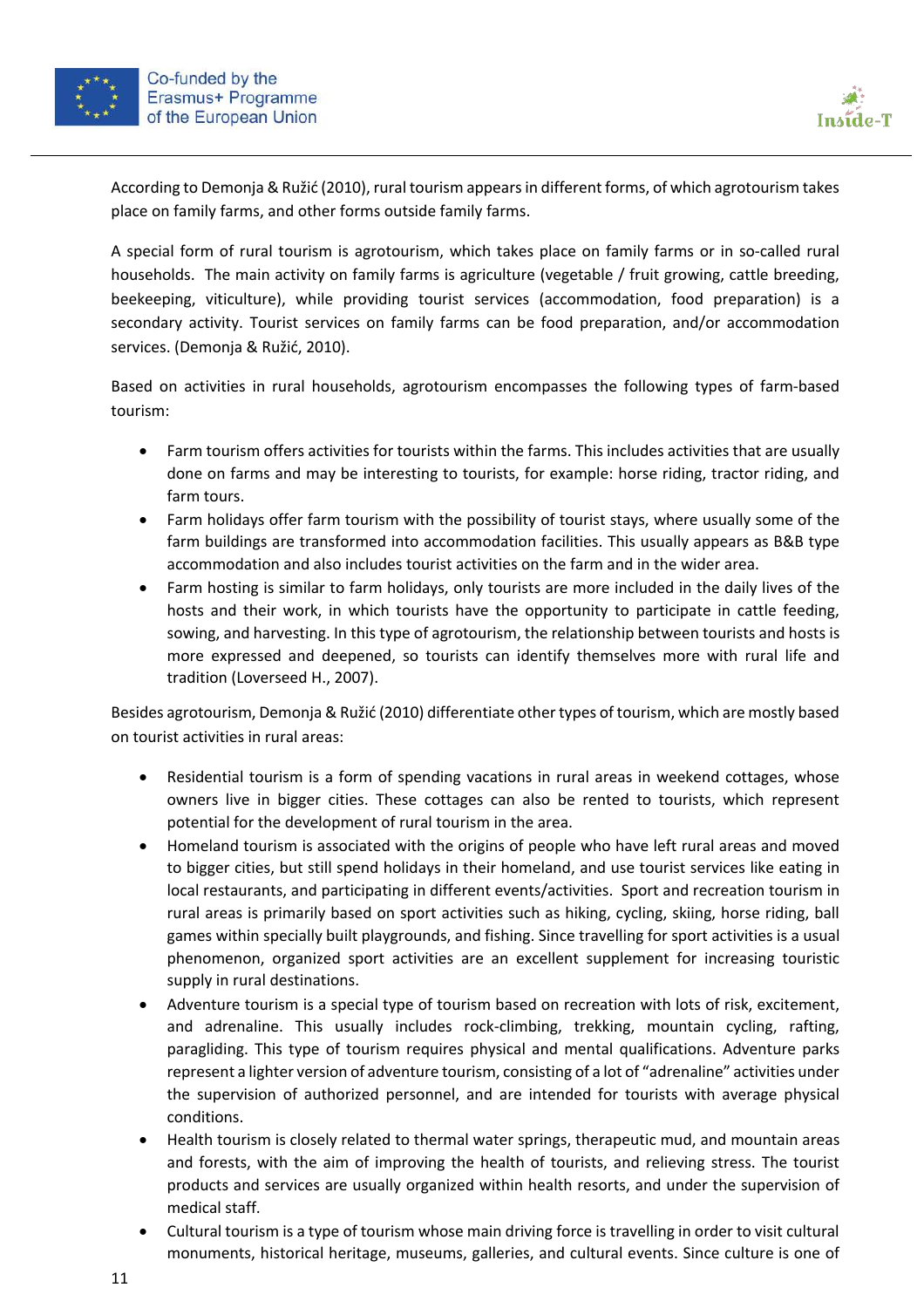According to Demonja & Ružić (2010), rural tourism appears in different forms, of which agrotourism takes place on family farms, and other forms outside family farms.

A special form of rural tourism is agrotourism, which takes place on family farms or in so-called rural households. The main activity on family farms is agriculture (vegetable / fruit growing, cattle breeding, beekeeping, viticulture), while providing tourist services (accommodation, food preparation) is a secondary activity. Tourist services on family farms can be food preparation, and/or accommodation services. (Demonja & Ružić, 2010).

Based on activities in rural households, agrotourism encompasses the following types of farm-based tourism:

- Farm tourism offers activities for tourists within the farms. This includes activities that are usually done on farms and may be interesting to tourists, for example: horse riding, tractor riding, and farm tours.
- Farm holidays offer farm tourism with the possibility of tourist stays, where usually some of the farm buildings are transformed into accommodation facilities. This usually appears as B&B type accommodation and also includes tourist activities on the farm and in the wider area.
- Farm hosting is similar to farm holidays, only tourists are more included in the daily lives of the hosts and their work, in which tourists have the opportunity to participate in cattle feeding, sowing, and harvesting. In this type of agrotourism, the relationship between tourists and hosts is more expressed and deepened, so tourists can identify themselves more with rural life and tradition (Loverseed H., 2007).

Besides agrotourism, Demonja & Ružić (2010) differentiate other types of tourism, which are mostly based on tourist activities in rural areas:

- Residential tourism is a form of spending vacations in rural areas in weekend cottages, whose owners live in bigger cities. These cottages can also be rented to tourists, which represent potential for the development of rural tourism in the area.
- Homeland tourism is associated with the origins of people who have left rural areas and moved to bigger cities, but still spend holidays in their homeland, and use tourist services like eating in local restaurants, and participating in different events/activities. Sport and recreation tourism in rural areas is primarily based on sport activities such as hiking, cycling, skiing, horse riding, ball games within specially built playgrounds, and fishing. Since travelling for sport activities is a usual phenomenon, organized sport activities are an excellent supplement for increasing touristic supply in rural destinations.
- Adventure tourism is a special type of tourism based on recreation with lots of risk, excitement, and adrenaline. This usually includes rock-climbing, trekking, mountain cycling, rafting, paragliding. This type of tourism requires physical and mental qualifications. Adventure parks represent a lighter version of adventure tourism, consisting of a lot of "adrenaline" activities under the supervision of authorized personnel, and are intended for tourists with average physical conditions.
- Health tourism is closely related to thermal water springs, therapeutic mud, and mountain areas and forests, with the aim of improving the health of tourists, and relieving stress. The tourist products and services are usually organized within health resorts, and under the supervision of medical staff.
- Cultural tourism is a type of tourism whose main driving force is travelling in order to visit cultural monuments, historical heritage, museums, galleries, and cultural events. Since culture is one of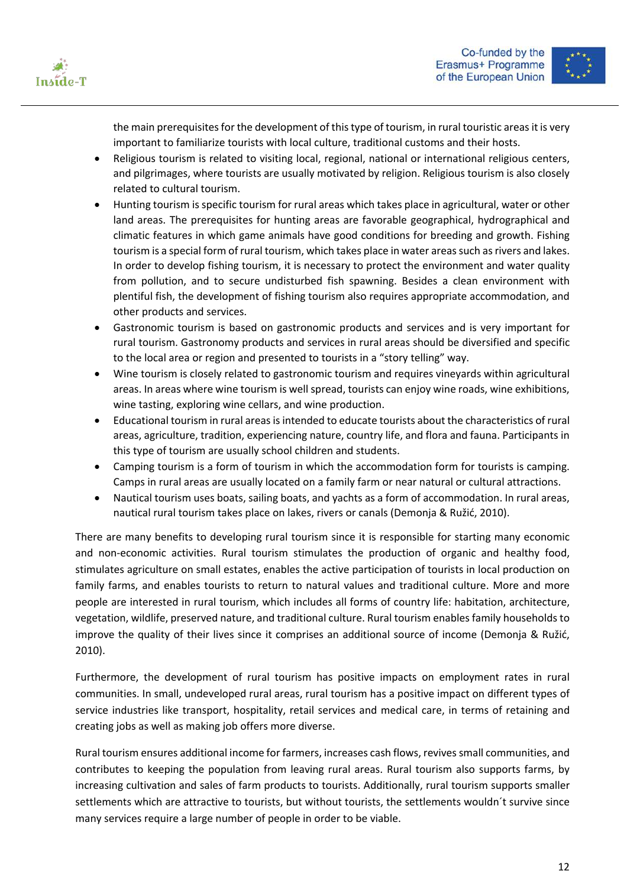the main prerequisites for the development of this type of tourism, in rural touristic areas it is very important to familiarize tourists with local culture, traditional customs and their hosts.

- Religious tourism is related to visiting local, regional, national or international religious centers, and pilgrimages, where tourists are usually motivated by religion. Religious tourism is also closely related to cultural tourism.
- Hunting tourism is specific tourism for rural areas which takes place in agricultural, water or other land areas. The prerequisites for hunting areas are favorable geographical, hydrographical and climatic features in which game animals have good conditions for breeding and growth. Fishing tourism is a special form of rural tourism, which takes place in water areas such as rivers and lakes. In order to develop fishing tourism, it is necessary to protect the environment and water quality from pollution, and to secure undisturbed fish spawning. Besides a clean environment with plentiful fish, the development of fishing tourism also requires appropriate accommodation, and other products and services.
- Gastronomic tourism is based on gastronomic products and services and is very important for rural tourism. Gastronomy products and services in rural areas should be diversified and specific to the local area or region and presented to tourists in a "story telling" way.
- Wine tourism is closely related to gastronomic tourism and requires vineyards within agricultural areas. In areas where wine tourism is well spread, tourists can enjoy wine roads, wine exhibitions, wine tasting, exploring wine cellars, and wine production.
- Educational tourism in rural areas is intended to educate tourists about the characteristics of rural areas, agriculture, tradition, experiencing nature, country life, and flora and fauna. Participants in this type of tourism are usually school children and students.
- Camping tourism is a form of tourism in which the accommodation form for tourists is camping. Camps in rural areas are usually located on a family farm or near natural or cultural attractions.
- Nautical tourism uses boats, sailing boats, and yachts as a form of accommodation. In rural areas, nautical rural tourism takes place on lakes, rivers or canals (Demonja & Ružić, 2010).

There are many benefits to developing rural tourism since it is responsible for starting many economic and non-economic activities. Rural tourism stimulates the production of organic and healthy food, stimulates agriculture on small estates, enables the active participation of tourists in local production on family farms, and enables tourists to return to natural values and traditional culture. More and more people are interested in rural tourism, which includes all forms of country life: habitation, architecture, vegetation, wildlife, preserved nature, and traditional culture. Rural tourism enables family households to improve the quality of their lives since it comprises an additional source of income (Demonja & Ružić, 2010).

Furthermore, the development of rural tourism has positive impacts on employment rates in rural communities. In small, undeveloped rural areas, rural tourism has a positive impact on different types of service industries like transport, hospitality, retail services and medical care, in terms of retaining and creating jobs as well as making job offers more diverse.

Rural tourism ensures additional income for farmers, increases cash flows, revives small communities, and contributes to keeping the population from leaving rural areas. Rural tourism also supports farms, by increasing cultivation and sales of farm products to tourists. Additionally, rural tourism supports smaller settlements which are attractive to tourists, but without tourists, the settlements wouldn´t survive since many services require a large number of people in order to be viable.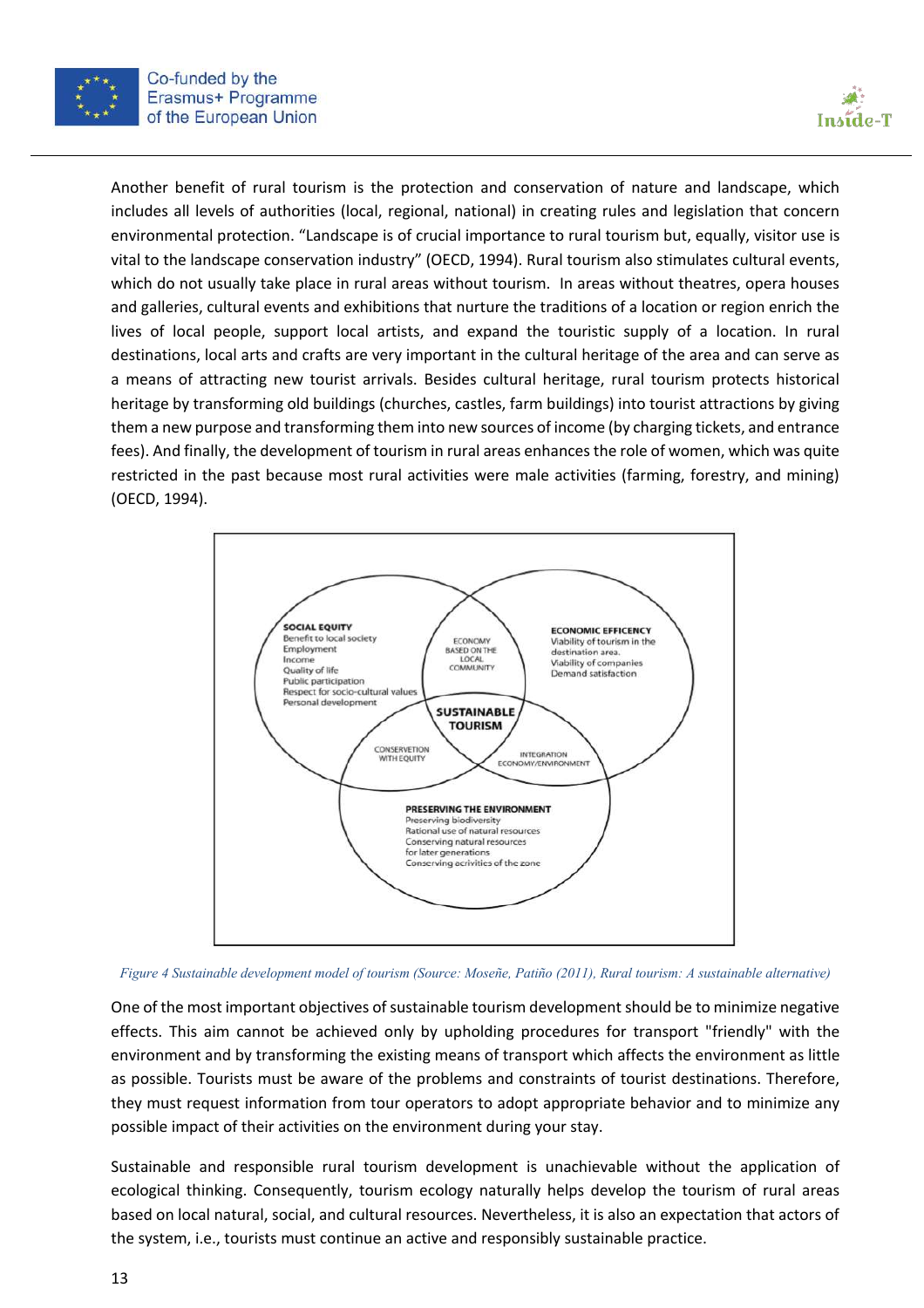Another benefit of rural tourism is the protection and conservation of nature and landscape, which includes all levels of authorities (local, regional, national) in creating rules and legislation that concern environmental protection. "Landscape is of crucial importance to rural tourism but, equally, visitor use is vital to the landscape conservation industry" (OECD, 1994). Rural tourism also stimulates cultural events, which do not usually take place in rural areas without tourism. In areas without theatres, opera houses and galleries, cultural events and exhibitions that nurture the traditions of a location or region enrich the lives of local people, support local artists, and expand the touristic supply of a location. In rural destinations, local arts and crafts are very important in the cultural heritage of the area and can serve as a means of attracting new tourist arrivals. Besides cultural heritage, rural tourism protects historical heritage by transforming old buildings (churches, castles, farm buildings) into tourist attractions by giving them a new purpose and transforming them into new sources of income (by charging tickets, and entrance fees). And finally, the development of tourism in rural areas enhances the role of women, which was quite restricted in the past because most rural activities were male activities (farming, forestry, and mining) (OECD, 1994).

**SOCIAL EQUITY**
Benefit to local society
Employment
Income
Quality of life
Public participation
Respect for socio-cultural values
Personal development

**ECONOMIC EFFICENCY**
Viability of tourism in the destination area.
Viability of companies
Demand satisfaction

ECONOMY BASED ON THE LOCAL COMMUNITY

**SUSTAINABLE TOURISM**

CONSERVETION WITH EQUITY

INTEGRATION ECONOMY/ENVIRONMENT

**PRESERVING THE ENVIRONMENT**
Preserving biodiversity
Rational use of natural resources
Conserving natural resources for later generations
Conserving acrivities of the zone

*Figure 4 Sustainable development model of tourism (Source: Moseñe, Patiño (2011), Rural tourism: A sustainable alternative)*

One of the most important objectives of sustainable tourism development should be to minimize negative effects. This aim cannot be achieved only by upholding procedures for transport "friendly" with the environment and by transforming the existing means of transport which affects the environment as little as possible. Tourists must be aware of the problems and constraints of tourist destinations. Therefore, they must request information from tour operators to adopt appropriate behavior and to minimize any possible impact of their activities on the environment during your stay.

Sustainable and responsible rural tourism development is unachievable without the application of ecological thinking. Consequently, tourism ecology naturally helps develop the tourism of rural areas based on local natural, social, and cultural resources. Nevertheless, it is also an expectation that actors of the system, i.e., tourists must continue an active and responsibly sustainable practice.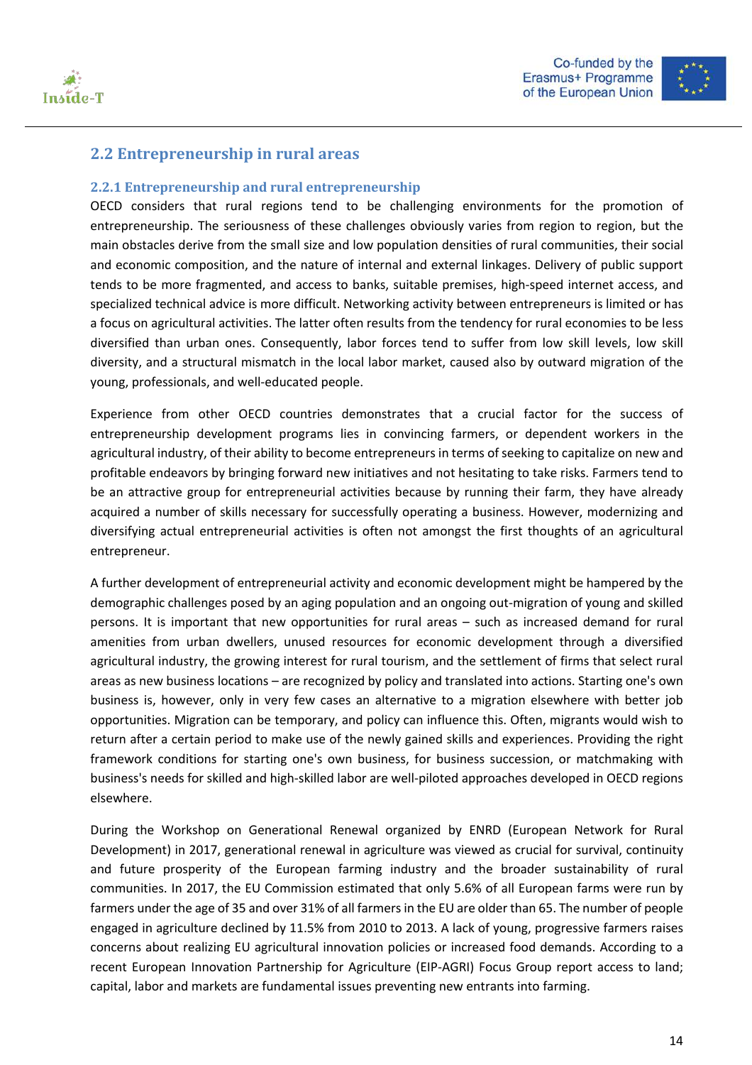## 2.2 Entrepreneurship in rural areas

### 2.2.1 Entrepreneurship and rural entrepreneurship

OECD considers that rural regions tend to be challenging environments for the promotion of entrepreneurship. The seriousness of these challenges obviously varies from region to region, but the main obstacles derive from the small size and low population densities of rural communities, their social and economic composition, and the nature of internal and external linkages. Delivery of public support tends to be more fragmented, and access to banks, suitable premises, high-speed internet access, and specialized technical advice is more difficult. Networking activity between entrepreneurs is limited or has a focus on agricultural activities. The latter often results from the tendency for rural economies to be less diversified than urban ones. Consequently, labor forces tend to suffer from low skill levels, low skill diversity, and a structural mismatch in the local labor market, caused also by outward migration of the young, professionals, and well-educated people.

Experience from other OECD countries demonstrates that a crucial factor for the success of entrepreneurship development programs lies in convincing farmers, or dependent workers in the agricultural industry, of their ability to become entrepreneurs in terms of seeking to capitalize on new and profitable endeavors by bringing forward new initiatives and not hesitating to take risks. Farmers tend to be an attractive group for entrepreneurial activities because by running their farm, they have already acquired a number of skills necessary for successfully operating a business. However, modernizing and diversifying actual entrepreneurial activities is often not amongst the first thoughts of an agricultural entrepreneur.

A further development of entrepreneurial activity and economic development might be hampered by the demographic challenges posed by an aging population and an ongoing out-migration of young and skilled persons. It is important that new opportunities for rural areas – such as increased demand for rural amenities from urban dwellers, unused resources for economic development through a diversified agricultural industry, the growing interest for rural tourism, and the settlement of firms that select rural areas as new business locations – are recognized by policy and translated into actions. Starting one's own business is, however, only in very few cases an alternative to a migration elsewhere with better job opportunities. Migration can be temporary, and policy can influence this. Often, migrants would wish to return after a certain period to make use of the newly gained skills and experiences. Providing the right framework conditions for starting one's own business, for business succession, or matchmaking with business's needs for skilled and high-skilled labor are well-piloted approaches developed in OECD regions elsewhere.

During the Workshop on Generational Renewal organized by ENRD (European Network for Rural Development) in 2017, generational renewal in agriculture was viewed as crucial for survival, continuity and future prosperity of the European farming industry and the broader sustainability of rural communities. In 2017, the EU Commission estimated that only 5.6% of all European farms were run by farmers under the age of 35 and over 31% of all farmers in the EU are older than 65. The number of people engaged in agriculture declined by 11.5% from 2010 to 2013. A lack of young, progressive farmers raises concerns about realizing EU agricultural innovation policies or increased food demands. According to a recent European Innovation Partnership for Agriculture (EIP-AGRI) Focus Group report access to land; capital, labor and markets are fundamental issues preventing new entrants into farming.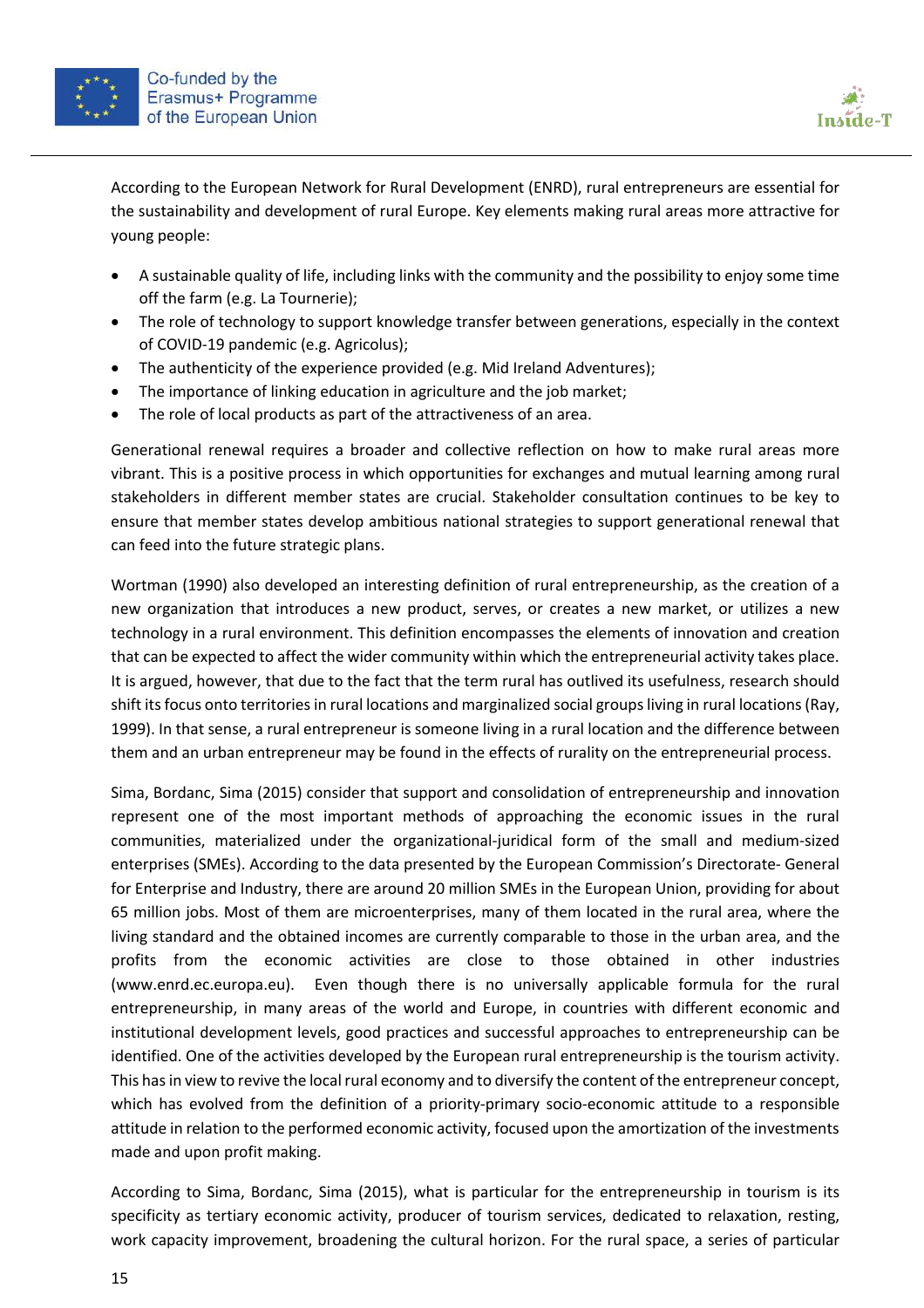According to the European Network for Rural Development (ENRD), rural entrepreneurs are essential for the sustainability and development of rural Europe. Key elements making rural areas more attractive for young people:

- A sustainable quality of life, including links with the community and the possibility to enjoy some time off the farm (e.g. La Tournerie);
- The role of technology to support knowledge transfer between generations, especially in the context of COVID-19 pandemic (e.g. Agricolus);
- The authenticity of the experience provided (e.g. Mid Ireland Adventures);
- The importance of linking education in agriculture and the job market;
- The role of local products as part of the attractiveness of an area.

Generational renewal requires a broader and collective reflection on how to make rural areas more vibrant. This is a positive process in which opportunities for exchanges and mutual learning among rural stakeholders in different member states are crucial. Stakeholder consultation continues to be key to ensure that member states develop ambitious national strategies to support generational renewal that can feed into the future strategic plans.

Wortman (1990) also developed an interesting definition of rural entrepreneurship, as the creation of a new organization that introduces a new product, serves, or creates a new market, or utilizes a new technology in a rural environment. This definition encompasses the elements of innovation and creation that can be expected to affect the wider community within which the entrepreneurial activity takes place. It is argued, however, that due to the fact that the term rural has outlived its usefulness, research should shift its focus onto territories in rural locations and marginalized social groups living in rural locations (Ray, 1999). In that sense, a rural entrepreneur is someone living in a rural location and the difference between them and an urban entrepreneur may be found in the effects of rurality on the entrepreneurial process.

Sima, Bordanc, Sima (2015) consider that support and consolidation of entrepreneurship and innovation represent one of the most important methods of approaching the economic issues in the rural communities, materialized under the organizational-juridical form of the small and medium-sized enterprises (SMEs). According to the data presented by the European Commission's Directorate- General for Enterprise and Industry, there are around 20 million SMEs in the European Union, providing for about 65 million jobs. Most of them are microenterprises, many of them located in the rural area, where the living standard and the obtained incomes are currently comparable to those in the urban area, and the profits from the economic activities are close to those obtained in other industries (www.enrd.ec.europa.eu). Even though there is no universally applicable formula for the rural entrepreneurship, in many areas of the world and Europe, in countries with different economic and institutional development levels, good practices and successful approaches to entrepreneurship can be identified. One of the activities developed by the European rural entrepreneurship is the tourism activity. This has in view to revive the local rural economy and to diversify the content of the entrepreneur concept, which has evolved from the definition of a priority-primary socio-economic attitude to a responsible attitude in relation to the performed economic activity, focused upon the amortization of the investments made and upon profit making.

According to Sima, Bordanc, Sima (2015), what is particular for the entrepreneurship in tourism is its specificity as tertiary economic activity, producer of tourism services, dedicated to relaxation, resting, work capacity improvement, broadening the cultural horizon. For the rural space, a series of particular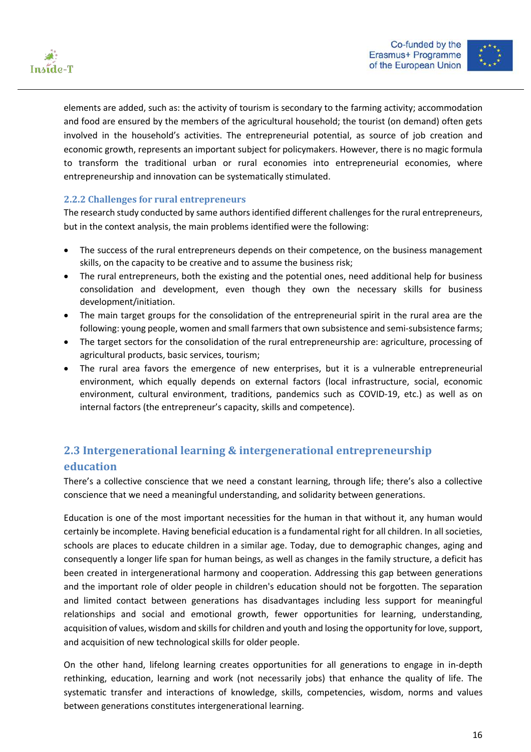elements are added, such as: the activity of tourism is secondary to the farming activity; accommodation and food are ensured by the members of the agricultural household; the tourist (on demand) often gets involved in the household's activities. The entrepreneurial potential, as source of job creation and economic growth, represents an important subject for policymakers. However, there is no magic formula to transform the traditional urban or rural economies into entrepreneurial economies, where entrepreneurship and innovation can be systematically stimulated.

### 2.2.2 Challenges for rural entrepreneurs

The research study conducted by same authors identified different challenges for the rural entrepreneurs, but in the context analysis, the main problems identified were the following:

- The success of the rural entrepreneurs depends on their competence, on the business management skills, on the capacity to be creative and to assume the business risk;
- The rural entrepreneurs, both the existing and the potential ones, need additional help for business consolidation and development, even though they own the necessary skills for business development/initiation.
- The main target groups for the consolidation of the entrepreneurial spirit in the rural area are the following: young people, women and small farmers that own subsistence and semi-subsistence farms;
- The target sectors for the consolidation of the rural entrepreneurship are: agriculture, processing of agricultural products, basic services, tourism;
- The rural area favors the emergence of new enterprises, but it is a vulnerable entrepreneurial environment, which equally depends on external factors (local infrastructure, social, economic environment, cultural environment, traditions, pandemics such as COVID-19, etc.) as well as on internal factors (the entrepreneur's capacity, skills and competence).

## 2.3 Intergenerational learning & intergenerational entrepreneurship education

There's a collective conscience that we need a constant learning, through life; there's also a collective conscience that we need a meaningful understanding, and solidarity between generations.

Education is one of the most important necessities for the human in that without it, any human would certainly be incomplete. Having beneficial education is a fundamental right for all children. In all societies, schools are places to educate children in a similar age. Today, due to demographic changes, aging and consequently a longer life span for human beings, as well as changes in the family structure, a deficit has been created in intergenerational harmony and cooperation. Addressing this gap between generations and the important role of older people in children's education should not be forgotten. The separation and limited contact between generations has disadvantages including less support for meaningful relationships and social and emotional growth, fewer opportunities for learning, understanding, acquisition of values, wisdom and skills for children and youth and losing the opportunity for love, support, and acquisition of new technological skills for older people.

On the other hand, lifelong learning creates opportunities for all generations to engage in in-depth rethinking, education, learning and work (not necessarily jobs) that enhance the quality of life. The systematic transfer and interactions of knowledge, skills, competencies, wisdom, norms and values between generations constitutes intergenerational learning.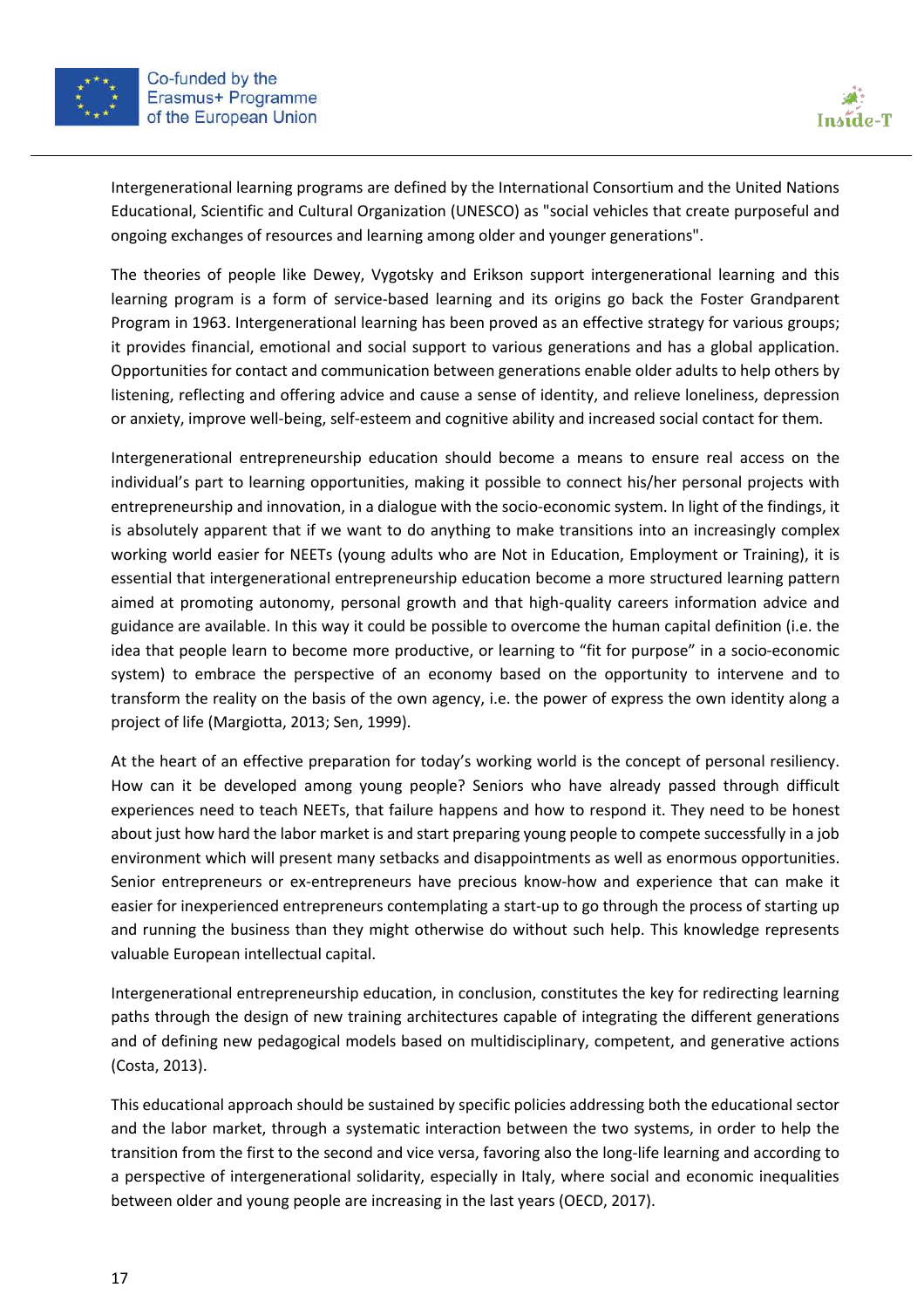Intergenerational learning programs are defined by the International Consortium and the United Nations Educational, Scientific and Cultural Organization (UNESCO) as "social vehicles that create purposeful and ongoing exchanges of resources and learning among older and younger generations".

The theories of people like Dewey, Vygotsky and Erikson support intergenerational learning and this learning program is a form of service-based learning and its origins go back the Foster Grandparent Program in 1963. Intergenerational learning has been proved as an effective strategy for various groups; it provides financial, emotional and social support to various generations and has a global application. Opportunities for contact and communication between generations enable older adults to help others by listening, reflecting and offering advice and cause a sense of identity, and relieve loneliness, depression or anxiety, improve well-being, self-esteem and cognitive ability and increased social contact for them.

Intergenerational entrepreneurship education should become a means to ensure real access on the individual's part to learning opportunities, making it possible to connect his/her personal projects with entrepreneurship and innovation, in a dialogue with the socio-economic system. In light of the findings, it is absolutely apparent that if we want to do anything to make transitions into an increasingly complex working world easier for NEETs (young adults who are Not in Education, Employment or Training), it is essential that intergenerational entrepreneurship education become a more structured learning pattern aimed at promoting autonomy, personal growth and that high-quality careers information advice and guidance are available. In this way it could be possible to overcome the human capital definition (i.e. the idea that people learn to become more productive, or learning to "fit for purpose" in a socio-economic system) to embrace the perspective of an economy based on the opportunity to intervene and to transform the reality on the basis of the own agency, i.e. the power of express the own identity along a project of life (Margiotta, 2013; Sen, 1999).

At the heart of an effective preparation for today's working world is the concept of personal resiliency. How can it be developed among young people? Seniors who have already passed through difficult experiences need to teach NEETs, that failure happens and how to respond it. They need to be honest about just how hard the labor market is and start preparing young people to compete successfully in a job environment which will present many setbacks and disappointments as well as enormous opportunities. Senior entrepreneurs or ex-entrepreneurs have precious know-how and experience that can make it easier for inexperienced entrepreneurs contemplating a start-up to go through the process of starting up and running the business than they might otherwise do without such help. This knowledge represents valuable European intellectual capital.

Intergenerational entrepreneurship education, in conclusion, constitutes the key for redirecting learning paths through the design of new training architectures capable of integrating the different generations and of defining new pedagogical models based on multidisciplinary, competent, and generative actions (Costa, 2013).

This educational approach should be sustained by specific policies addressing both the educational sector and the labor market, through a systematic interaction between the two systems, in order to help the transition from the first to the second and vice versa, favoring also the long-life learning and according to a perspective of intergenerational solidarity, especially in Italy, where social and economic inequalities between older and young people are increasing in the last years (OECD, 2017).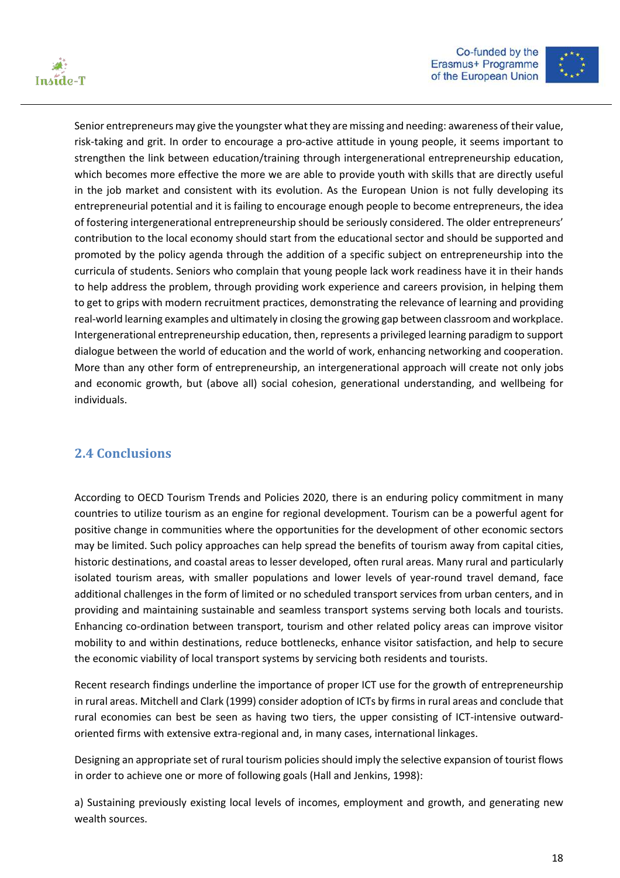Senior entrepreneurs may give the youngster what they are missing and needing: awareness of their value, risk-taking and grit. In order to encourage a pro-active attitude in young people, it seems important to strengthen the link between education/training through intergenerational entrepreneurship education, which becomes more effective the more we are able to provide youth with skills that are directly useful in the job market and consistent with its evolution. As the European Union is not fully developing its entrepreneurial potential and it is failing to encourage enough people to become entrepreneurs, the idea of fostering intergenerational entrepreneurship should be seriously considered. The older entrepreneurs' contribution to the local economy should start from the educational sector and should be supported and promoted by the policy agenda through the addition of a specific subject on entrepreneurship into the curricula of students. Seniors who complain that young people lack work readiness have it in their hands to help address the problem, through providing work experience and careers provision, in helping them to get to grips with modern recruitment practices, demonstrating the relevance of learning and providing real-world learning examples and ultimately in closing the growing gap between classroom and workplace. Intergenerational entrepreneurship education, then, represents a privileged learning paradigm to support dialogue between the world of education and the world of work, enhancing networking and cooperation. More than any other form of entrepreneurship, an intergenerational approach will create not only jobs and economic growth, but (above all) social cohesion, generational understanding, and wellbeing for individuals.

## 2.4 Conclusions

According to OECD Tourism Trends and Policies 2020, there is an enduring policy commitment in many countries to utilize tourism as an engine for regional development. Tourism can be a powerful agent for positive change in communities where the opportunities for the development of other economic sectors may be limited. Such policy approaches can help spread the benefits of tourism away from capital cities, historic destinations, and coastal areas to lesser developed, often rural areas. Many rural and particularly isolated tourism areas, with smaller populations and lower levels of year-round travel demand, face additional challenges in the form of limited or no scheduled transport services from urban centers, and in providing and maintaining sustainable and seamless transport systems serving both locals and tourists. Enhancing co-ordination between transport, tourism and other related policy areas can improve visitor mobility to and within destinations, reduce bottlenecks, enhance visitor satisfaction, and help to secure the economic viability of local transport systems by servicing both residents and tourists.

Recent research findings underline the importance of proper ICT use for the growth of entrepreneurship in rural areas. Mitchell and Clark (1999) consider adoption of ICTs by firms in rural areas and conclude that rural economies can best be seen as having two tiers, the upper consisting of ICT-intensive outward-oriented firms with extensive extra-regional and, in many cases, international linkages.

Designing an appropriate set of rural tourism policies should imply the selective expansion of tourist flows in order to achieve one or more of following goals (Hall and Jenkins, 1998):

a) Sustaining previously existing local levels of incomes, employment and growth, and generating new wealth sources.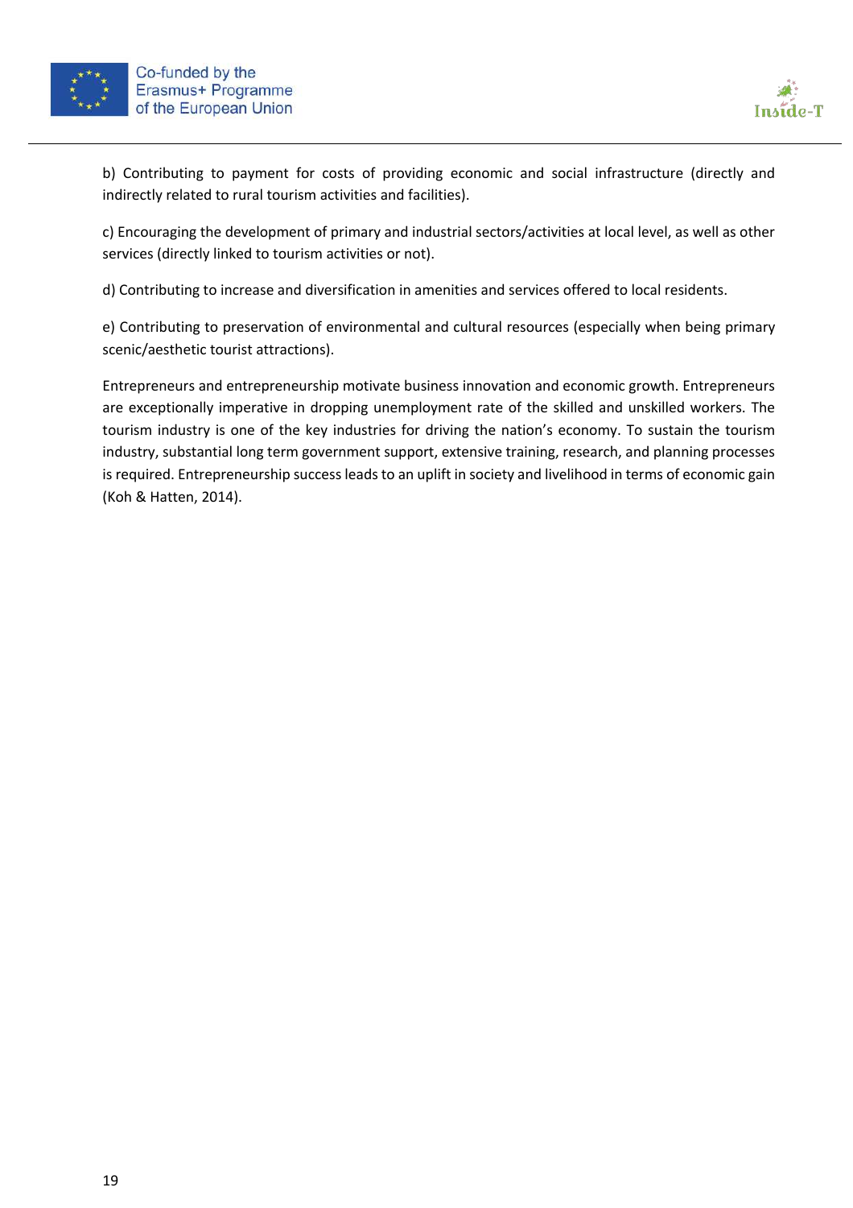b) Contributing to payment for costs of providing economic and social infrastructure (directly and indirectly related to rural tourism activities and facilities).

c) Encouraging the development of primary and industrial sectors/activities at local level, as well as other services (directly linked to tourism activities or not).

d) Contributing to increase and diversification in amenities and services offered to local residents.

e) Contributing to preservation of environmental and cultural resources (especially when being primary scenic/aesthetic tourist attractions).

Entrepreneurs and entrepreneurship motivate business innovation and economic growth. Entrepreneurs are exceptionally imperative in dropping unemployment rate of the skilled and unskilled workers. The tourism industry is one of the key industries for driving the nation's economy. To sustain the tourism industry, substantial long term government support, extensive training, research, and planning processes is required. Entrepreneurship success leads to an uplift in society and livelihood in terms of economic gain (Koh & Hatten, 2014).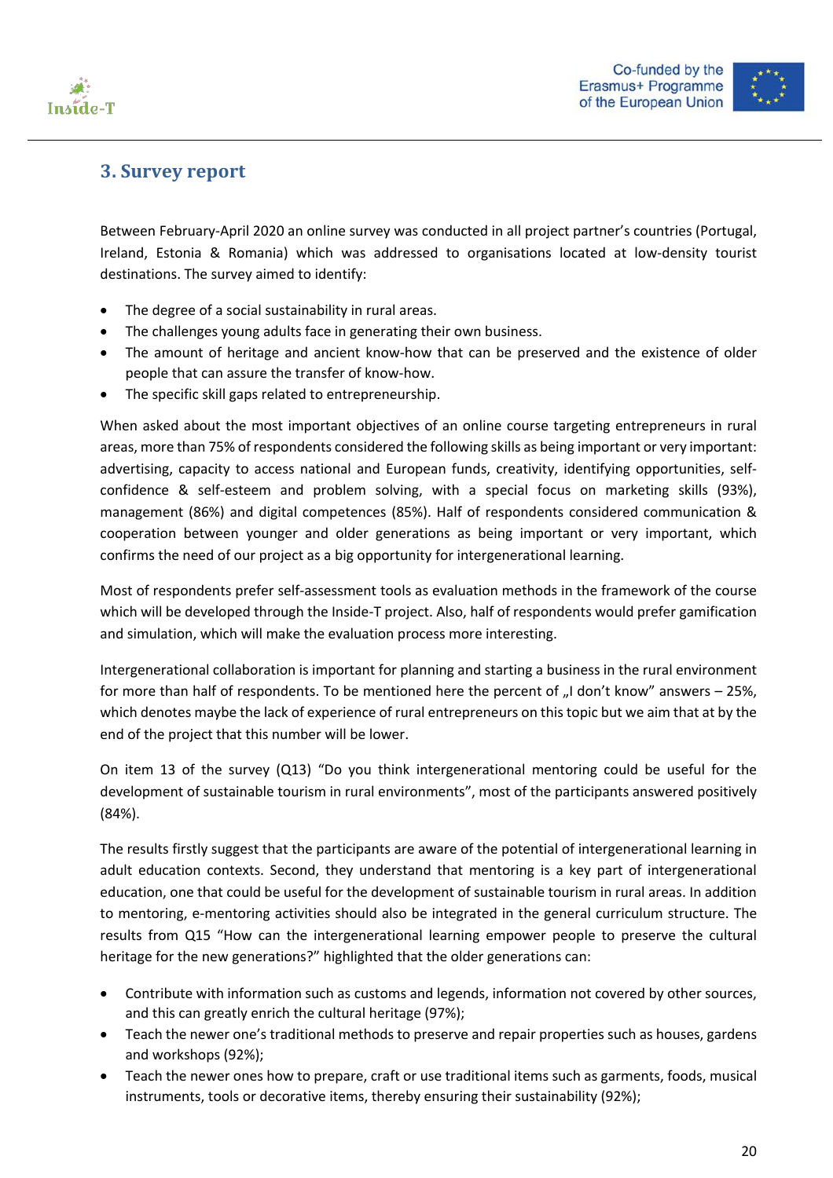## 3. Survey report

Between February-April 2020 an online survey was conducted in all project partner's countries (Portugal, Ireland, Estonia & Romania) which was addressed to organisations located at low-density tourist destinations. The survey aimed to identify:

- The degree of a social sustainability in rural areas.
- The challenges young adults face in generating their own business.
- The amount of heritage and ancient know-how that can be preserved and the existence of older people that can assure the transfer of know-how.
- The specific skill gaps related to entrepreneurship.

When asked about the most important objectives of an online course targeting entrepreneurs in rural areas, more than 75% of respondents considered the following skills as being important or very important: advertising, capacity to access national and European funds, creativity, identifying opportunities, self-confidence & self-esteem and problem solving, with a special focus on marketing skills (93%), management (86%) and digital competences (85%). Half of respondents considered communication & cooperation between younger and older generations as being important or very important, which confirms the need of our project as a big opportunity for intergenerational learning.

Most of respondents prefer self-assessment tools as evaluation methods in the framework of the course which will be developed through the Inside-T project. Also, half of respondents would prefer gamification and simulation, which will make the evaluation process more interesting.

Intergenerational collaboration is important for planning and starting a business in the rural environment for more than half of respondents. To be mentioned here the percent of „I don't know" answers – 25%, which denotes maybe the lack of experience of rural entrepreneurs on this topic but we aim that at by the end of the project that this number will be lower.

On item 13 of the survey (Q13) "Do you think intergenerational mentoring could be useful for the development of sustainable tourism in rural environments", most of the participants answered positively (84%).

The results firstly suggest that the participants are aware of the potential of intergenerational learning in adult education contexts. Second, they understand that mentoring is a key part of intergenerational education, one that could be useful for the development of sustainable tourism in rural areas. In addition to mentoring, e-mentoring activities should also be integrated in the general curriculum structure. The results from Q15 "How can the intergenerational learning empower people to preserve the cultural heritage for the new generations?" highlighted that the older generations can:

- Contribute with information such as customs and legends, information not covered by other sources, and this can greatly enrich the cultural heritage (97%);
- Teach the newer one's traditional methods to preserve and repair properties such as houses, gardens and workshops (92%);
- Teach the newer ones how to prepare, craft or use traditional items such as garments, foods, musical instruments, tools or decorative items, thereby ensuring their sustainability (92%);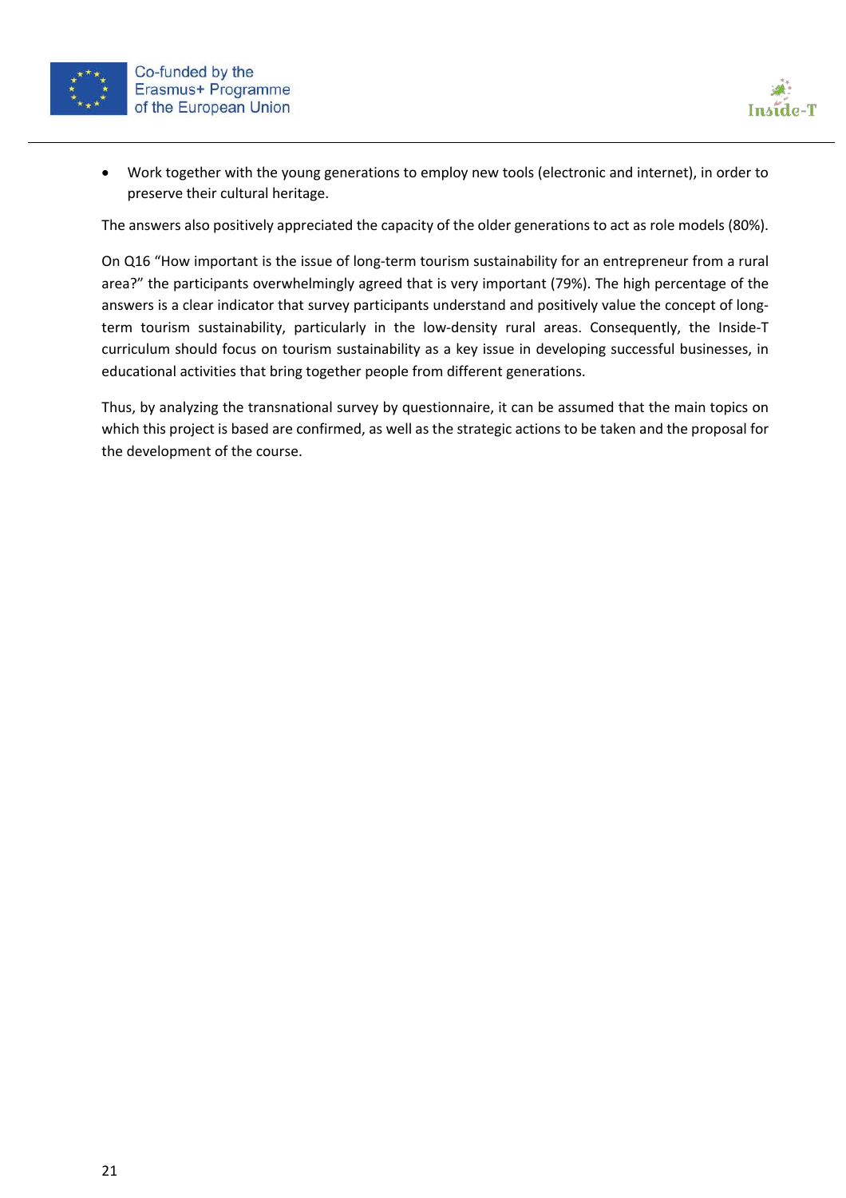- Work together with the young generations to employ new tools (electronic and internet), in order to preserve their cultural heritage.

The answers also positively appreciated the capacity of the older generations to act as role models (80%).

On Q16 "How important is the issue of long-term tourism sustainability for an entrepreneur from a rural area?" the participants overwhelmingly agreed that is very important (79%). The high percentage of the answers is a clear indicator that survey participants understand and positively value the concept of long-term tourism sustainability, particularly in the low-density rural areas. Consequently, the Inside-T curriculum should focus on tourism sustainability as a key issue in developing successful businesses, in educational activities that bring together people from different generations.

Thus, by analyzing the transnational survey by questionnaire, it can be assumed that the main topics on which this project is based are confirmed, as well as the strategic actions to be taken and the proposal for the development of the course.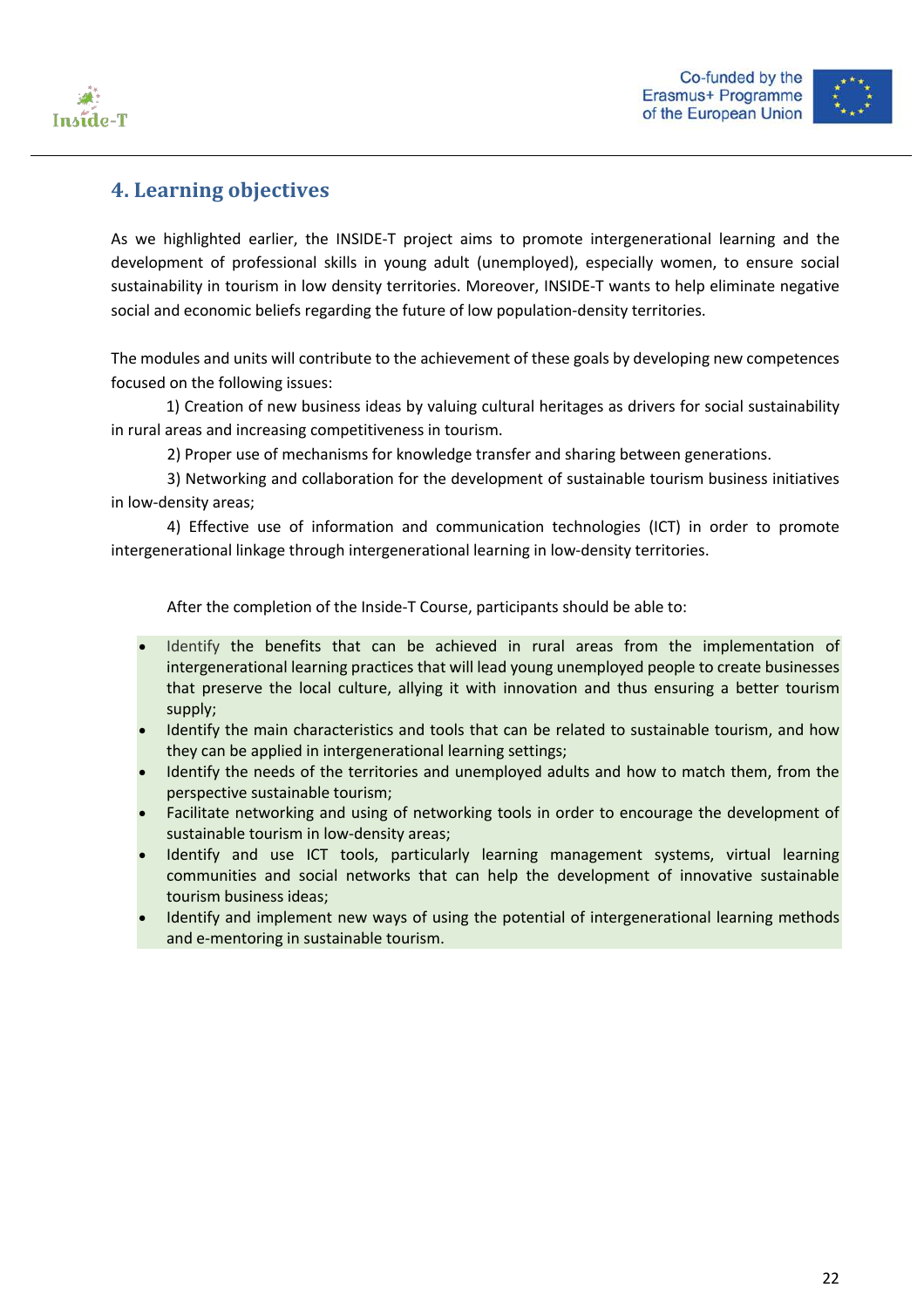## 4. Learning objectives

As we highlighted earlier, the INSIDE-T project aims to promote intergenerational learning and the development of professional skills in young adult (unemployed), especially women, to ensure social sustainability in tourism in low density territories. Moreover, INSIDE-T wants to help eliminate negative social and economic beliefs regarding the future of low population-density territories.

The modules and units will contribute to the achievement of these goals by developing new competences focused on the following issues:

1) Creation of new business ideas by valuing cultural heritages as drivers for social sustainability in rural areas and increasing competitiveness in tourism.

2) Proper use of mechanisms for knowledge transfer and sharing between generations.

3) Networking and collaboration for the development of sustainable tourism business initiatives in low-density areas;

4) Effective use of information and communication technologies (ICT) in order to promote intergenerational linkage through intergenerational learning in low-density territories.

After the completion of the Inside-T Course, participants should be able to:

- Identify the benefits that can be achieved in rural areas from the implementation of intergenerational learning practices that will lead young unemployed people to create businesses that preserve the local culture, allying it with innovation and thus ensuring a better tourism supply;
- Identify the main characteristics and tools that can be related to sustainable tourism, and how they can be applied in intergenerational learning settings;
- Identify the needs of the territories and unemployed adults and how to match them, from the perspective sustainable tourism;
- Facilitate networking and using of networking tools in order to encourage the development of sustainable tourism in low-density areas;
- Identify and use ICT tools, particularly learning management systems, virtual learning communities and social networks that can help the development of innovative sustainable tourism business ideas;
- Identify and implement new ways of using the potential of intergenerational learning methods and e-mentoring in sustainable tourism.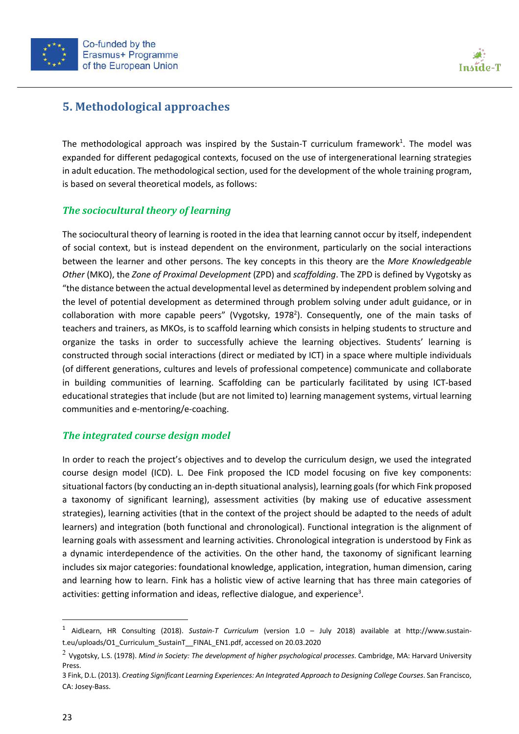## 5. Methodological approaches

The methodological approach was inspired by the Sustain-T curriculum framework[1]. The model was expanded for different pedagogical contexts, focused on the use of intergenerational learning strategies in adult education. The methodological section, used for the development of the whole training program, is based on several theoretical models, as follows:

### *The sociocultural theory of learning*

The sociocultural theory of learning is rooted in the idea that learning cannot occur by itself, independent of social context, but is instead dependent on the environment, particularly on the social interactions between the learner and other persons. The key concepts in this theory are the *More Knowledgeable Other* (MKO), the *Zone of Proximal Development* (ZPD) and *scaffolding*. The ZPD is defined by Vygotsky as "the distance between the actual developmental level as determined by independent problem solving and the level of potential development as determined through problem solving under adult guidance, or in collaboration with more capable peers" (Vygotsky, 1978[2]). Consequently, one of the main tasks of teachers and trainers, as MKOs, is to scaffold learning which consists in helping students to structure and organize the tasks in order to successfully achieve the learning objectives. Students' learning is constructed through social interactions (direct or mediated by ICT) in a space where multiple individuals (of different generations, cultures and levels of professional competence) communicate and collaborate in building communities of learning. Scaffolding can be particularly facilitated by using ICT-based educational strategies that include (but are not limited to) learning management systems, virtual learning communities and e-mentoring/e-coaching.

### *The integrated course design model*

In order to reach the project's objectives and to develop the curriculum design, we used the integrated course design model (ICD). L. Dee Fink proposed the ICD model focusing on five key components: situational factors (by conducting an in-depth situational analysis), learning goals (for which Fink proposed a taxonomy of significant learning), assessment activities (by making use of educative assessment strategies), learning activities (that in the context of the project should be adapted to the needs of adult learners) and integration (both functional and chronological). Functional integration is the alignment of learning goals with assessment and learning activities. Chronological integration is understood by Fink as a dynamic interdependence of the activities. On the other hand, the taxonomy of significant learning includes six major categories: foundational knowledge, application, integration, human dimension, caring and learning how to learn. Fink has a holistic view of active learning that has three main categories of activities: getting information and ideas, reflective dialogue, and experience[3].

---

[1] AidLearn, HR Consulting (2018). *Sustain-T Curriculum* (version 1.0 – July 2018) available at http://www.sustain-t.eu/uploads/O1_Curriculum_SustainT__FINAL_EN1.pdf, accessed on 20.03.2020

[2] Vygotsky, L.S. (1978). *Mind in Society: The development of higher psychological processes*. Cambridge, MA: Harvard University Press.

3 Fink, D.L. (2013). *Creating Significant Learning Experiences: An Integrated Approach to Designing College Courses*. San Francisco, CA: Josey-Bass.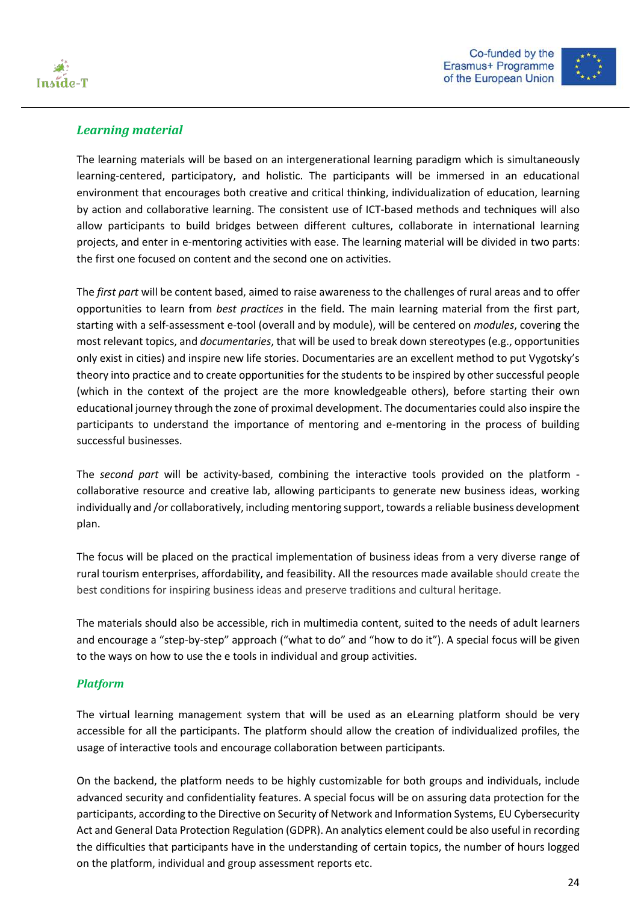## *Learning material*

The learning materials will be based on an intergenerational learning paradigm which is simultaneously learning-centered, participatory, and holistic. The participants will be immersed in an educational environment that encourages both creative and critical thinking, individualization of education, learning by action and collaborative learning. The consistent use of ICT-based methods and techniques will also allow participants to build bridges between different cultures, collaborate in international learning projects, and enter in e-mentoring activities with ease. The learning material will be divided in two parts: the first one focused on content and the second one on activities.

The *first part* will be content based, aimed to raise awareness to the challenges of rural areas and to offer opportunities to learn from *best practices* in the field. The main learning material from the first part, starting with a self-assessment e-tool (overall and by module), will be centered on *modules*, covering the most relevant topics, and *documentaries*, that will be used to break down stereotypes (e.g., opportunities only exist in cities) and inspire new life stories. Documentaries are an excellent method to put Vygotsky's theory into practice and to create opportunities for the students to be inspired by other successful people (which in the context of the project are the more knowledgeable others), before starting their own educational journey through the zone of proximal development. The documentaries could also inspire the participants to understand the importance of mentoring and e-mentoring in the process of building successful businesses.

The *second part* will be activity-based, combining the interactive tools provided on the platform - collaborative resource and creative lab, allowing participants to generate new business ideas, working individually and /or collaboratively, including mentoring support, towards a reliable business development plan.

The focus will be placed on the practical implementation of business ideas from a very diverse range of rural tourism enterprises, affordability, and feasibility. All the resources made available should create the best conditions for inspiring business ideas and preserve traditions and cultural heritage.

The materials should also be accessible, rich in multimedia content, suited to the needs of adult learners and encourage a "step-by-step" approach ("what to do" and "how to do it"). A special focus will be given to the ways on how to use the e tools in individual and group activities.

## *Platform*

The virtual learning management system that will be used as an eLearning platform should be very accessible for all the participants. The platform should allow the creation of individualized profiles, the usage of interactive tools and encourage collaboration between participants.

On the backend, the platform needs to be highly customizable for both groups and individuals, include advanced security and confidentiality features. A special focus will be on assuring data protection for the participants, according to the Directive on Security of Network and Information Systems, EU Cybersecurity Act and General Data Protection Regulation (GDPR). An analytics element could be also useful in recording the difficulties that participants have in the understanding of certain topics, the number of hours logged on the platform, individual and group assessment reports etc.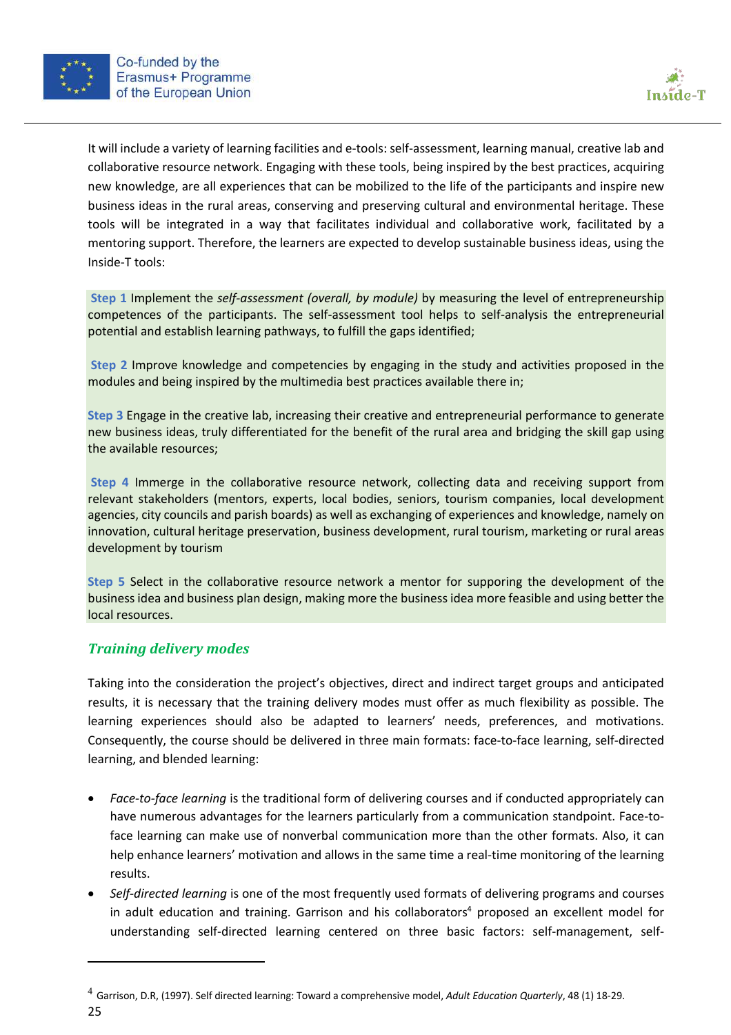It will include a variety of learning facilities and e-tools: self-assessment, learning manual, creative lab and collaborative resource network. Engaging with these tools, being inspired by the best practices, acquiring new knowledge, are all experiences that can be mobilized to the life of the participants and inspire new business ideas in the rural areas, conserving and preserving cultural and environmental heritage. These tools will be integrated in a way that facilitates individual and collaborative work, facilitated by a mentoring support. Therefore, the learners are expected to develop sustainable business ideas, using the Inside-T tools:

**Step 1** Implement the *self-assessment (overall, by module)* by measuring the level of entrepreneurship competences of the participants. The self-assessment tool helps to self-analysis the entrepreneurial potential and establish learning pathways, to fulfill the gaps identified;

**Step 2** Improve knowledge and competencies by engaging in the study and activities proposed in the modules and being inspired by the multimedia best practices available there in;

**Step 3** Engage in the creative lab, increasing their creative and entrepreneurial performance to generate new business ideas, truly differentiated for the benefit of the rural area and bridging the skill gap using the available resources;

**Step 4** Immerge in the collaborative resource network, collecting data and receiving support from relevant stakeholders (mentors, experts, local bodies, seniors, tourism companies, local development agencies, city councils and parish boards) as well as exchanging of experiences and knowledge, namely on innovation, cultural heritage preservation, business development, rural tourism, marketing or rural areas development by tourism

**Step 5** Select in the collaborative resource network a mentor for supporing the development of the business idea and business plan design, making more the business idea more feasible and using better the local resources.

## *Training delivery modes*

Taking into the consideration the project's objectives, direct and indirect target groups and anticipated results, it is necessary that the training delivery modes must offer as much flexibility as possible. The learning experiences should also be adapted to learners' needs, preferences, and motivations. Consequently, the course should be delivered in three main formats: face-to-face learning, self-directed learning, and blended learning:

- *Face-to-face learning* is the traditional form of delivering courses and if conducted appropriately can have numerous advantages for the learners particularly from a communication standpoint. Face-to-face learning can make use of nonverbal communication more than the other formats. Also, it can help enhance learners' motivation and allows in the same time a real-time monitoring of the learning results.
- *Self-directed learning* is one of the most frequently used formats of delivering programs and courses in adult education and training. Garrison and his collaborators[4] proposed an excellent model for understanding self-directed learning centered on three basic factors: self-management, self-

[4] Garrison, D.R, (1997). Self directed learning: Toward a comprehensive model, *Adult Education Quarterly*, 48 (1) 18-29.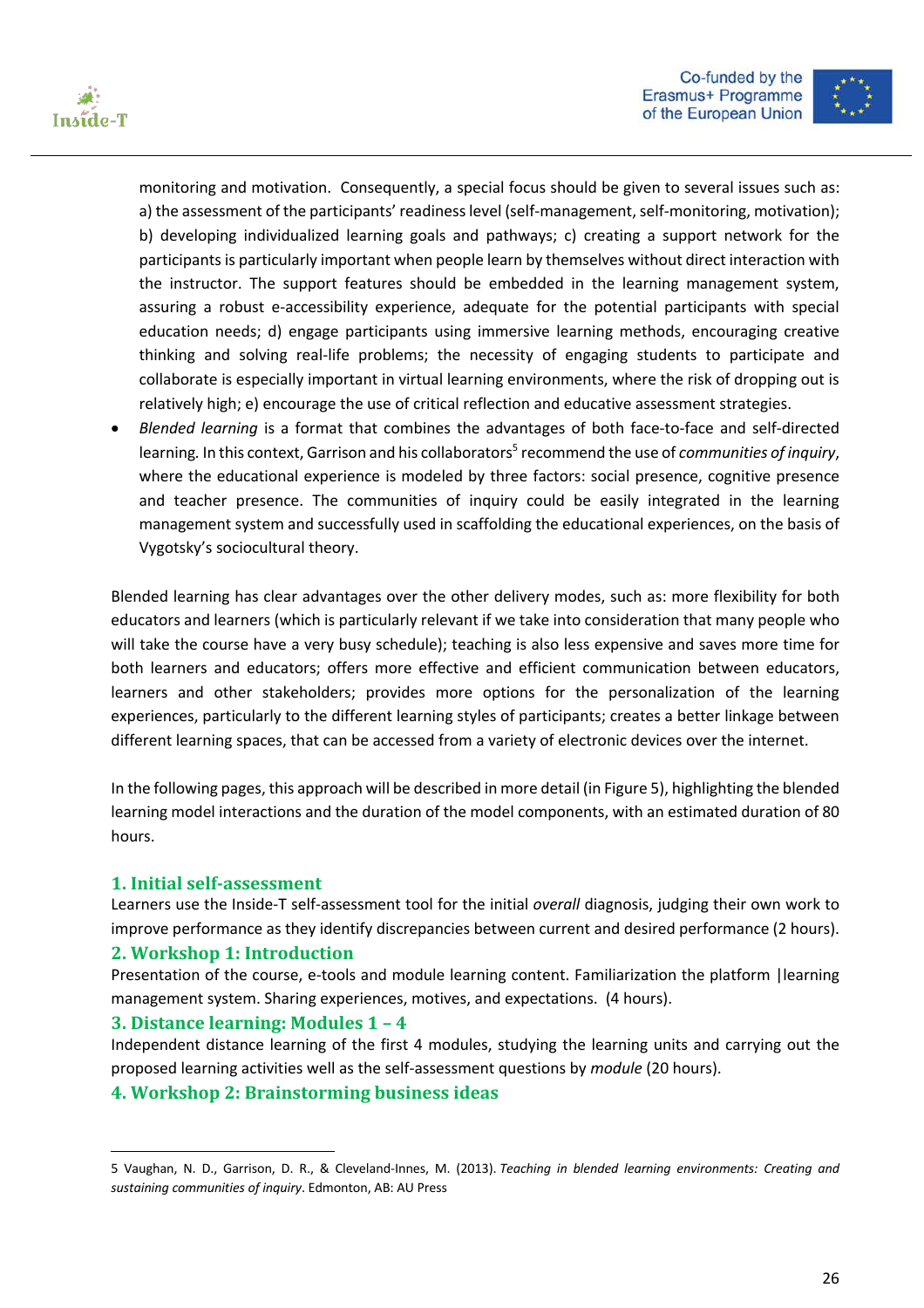monitoring and motivation. Consequently, a special focus should be given to several issues such as: a) the assessment of the participants' readiness level (self-management, self-monitoring, motivation); b) developing individualized learning goals and pathways; c) creating a support network for the participants is particularly important when people learn by themselves without direct interaction with the instructor. The support features should be embedded in the learning management system, assuring a robust e-accessibility experience, adequate for the potential participants with special education needs; d) engage participants using immersive learning methods, encouraging creative thinking and solving real-life problems; the necessity of engaging students to participate and collaborate is especially important in virtual learning environments, where the risk of dropping out is relatively high; e) encourage the use of critical reflection and educative assessment strategies.

- *Blended learning* is a format that combines the advantages of both face-to-face and self-directed learning. In this context, Garrison and his collaborators[5] recommend the use of *communities of inquiry*, where the educational experience is modeled by three factors: social presence, cognitive presence and teacher presence. The communities of inquiry could be easily integrated in the learning management system and successfully used in scaffolding the educational experiences, on the basis of Vygotsky's sociocultural theory.

Blended learning has clear advantages over the other delivery modes, such as: more flexibility for both educators and learners (which is particularly relevant if we take into consideration that many people who will take the course have a very busy schedule); teaching is also less expensive and saves more time for both learners and educators; offers more effective and efficient communication between educators, learners and other stakeholders; provides more options for the personalization of the learning experiences, particularly to the different learning styles of participants; creates a better linkage between different learning spaces, that can be accessed from a variety of electronic devices over the internet.

In the following pages, this approach will be described in more detail (in Figure 5), highlighting the blended learning model interactions and the duration of the model components, with an estimated duration of 80 hours.

### 1. Initial self-assessment

Learners use the Inside-T self-assessment tool for the initial *overall* diagnosis, judging their own work to improve performance as they identify discrepancies between current and desired performance (2 hours).

### 2. Workshop 1: Introduction

Presentation of the course, e-tools and module learning content. Familiarization the platform |learning management system. Sharing experiences, motives, and expectations. (4 hours).

### 3. Distance learning: Modules 1 – 4

Independent distance learning of the first 4 modules, studying the learning units and carrying out the proposed learning activities well as the self-assessment questions by *module* (20 hours).

### 4. Workshop 2: Brainstorming business ideas

5 Vaughan, N. D., Garrison, D. R., & Cleveland-Innes, M. (2013). *Teaching in blended learning environments: Creating and sustaining communities of inquiry*. Edmonton, AB: AU Press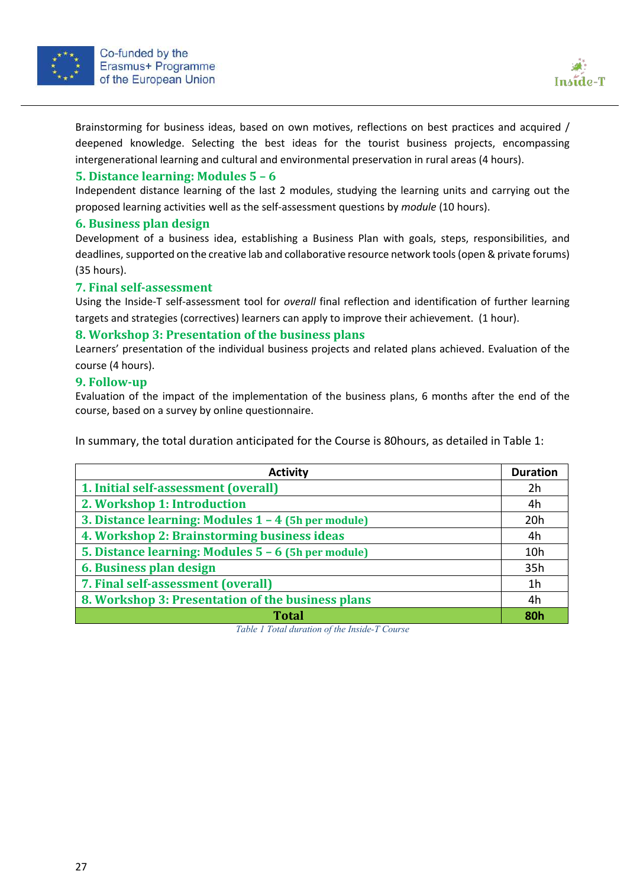Brainstorming for business ideas, based on own motives, reflections on best practices and acquired / deepened knowledge. Selecting the best ideas for the tourist business projects, encompassing intergenerational learning and cultural and environmental preservation in rural areas (4 hours).

### 5. Distance learning: Modules 5 – 6

Independent distance learning of the last 2 modules, studying the learning units and carrying out the proposed learning activities well as the self-assessment questions by *module* (10 hours).

### 6. Business plan design

Development of a business idea, establishing a Business Plan with goals, steps, responsibilities, and deadlines, supported on the creative lab and collaborative resource network tools (open & private forums) (35 hours).

### 7. Final self-assessment

Using the Inside-T self-assessment tool for *overall* final reflection and identification of further learning targets and strategies (correctives) learners can apply to improve their achievement. (1 hour).

### 8. Workshop 3: Presentation of the business plans

Learners' presentation of the individual business projects and related plans achieved. Evaluation of the course (4 hours).

### 9. Follow-up

Evaluation of the impact of the implementation of the business plans, 6 months after the end of the course, based on a survey by online questionnaire.

In summary, the total duration anticipated for the Course is 80hours, as detailed in Table 1:

| Activity | Duration |
|---|---|
| 1. Initial self-assessment (overall) | 2h |
| 2. Workshop 1: Introduction | 4h |
| 3. Distance learning: Modules 1 – 4 (5h per module) | 20h |
| 4. Workshop 2: Brainstorming business ideas | 4h |
| 5. Distance learning: Modules 5 – 6 (5h per module) | 10h |
| 6. Business plan design | 35h |
| 7. Final self-assessment (overall) | 1h |
| 8. Workshop 3: Presentation of the business plans | 4h |
| **Total** | **80h** |

*Table 1 Total duration of the Inside-T Course*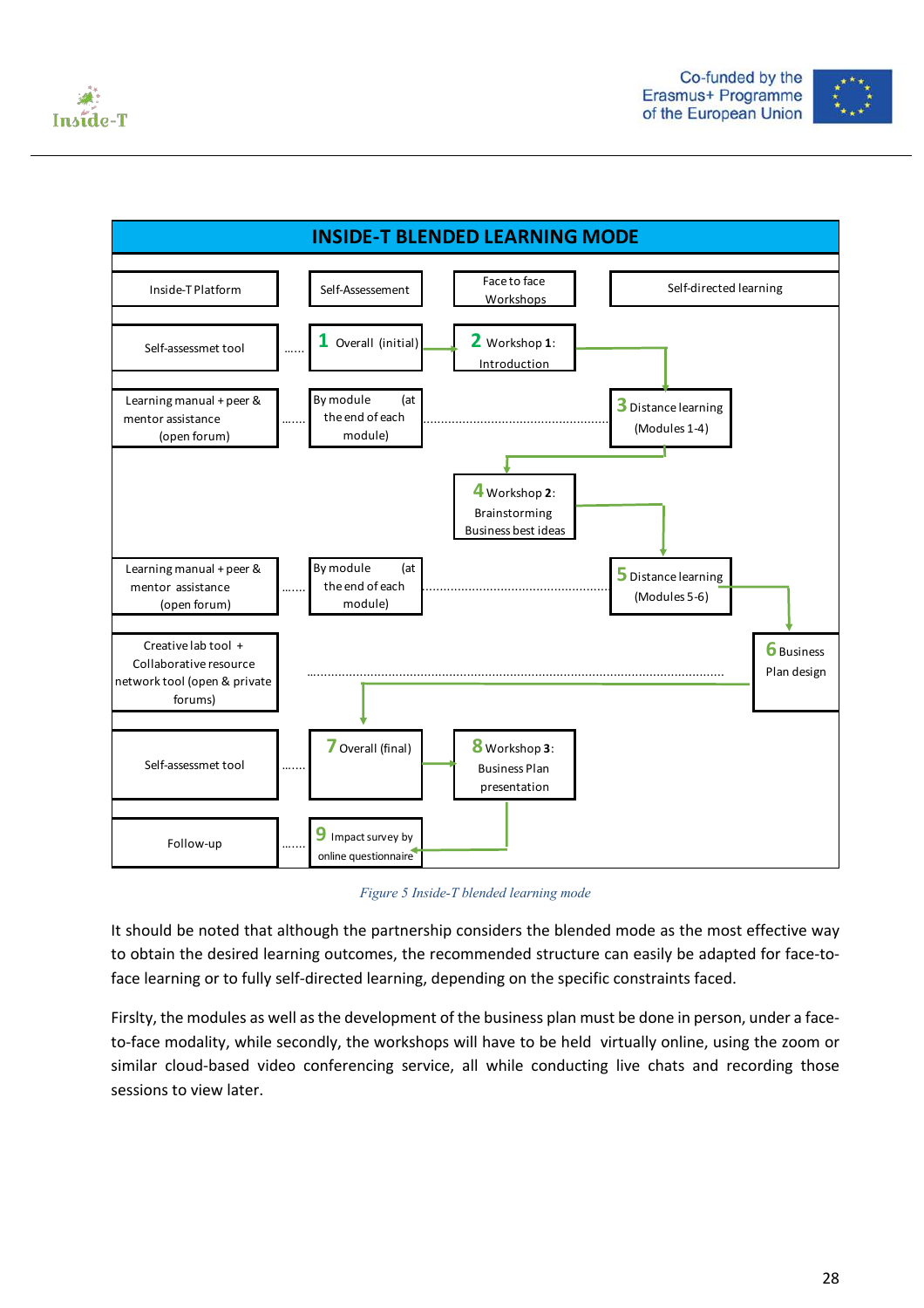**INSIDE-T BLENDED LEARNING MODE**

| Inside-T Platform | Self-Assesement | Face to face Workshops | Self-directed learning |
|---|---|---|---|
| Self-assessmet tool | 1 Overall (initial) | 2 Workshop 1: Introduction | |
| Learning manual + peer & mentor assistance (open forum) | By module (at the end of each module) | | 3 Distance learning (Modules 1-4) |
| | | 4 Workshop 2: Brainstorming Business best ideas | |
| Learning manual + peer & mentor assistance (open forum) | By module (at the end of each module) | | 5 Distance learning (Modules 5-6) |
| Creative lab tool + Collaborative resource network tool (open & private forums) | | | 6 Business Plan design |
| Self-assessmet tool | 7 Overall (final) | 8 Workshop 3: Business Plan presentation | |
| Follow-up | 9 Impact survey by online questionnaire | | |

*Figure 5 Inside-T blended learning mode*

It should be noted that although the partnership considers the blended mode as the most effective way to obtain the desired learning outcomes, the recommended structure can easily be adapted for face-to-face learning or to fully self-directed learning, depending on the specific constraints faced.

Firslty, the modules as well as the development of the business plan must be done in person, under a face-to-face modality, while secondly, the workshops will have to be held virtually online, using the zoom or similar cloud-based video conferencing service, all while conducting live chats and recording those sessions to view later.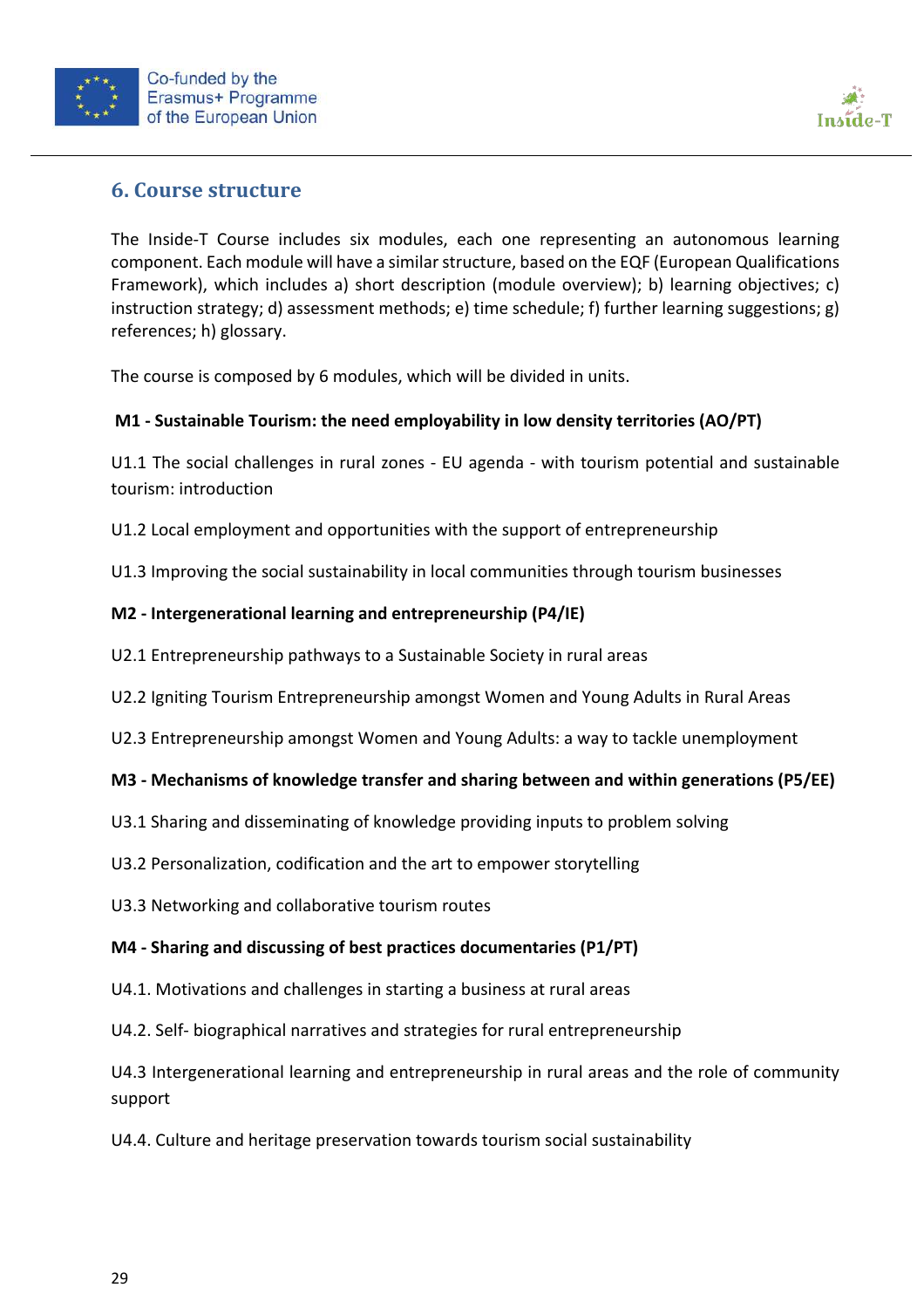## 6. Course structure

The Inside-T Course includes six modules, each one representing an autonomous learning component. Each module will have a similar structure, based on the EQF (European Qualifications Framework), which includes a) short description (module overview); b) learning objectives; c) instruction strategy; d) assessment methods; e) time schedule; f) further learning suggestions; g) references; h) glossary.

The course is composed by 6 modules, which will be divided in units.

**M1 - Sustainable Tourism: the need employability in low density territories (AO/PT)**

U1.1 The social challenges in rural zones - EU agenda - with tourism potential and sustainable tourism: introduction

U1.2 Local employment and opportunities with the support of entrepreneurship

U1.3 Improving the social sustainability in local communities through tourism businesses

**M2 - Intergenerational learning and entrepreneurship (P4/IE)**

U2.1 Entrepreneurship pathways to a Sustainable Society in rural areas

U2.2 Igniting Tourism Entrepreneurship amongst Women and Young Adults in Rural Areas

U2.3 Entrepreneurship amongst Women and Young Adults: a way to tackle unemployment

**M3 - Mechanisms of knowledge transfer and sharing between and within generations (P5/EE)**

U3.1 Sharing and disseminating of knowledge providing inputs to problem solving

U3.2 Personalization, codification and the art to empower storytelling

U3.3 Networking and collaborative tourism routes

**M4 - Sharing and discussing of best practices documentaries (P1/PT)**

U4.1. Motivations and challenges in starting a business at rural areas

U4.2. Self- biographical narratives and strategies for rural entrepreneurship

U4.3 Intergenerational learning and entrepreneurship in rural areas and the role of community support

U4.4. Culture and heritage preservation towards tourism social sustainability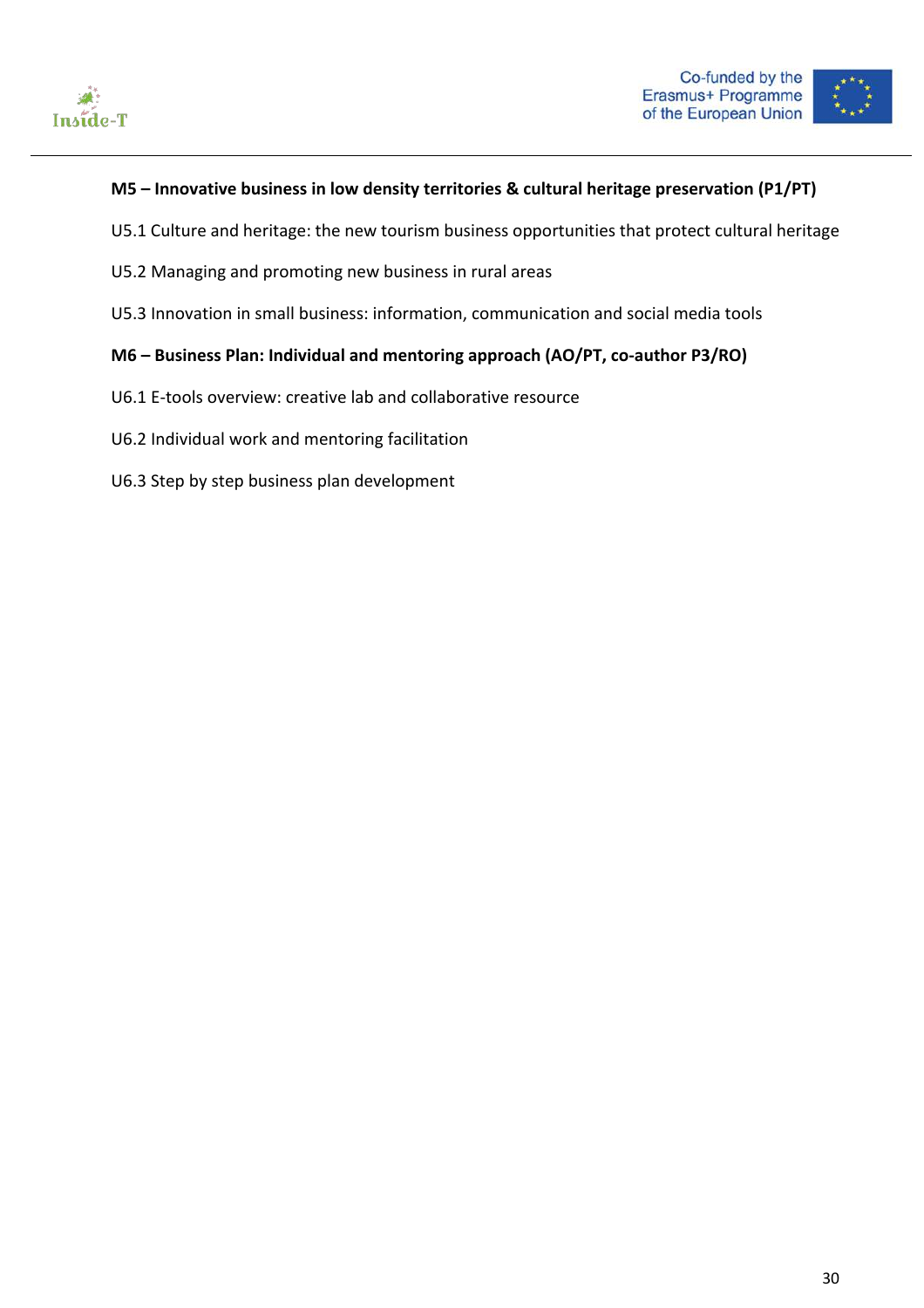**M5 – Innovative business in low density territories & cultural heritage preservation (P1/PT)**

U5.1 Culture and heritage: the new tourism business opportunities that protect cultural heritage

U5.2 Managing and promoting new business in rural areas

U5.3 Innovation in small business: information, communication and social media tools

**M6 – Business Plan: Individual and mentoring approach (AO/PT, co-author P3/RO)**

U6.1 E-tools overview: creative lab and collaborative resource

U6.2 Individual work and mentoring facilitation

U6.3 Step by step business plan development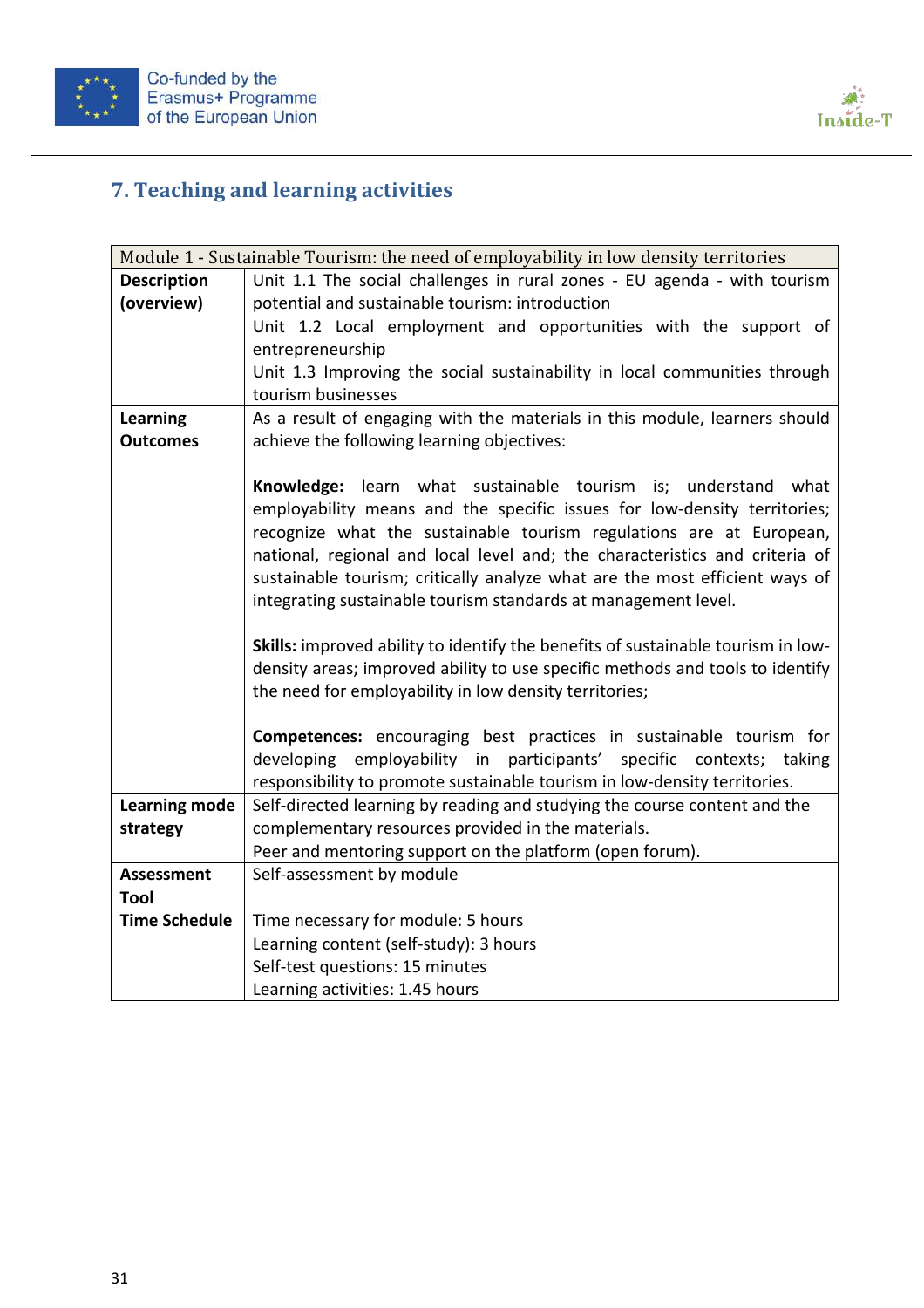## 7. Teaching and learning activities

| Module 1 - Sustainable Tourism: the need of employability in low density territories | |
|---|---|
| **Description (overview)** | Unit 1.1 The social challenges in rural zones - EU agenda - with tourism potential and sustainable tourism: introduction<br>Unit 1.2 Local employment and opportunities with the support of entrepreneurship<br>Unit 1.3 Improving the social sustainability in local communities through tourism businesses |
| **Learning Outcomes** | As a result of engaging with the materials in this module, learners should achieve the following learning objectives:<br><br>**Knowledge:** learn what sustainable tourism is; understand what employability means and the specific issues for low-density territories; recognize what the sustainable tourism regulations are at European, national, regional and local level and; the characteristics and criteria of sustainable tourism; critically analyze what are the most efficient ways of integrating sustainable tourism standards at management level.<br><br>**Skills:** improved ability to identify the benefits of sustainable tourism in low-density areas; improved ability to use specific methods and tools to identify the need for employability in low density territories;<br><br>**Competences:** encouraging best practices in sustainable tourism for developing employability in participants' specific contexts; taking responsibility to promote sustainable tourism in low-density territories. |
| **Learning mode strategy** | Self-directed learning by reading and studying the course content and the complementary resources provided in the materials.<br>Peer and mentoring support on the platform (open forum). |
| **Assessment Tool** | Self-assessment by module |
| **Time Schedule** | Time necessary for module: 5 hours<br>Learning content (self-study): 3 hours<br>Self-test questions: 15 minutes<br>Learning activities: 1.45 hours |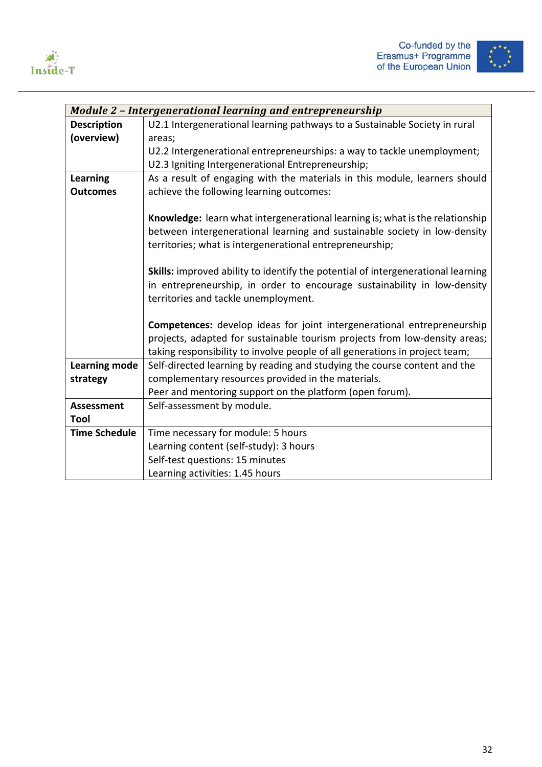| *Module 2 – Intergenerational learning and entrepreneurship* | |
|---|---|
| **Description (overview)** | U2.1 Intergenerational learning pathways to a Sustainable Society in rural areas;<br>U2.2 Intergenerational entrepreneurships: a way to tackle unemployment;<br>U2.3 Igniting Intergenerational Entrepreneurship; |
| **Learning Outcomes** | As a result of engaging with the materials in this module, learners should achieve the following learning outcomes:<br><br>**Knowledge:** learn what intergenerational learning is; what is the relationship between intergenerational learning and sustainable society in low-density territories; what is intergenerational entrepreneurship;<br><br>**Skills:** improved ability to identify the potential of intergenerational learning in entrepreneurship, in order to encourage sustainability in low-density territories and tackle unemployment.<br><br>**Competences:** develop ideas for joint intergenerational entrepreneurship projects, adapted for sustainable tourism projects from low-density areas; taking responsibility to involve people of all generations in project team; |
| **Learning mode strategy** | Self-directed learning by reading and studying the course content and the complementary resources provided in the materials.<br>Peer and mentoring support on the platform (open forum). |
| **Assessment Tool** | Self-assessment by module. |
| **Time Schedule** | Time necessary for module: 5 hours<br>Learning content (self-study): 3 hours<br>Self-test questions: 15 minutes<br>Learning activities: 1.45 hours |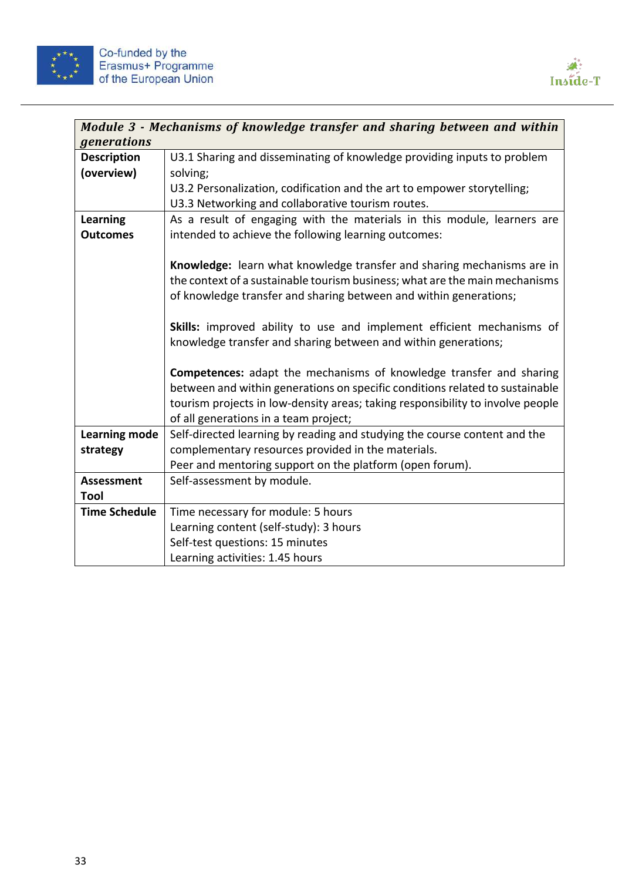| *Module 3 - Mechanisms of knowledge transfer and sharing between and within generations* | |
|---|---|
| **Description (overview)** | U3.1 Sharing and disseminating of knowledge providing inputs to problem solving;<br>U3.2 Personalization, codification and the art to empower storytelling;<br>U3.3 Networking and collaborative tourism routes. |
| **Learning Outcomes** | As a result of engaging with the materials in this module, learners are intended to achieve the following learning outcomes:<br><br>**Knowledge:** learn what knowledge transfer and sharing mechanisms are in the context of a sustainable tourism business; what are the main mechanisms of knowledge transfer and sharing between and within generations;<br><br>**Skills:** improved ability to use and implement efficient mechanisms of knowledge transfer and sharing between and within generations;<br><br>**Competences:** adapt the mechanisms of knowledge transfer and sharing between and within generations on specific conditions related to sustainable tourism projects in low-density areas; taking responsibility to involve people of all generations in a team project; |
| **Learning mode strategy** | Self-directed learning by reading and studying the course content and the complementary resources provided in the materials.<br>Peer and mentoring support on the platform (open forum). |
| **Assessment Tool** | Self-assessment by module. |
| **Time Schedule** | Time necessary for module: 5 hours<br>Learning content (self-study): 3 hours<br>Self-test questions: 15 minutes<br>Learning activities: 1.45 hours |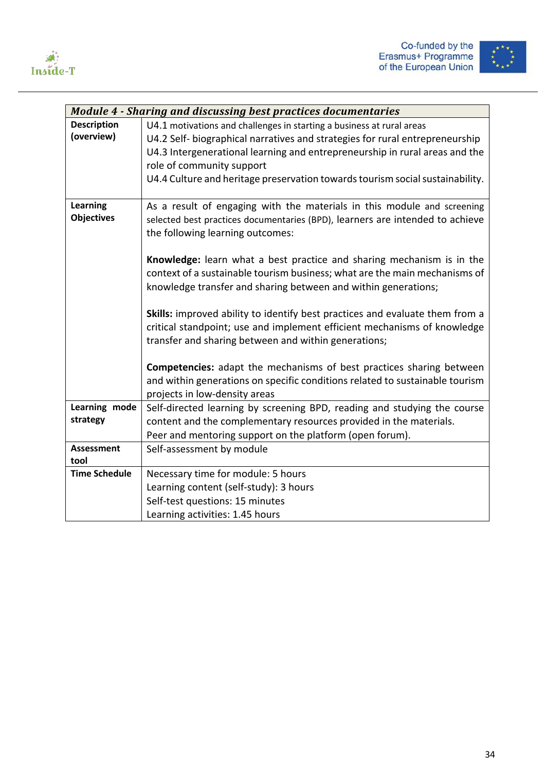| *Module 4 - Sharing and discussing best practices documentaries* | |
|---|---|
| **Description (overview)** | U4.1 motivations and challenges in starting a business at rural areas<br>U4.2 Self- biographical narratives and strategies for rural entrepreneurship<br>U4.3 Intergenerational learning and entrepreneurship in rural areas and the role of community support<br>U4.4 Culture and heritage preservation towards tourism social sustainability. |
| **Learning Objectives** | As a result of engaging with the materials in this module and screening selected best practices documentaries (BPD), learners are intended to achieve the following learning outcomes:<br><br>**Knowledge:** learn what a best practice and sharing mechanism is in the context of a sustainable tourism business; what are the main mechanisms of knowledge transfer and sharing between and within generations;<br><br>**Skills:** improved ability to identify best practices and evaluate them from a critical standpoint; use and implement efficient mechanisms of knowledge transfer and sharing between and within generations;<br><br>**Competencies:** adapt the mechanisms of best practices sharing between and within generations on specific conditions related to sustainable tourism projects in low-density areas |
| **Learning mode strategy** | Self-directed learning by screening BPD, reading and studying the course content and the complementary resources provided in the materials.<br>Peer and mentoring support on the platform (open forum). |
| **Assessment tool** | Self-assessment by module |
| **Time Schedule** | Necessary time for module: 5 hours<br>Learning content (self-study): 3 hours<br>Self-test questions: 15 minutes<br>Learning activities: 1.45 hours |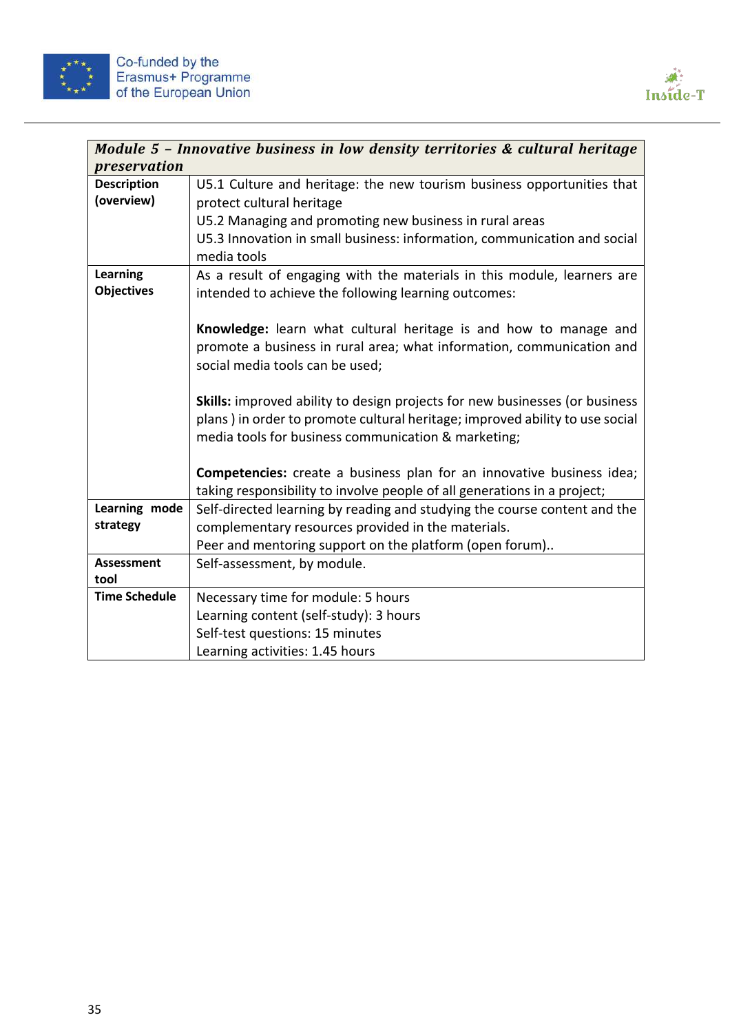| *Module 5 – Innovative business in low density territories & cultural heritage preservation* | |
|---|---|
| **Description (overview)** | U5.1 Culture and heritage: the new tourism business opportunities that protect cultural heritage<br>U5.2 Managing and promoting new business in rural areas<br>U5.3 Innovation in small business: information, communication and social media tools |
| **Learning Objectives** | As a result of engaging with the materials in this module, learners are intended to achieve the following learning outcomes:<br><br>**Knowledge:** learn what cultural heritage is and how to manage and promote a business in rural area; what information, communication and social media tools can be used;<br><br>**Skills:** improved ability to design projects for new businesses (or business plans ) in order to promote cultural heritage; improved ability to use social media tools for business communication & marketing;<br><br>**Competencies:** create a business plan for an innovative business idea; taking responsibility to involve people of all generations in a project; |
| **Learning mode strategy** | Self-directed learning by reading and studying the course content and the complementary resources provided in the materials.<br>Peer and mentoring support on the platform (open forum).. |
| **Assessment tool** | Self-assessment, by module. |
| **Time Schedule** | Necessary time for module: 5 hours<br>Learning content (self-study): 3 hours<br>Self-test questions: 15 minutes<br>Learning activities: 1.45 hours |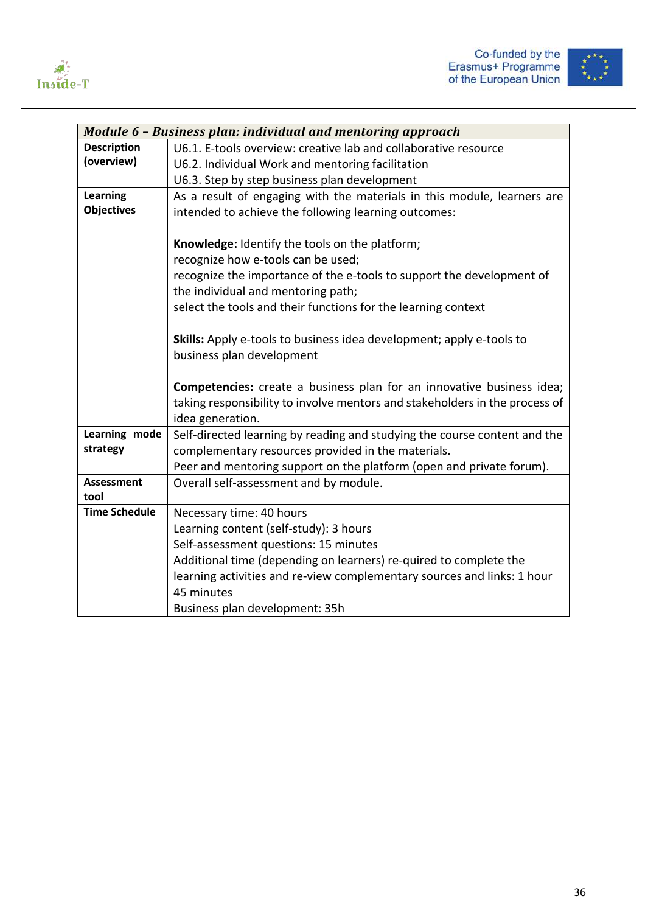| *Module 6 – Business plan: individual and mentoring approach* | |
|---|---|
| **Description (overview)** | U6.1. E-tools overview: creative lab and collaborative resource<br>U6.2. Individual Work and mentoring facilitation<br>U6.3. Step by step business plan development |
| **Learning Objectives** | As a result of engaging with the materials in this module, learners are intended to achieve the following learning outcomes:<br><br>**Knowledge:** Identify the tools on the platform;<br>recognize how e-tools can be used;<br>recognize the importance of the e-tools to support the development of the individual and mentoring path;<br>select the tools and their functions for the learning context<br><br>**Skills:** Apply e-tools to business idea development; apply e-tools to business plan development<br><br>**Competencies:** create a business plan for an innovative business idea; taking responsibility to involve mentors and stakeholders in the process of idea generation. |
| **Learning mode strategy** | Self-directed learning by reading and studying the course content and the complementary resources provided in the materials.<br>Peer and mentoring support on the platform (open and private forum). |
| **Assessment tool** | Overall self-assessment and by module. |
| **Time Schedule** | Necessary time: 40 hours<br>Learning content (self-study): 3 hours<br>Self-assessment questions: 15 minutes<br>Additional time (depending on learners) re-quired to complete the learning activities and re-view complementary sources and links: 1 hour 45 minutes<br>Business plan development: 35h |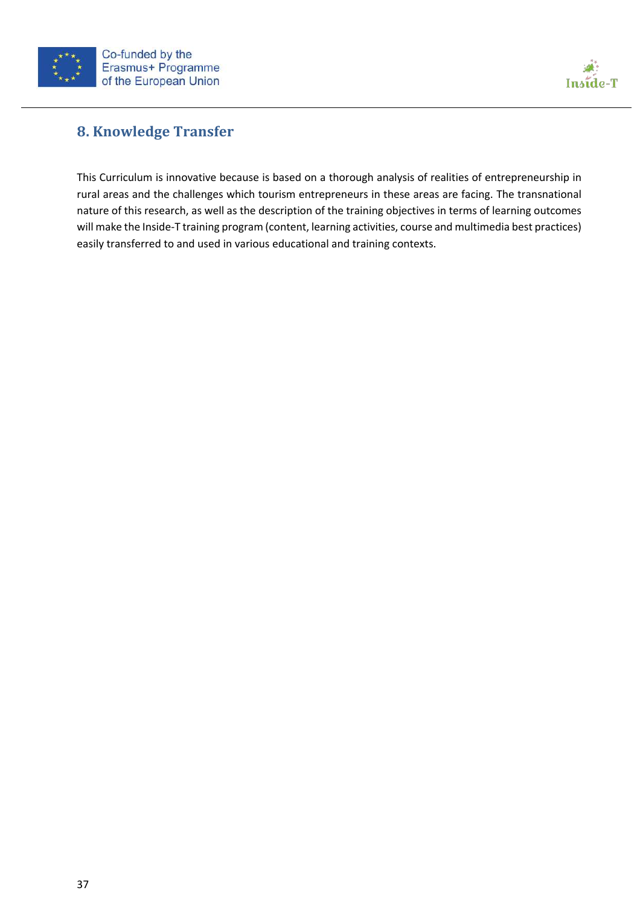## 8. Knowledge Transfer

This Curriculum is innovative because is based on a thorough analysis of realities of entrepreneurship in rural areas and the challenges which tourism entrepreneurs in these areas are facing. The transnational nature of this research, as well as the description of the training objectives in terms of learning outcomes will make the Inside-T training program (content, learning activities, course and multimedia best practices) easily transferred to and used in various educational and training contexts.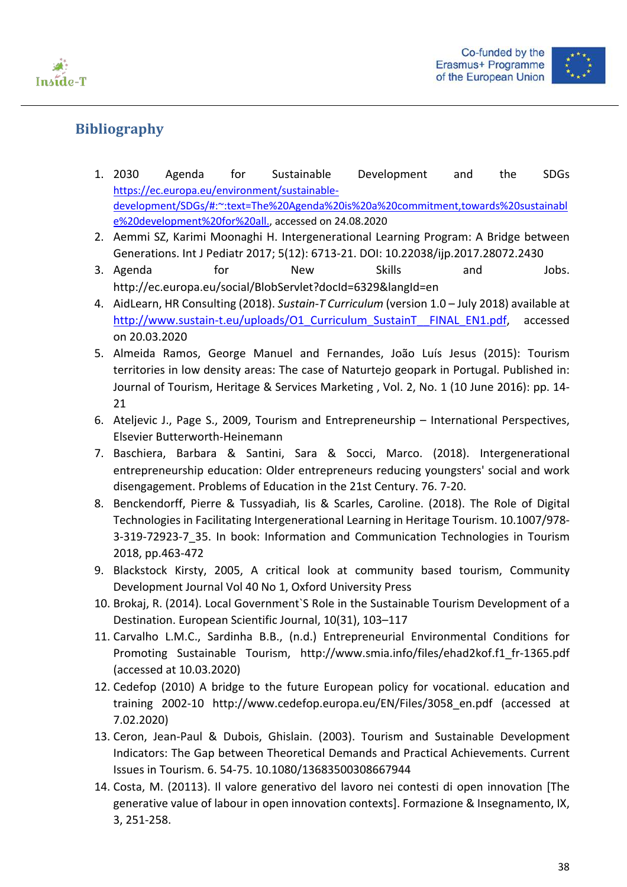## Bibliography

1. 2030 Agenda for Sustainable Development and the SDGs https://ec.europa.eu/environment/sustainable-development/SDGs/#:~:text=The%20Agenda%20is%20a%20commitment,towards%20sustainable%20development%20for%20all., accessed on 24.08.2020
2. Aemmi SZ, Karimi Moonaghi H. Intergenerational Learning Program: A Bridge between Generations. Int J Pediatr 2017; 5(12): 6713-21. DOI: 10.22038/ijp.2017.28072.2430
3. Agenda for New Skills and Jobs. http://ec.europa.eu/social/BlobServlet?docId=6329&langId=en
4. AidLearn, HR Consulting (2018). *Sustain-T Curriculum* (version 1.0 – July 2018) available at http://www.sustain-t.eu/uploads/O1_Curriculum_SustainT__FINAL_EN1.pdf, accessed on 20.03.2020
5. Almeida Ramos, George Manuel and Fernandes, João Luís Jesus (2015): Tourism territories in low density areas: The case of Naturtejo geopark in Portugal. Published in: Journal of Tourism, Heritage & Services Marketing , Vol. 2, No. 1 (10 June 2016): pp. 14-21
6. Ateljevic J., Page S., 2009, Tourism and Entrepreneurship – International Perspectives, Elsevier Butterworth-Heinemann
7. Baschiera, Barbara & Santini, Sara & Socci, Marco. (2018). Intergenerational entrepreneurship education: Older entrepreneurs reducing youngsters' social and work disengagement. Problems of Education in the 21st Century. 76. 7-20.
8. Benckendorff, Pierre & Tussyadiah, Iis & Scarles, Caroline. (2018). The Role of Digital Technologies in Facilitating Intergenerational Learning in Heritage Tourism. 10.1007/978-3-319-72923-7_35. In book: Information and Communication Technologies in Tourism 2018, pp.463-472
9. Blackstock Kirsty, 2005, A critical look at community based tourism, Community Development Journal Vol 40 No 1, Oxford University Press
10. Brokaj, R. (2014). Local Government`S Role in the Sustainable Tourism Development of a Destination. European Scientific Journal, 10(31), 103–117
11. Carvalho L.M.C., Sardinha B.B., (n.d.) Entrepreneurial Environmental Conditions for Promoting Sustainable Tourism, http://www.smia.info/files/ehad2kof.f1_fr-1365.pdf (accessed at 10.03.2020)
12. Cedefop (2010) A bridge to the future European policy for vocational. education and training 2002-10 http://www.cedefop.europa.eu/EN/Files/3058_en.pdf (accessed at 7.02.2020)
13. Ceron, Jean-Paul & Dubois, Ghislain. (2003). Tourism and Sustainable Development Indicators: The Gap between Theoretical Demands and Practical Achievements. Current Issues in Tourism. 6. 54-75. 10.1080/13683500308667944
14. Costa, M. (20113). Il valore generativo del lavoro nei contesti di open innovation [The generative value of labour in open innovation contexts]. Formazione & Insegnamento, IX, 3, 251-258.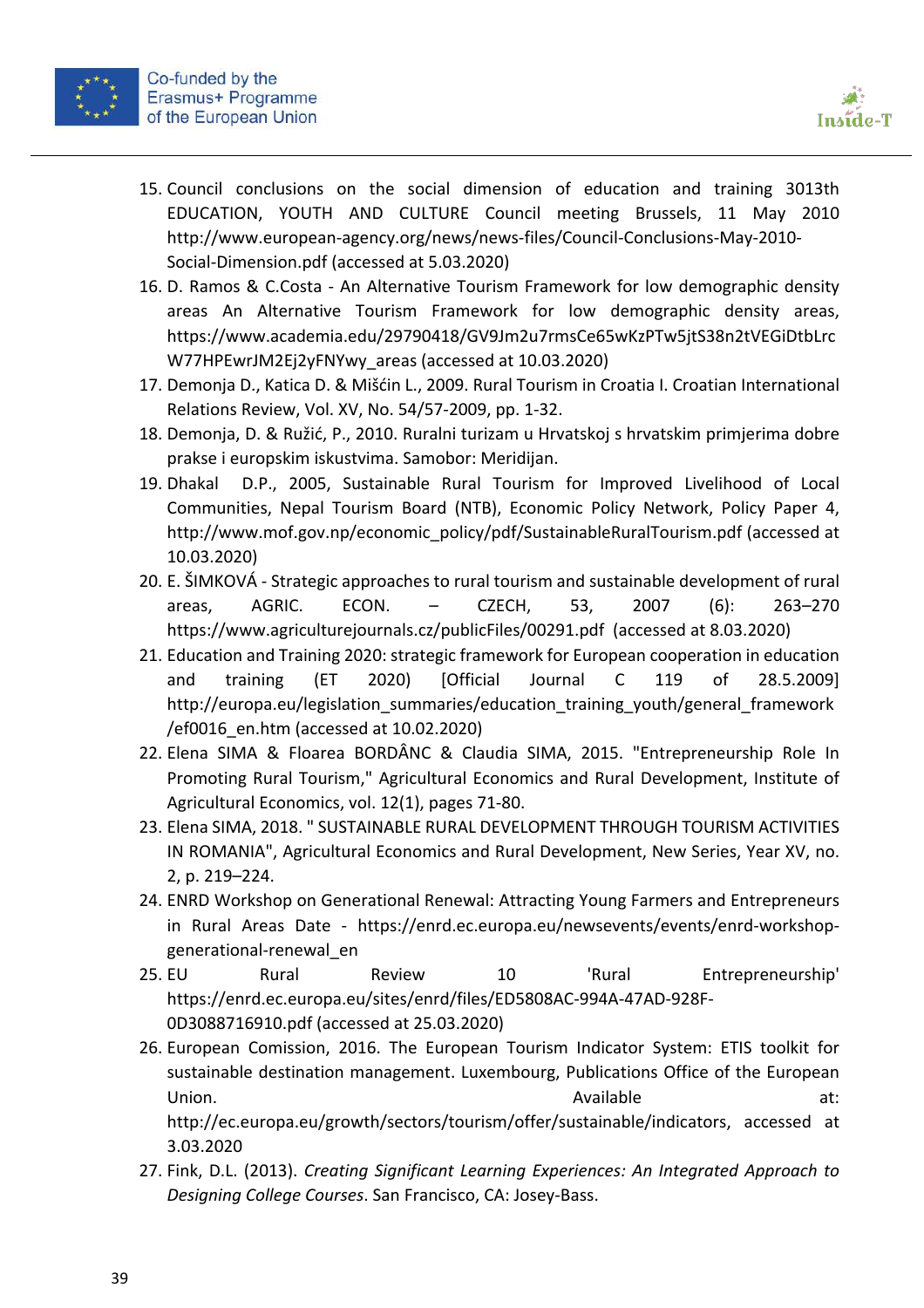15. Council conclusions on the social dimension of education and training 3013th EDUCATION, YOUTH AND CULTURE Council meeting Brussels, 11 May 2010 http://www.european-agency.org/news/news-files/Council-Conclusions-May-2010-Social-Dimension.pdf (accessed at 5.03.2020)
16. D. Ramos & C.Costa - An Alternative Tourism Framework for low demographic density areas An Alternative Tourism Framework for low demographic density areas, https://www.academia.edu/29790418/GV9Jm2u7rmsCe65wKzPTw5jtS38n2tVEGiDtbLrcW77HPEwrJM2Ej2yFNYwy_areas (accessed at 10.03.2020)
17. Demonja D., Katica D. & Mišćin L., 2009. Rural Tourism in Croatia I. Croatian International Relations Review, Vol. XV, No. 54/57-2009, pp. 1-32.
18. Demonja, D. & Ružić, P., 2010. Ruralni turizam u Hrvatskoj s hrvatskim primjerima dobre prakse i europskim iskustvima. Samobor: Meridijan.
19. Dhakal D.P., 2005, Sustainable Rural Tourism for Improved Livelihood of Local Communities, Nepal Tourism Board (NTB), Economic Policy Network, Policy Paper 4, http://www.mof.gov.np/economic_policy/pdf/SustainableRuralTourism.pdf (accessed at 10.03.2020)
20. E. ŠIMKOVÁ - Strategic approaches to rural tourism and sustainable development of rural areas, AGRIC. ECON. – CZECH, 53, 2007 (6): 263–270 https://www.agriculturejournals.cz/publicFiles/00291.pdf (accessed at 8.03.2020)
21. Education and Training 2020: strategic framework for European cooperation in education and training (ET 2020) [Official Journal C 119 of 28.5.2009] http://europa.eu/legislation_summaries/education_training_youth/general_framework/ef0016_en.htm (accessed at 10.02.2020)
22. Elena SIMA & Floarea BORDÂNC & Claudia SIMA, 2015. "Entrepreneurship Role In Promoting Rural Tourism," Agricultural Economics and Rural Development, Institute of Agricultural Economics, vol. 12(1), pages 71-80.
23. Elena SIMA, 2018. " SUSTAINABLE RURAL DEVELOPMENT THROUGH TOURISM ACTIVITIES IN ROMANIA", Agricultural Economics and Rural Development, New Series, Year XV, no. 2, p. 219–224.
24. ENRD Workshop on Generational Renewal: Attracting Young Farmers and Entrepreneurs in Rural Areas Date - https://enrd.ec.europa.eu/newsevents/events/enrd-workshop-generational-renewal_en
25. EU Rural Review 10 'Rural Entrepreneurship' https://enrd.ec.europa.eu/sites/enrd/files/ED5808AC-994A-47AD-928F-0D3088716910.pdf (accessed at 25.03.2020)
26. European Comission, 2016. The European Tourism Indicator System: ETIS toolkit for sustainable destination management. Luxembourg, Publications Office of the European Union. Available at: http://ec.europa.eu/growth/sectors/tourism/offer/sustainable/indicators, accessed at 3.03.2020
27. Fink, D.L. (2013). *Creating Significant Learning Experiences: An Integrated Approach to Designing College Courses*. San Francisco, CA: Josey-Bass.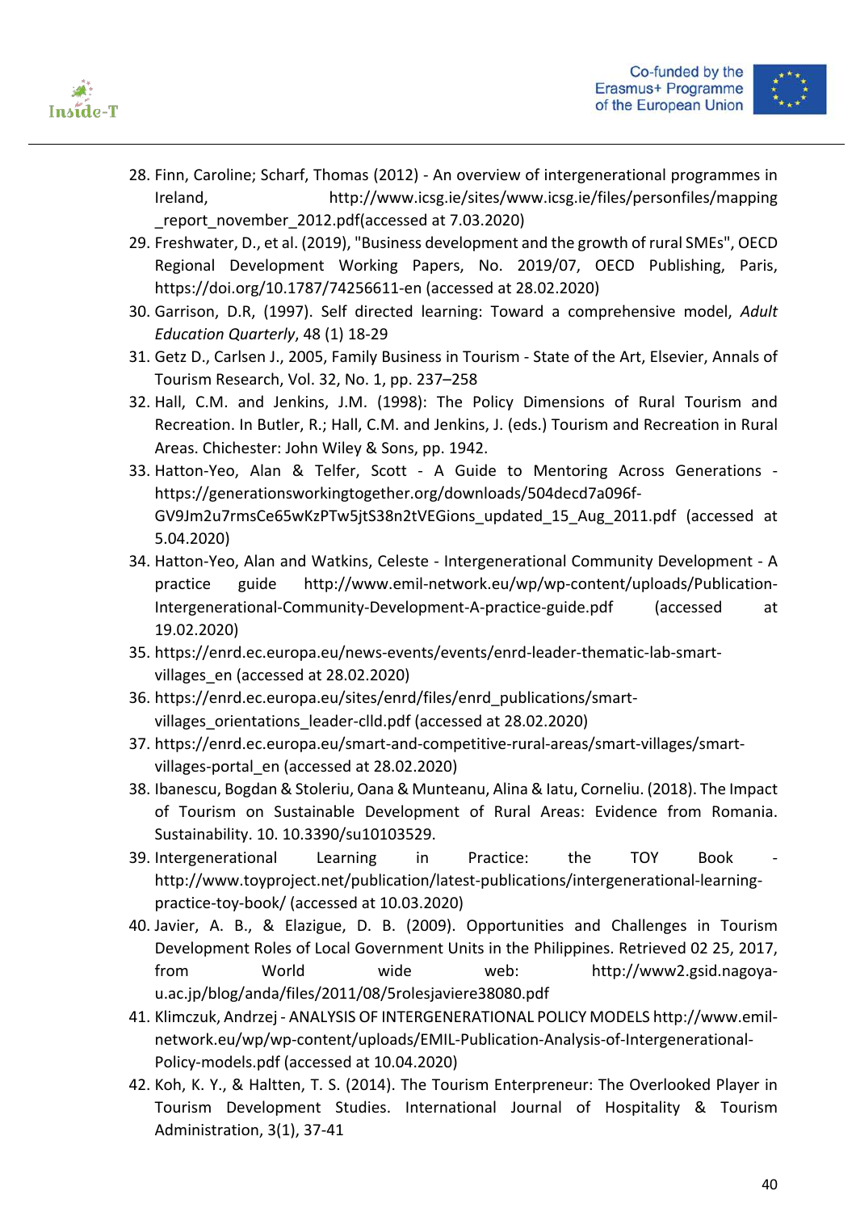28. Finn, Caroline; Scharf, Thomas (2012) - An overview of intergenerational programmes in Ireland, http://www.icsg.ie/sites/www.icsg.ie/files/personfiles/mapping_report_november_2012.pdf(accessed at 7.03.2020)
29. Freshwater, D., et al. (2019), "Business development and the growth of rural SMEs", OECD Regional Development Working Papers, No. 2019/07, OECD Publishing, Paris, https://doi.org/10.1787/74256611-en (accessed at 28.02.2020)
30. Garrison, D.R, (1997). Self directed learning: Toward a comprehensive model, *Adult Education Quarterly*, 48 (1) 18-29
31. Getz D., Carlsen J., 2005, Family Business in Tourism - State of the Art, Elsevier, Annals of Tourism Research, Vol. 32, No. 1, pp. 237–258
32. Hall, C.M. and Jenkins, J.M. (1998): The Policy Dimensions of Rural Tourism and Recreation. In Butler, R.; Hall, C.M. and Jenkins, J. (eds.) Tourism and Recreation in Rural Areas. Chichester: John Wiley & Sons, pp. 1942.
33. Hatton-Yeo, Alan & Telfer, Scott - A Guide to Mentoring Across Generations - https://generationsworkingtogether.org/downloads/504decd7a096f-GV9Jm2u7rmsCe65wKzPTw5jtS38n2tVEGions_updated_15_Aug_2011.pdf (accessed at 5.04.2020)
34. Hatton-Yeo, Alan and Watkins, Celeste - Intergenerational Community Development - A practice guide http://www.emil-network.eu/wp/wp-content/uploads/Publication-Intergenerational-Community-Development-A-practice-guide.pdf (accessed at 19.02.2020)
35. https://enrd.ec.europa.eu/news-events/events/enrd-leader-thematic-lab-smart-villages_en (accessed at 28.02.2020)
36. https://enrd.ec.europa.eu/sites/enrd/files/enrd_publications/smart-villages_orientations_leader-clld.pdf (accessed at 28.02.2020)
37. https://enrd.ec.europa.eu/smart-and-competitive-rural-areas/smart-villages/smart-villages-portal_en (accessed at 28.02.2020)
38. Ibanescu, Bogdan & Stoleriu, Oana & Munteanu, Alina & Iatu, Corneliu. (2018). The Impact of Tourism on Sustainable Development of Rural Areas: Evidence from Romania. Sustainability. 10. 10.3390/su10103529.
39. Intergenerational Learning in Practice: the TOY Book - http://www.toyproject.net/publication/latest-publications/intergenerational-learning-practice-toy-book/ (accessed at 10.03.2020)
40. Javier, A. B., & Elazigue, D. B. (2009). Opportunities and Challenges in Tourism Development Roles of Local Government Units in the Philippines. Retrieved 02 25, 2017, from World wide web: http://www2.gsid.nagoya-u.ac.jp/blog/anda/files/2011/08/5rolesjaviere38080.pdf
41. Klimczuk, Andrzej - ANALYSIS OF INTERGENERATIONAL POLICY MODELS http://www.emil-network.eu/wp/wp-content/uploads/EMIL-Publication-Analysis-of-Intergenerational-Policy-models.pdf (accessed at 10.04.2020)
42. Koh, K. Y., & Haltten, T. S. (2014). The Tourism Enterpreneur: The Overlooked Player in Tourism Development Studies. International Journal of Hospitality & Tourism Administration, 3(1), 37-41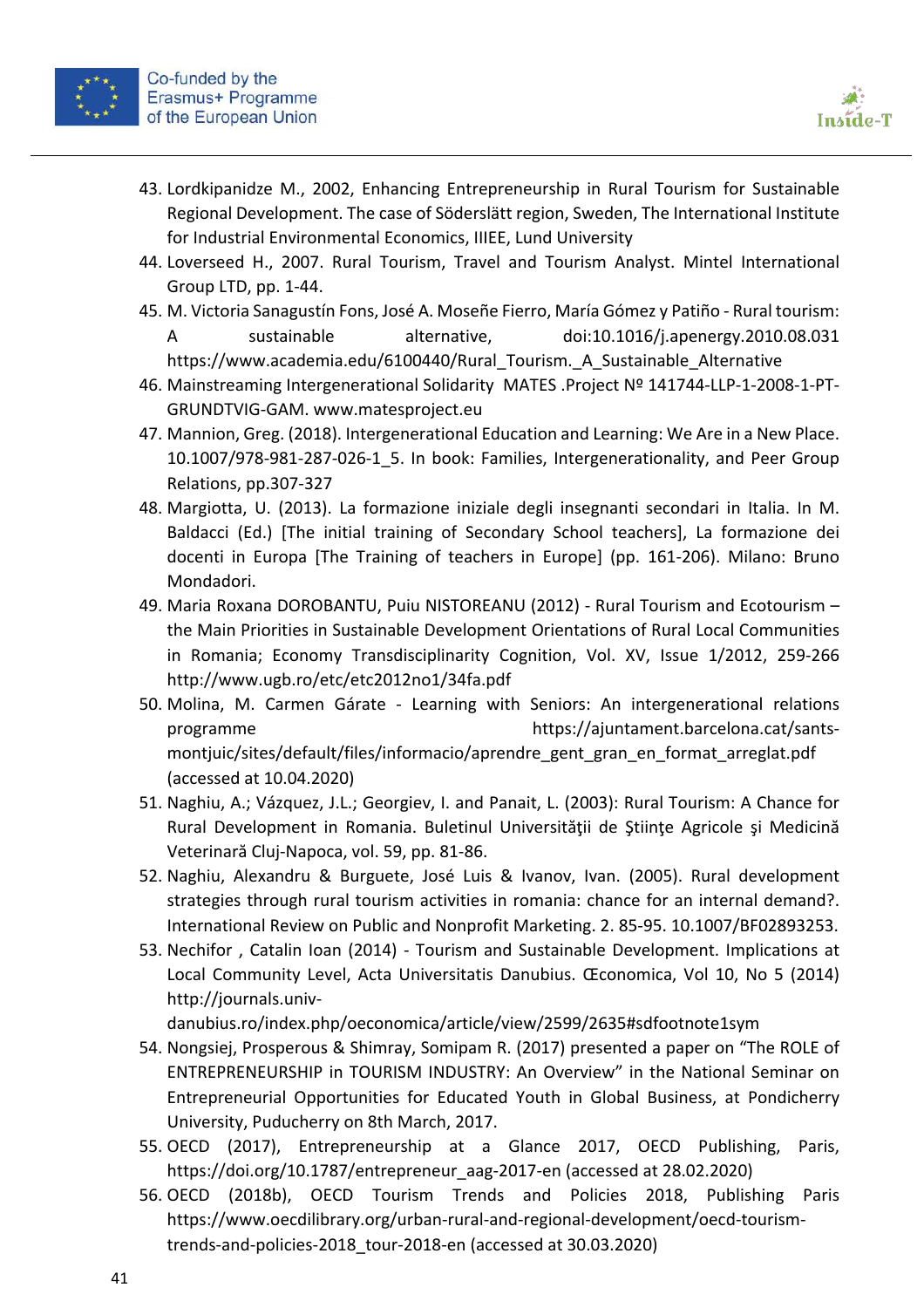43. Lordkipanidze M., 2002, Enhancing Entrepreneurship in Rural Tourism for Sustainable Regional Development. The case of Söderslätt region, Sweden, The International Institute for Industrial Environmental Economics, IIIEE, Lund University
44. Loverseed H., 2007. Rural Tourism, Travel and Tourism Analyst. Mintel International Group LTD, pp. 1-44.
45. M. Victoria Sanagustín Fons, José A. Moseñe Fierro, María Gómez y Patiño - Rural tourism: A sustainable alternative, doi:10.1016/j.apenergy.2010.08.031 https://www.academia.edu/6100440/Rural_Tourism._A_Sustainable_Alternative
46. Mainstreaming Intergenerational Solidarity MATES .Project Nº 141744-LLP-1-2008-1-PT-GRUNDTVIG-GAM. www.matesproject.eu
47. Mannion, Greg. (2018). Intergenerational Education and Learning: We Are in a New Place. 10.1007/978-981-287-026-1_5. In book: Families, Intergenerationality, and Peer Group Relations, pp.307-327
48. Margiotta, U. (2013). La formazione iniziale degli insegnanti secondari in Italia. In M. Baldacci (Ed.) [The initial training of Secondary School teachers], La formazione dei docenti in Europa [The Training of teachers in Europe] (pp. 161-206). Milano: Bruno Mondadori.
49. Maria Roxana DOROBANTU, Puiu NISTOREANU (2012) - Rural Tourism and Ecotourism – the Main Priorities in Sustainable Development Orientations of Rural Local Communities in Romania; Economy Transdisciplinarity Cognition, Vol. XV, Issue 1/2012, 259-266 http://www.ugb.ro/etc/etc2012no1/34fa.pdf
50. Molina, M. Carmen Gárate - Learning with Seniors: An intergenerational relations programme https://ajuntament.barcelona.cat/sants-montjuic/sites/default/files/informacio/aprendre_gent_gran_en_format_arreglat.pdf (accessed at 10.04.2020)
51. Naghiu, A.; Vázquez, J.L.; Georgiev, I. and Panait, L. (2003): Rural Tourism: A Chance for Rural Development in Romania. Buletinul Universităţii de Ştiinţe Agricole şi Medicină Veterinară Cluj-Napoca, vol. 59, pp. 81-86.
52. Naghiu, Alexandru & Burguete, José Luis & Ivanov, Ivan. (2005). Rural development strategies through rural tourism activities in romania: chance for an internal demand?. International Review on Public and Nonprofit Marketing. 2. 85-95. 10.1007/BF02893253.
53. Nechifor , Catalin Ioan (2014) - Tourism and Sustainable Development. Implications at Local Community Level, Acta Universitatis Danubius. Œconomica, Vol 10, No 5 (2014) http://journals.univ-danubius.ro/index.php/oeconomica/article/view/2599/2635#sdfootnote1sym
54. Nongsiej, Prosperous & Shimray, Somipam R. (2017) presented a paper on "The ROLE of ENTREPRENEURSHIP in TOURISM INDUSTRY: An Overview" in the National Seminar on Entrepreneurial Opportunities for Educated Youth in Global Business, at Pondicherry University, Puducherry on 8th March, 2017.
55. OECD (2017), Entrepreneurship at a Glance 2017, OECD Publishing, Paris, https://doi.org/10.1787/entrepreneur_aag-2017-en (accessed at 28.02.2020)
56. OECD (2018b), OECD Tourism Trends and Policies 2018, Publishing Paris https://www.oecdilibrary.org/urban-rural-and-regional-development/oecd-tourism-trends-and-policies-2018_tour-2018-en (accessed at 30.03.2020)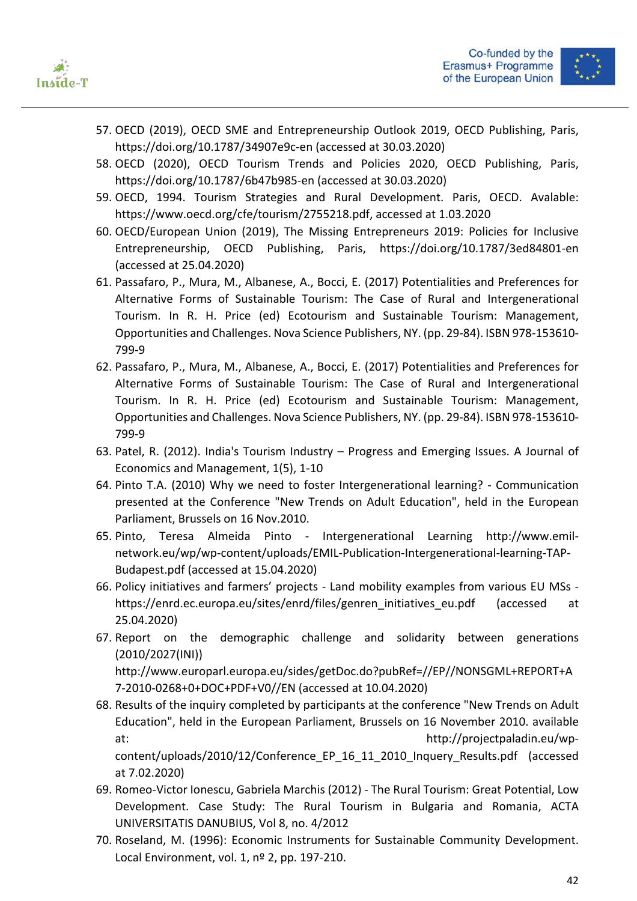57. OECD (2019), OECD SME and Entrepreneurship Outlook 2019, OECD Publishing, Paris, https://doi.org/10.1787/34907e9c-en (accessed at 30.03.2020)
58. OECD (2020), OECD Tourism Trends and Policies 2020, OECD Publishing, Paris, https://doi.org/10.1787/6b47b985-en (accessed at 30.03.2020)
59. OECD, 1994. Tourism Strategies and Rural Development. Paris, OECD. Avalable: https://www.oecd.org/cfe/tourism/2755218.pdf, accessed at 1.03.2020
60. OECD/European Union (2019), The Missing Entrepreneurs 2019: Policies for Inclusive Entrepreneurship, OECD Publishing, Paris, https://doi.org/10.1787/3ed84801-en (accessed at 25.04.2020)
61. Passafaro, P., Mura, M., Albanese, A., Bocci, E. (2017) Potentialities and Preferences for Alternative Forms of Sustainable Tourism: The Case of Rural and Intergenerational Tourism. In R. H. Price (ed) Ecotourism and Sustainable Tourism: Management, Opportunities and Challenges. Nova Science Publishers, NY. (pp. 29-84). ISBN 978-153610-799-9
62. Passafaro, P., Mura, M., Albanese, A., Bocci, E. (2017) Potentialities and Preferences for Alternative Forms of Sustainable Tourism: The Case of Rural and Intergenerational Tourism. In R. H. Price (ed) Ecotourism and Sustainable Tourism: Management, Opportunities and Challenges. Nova Science Publishers, NY. (pp. 29-84). ISBN 978-153610-799-9
63. Patel, R. (2012). India's Tourism Industry – Progress and Emerging Issues. A Journal of Economics and Management, 1(5), 1-10
64. Pinto T.A. (2010) Why we need to foster Intergenerational learning? - Communication presented at the Conference "New Trends on Adult Education", held in the European Parliament, Brussels on 16 Nov.2010.
65. Pinto, Teresa Almeida Pinto - Intergenerational Learning http://www.emil-network.eu/wp/wp-content/uploads/EMIL-Publication-Intergenerational-learning-TAP-Budapest.pdf (accessed at 15.04.2020)
66. Policy initiatives and farmers' projects - Land mobility examples from various EU MSs - https://enrd.ec.europa.eu/sites/enrd/files/genren_initiatives_eu.pdf (accessed at 25.04.2020)
67. Report on the demographic challenge and solidarity between generations (2010/2027(INI)) http://www.europarl.europa.eu/sides/getDoc.do?pubRef=//EP//NONSGML+REPORT+A7-2010-0268+0+DOC+PDF+V0//EN (accessed at 10.04.2020)
68. Results of the inquiry completed by participants at the conference "New Trends on Adult Education", held in the European Parliament, Brussels on 16 November 2010. available at: http://projectpaladin.eu/wp-content/uploads/2010/12/Conference_EP_16_11_2010_Inquery_Results.pdf (accessed at 7.02.2020)
69. Romeo-Victor Ionescu, Gabriela Marchis (2012) - The Rural Tourism: Great Potential, Low Development. Case Study: The Rural Tourism in Bulgaria and Romania, ACTA UNIVERSITATIS DANUBIUS, Vol 8, no. 4/2012
70. Roseland, M. (1996): Economic Instruments for Sustainable Community Development. Local Environment, vol. 1, nº 2, pp. 197-210.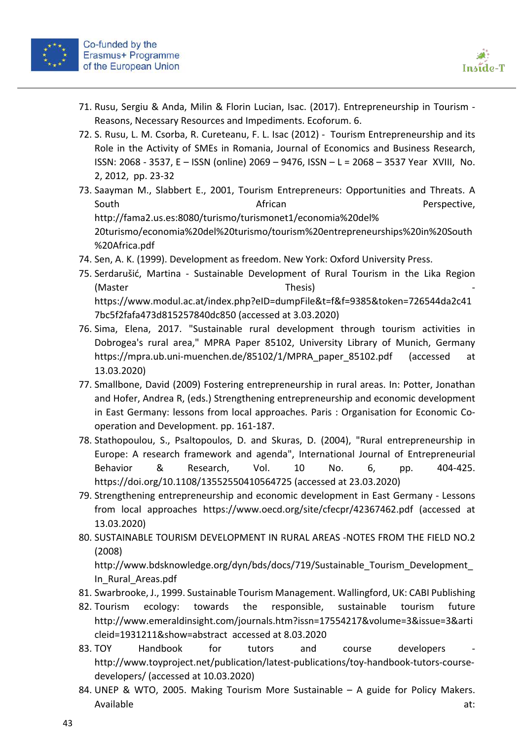71. Rusu, Sergiu & Anda, Milin & Florin Lucian, Isac. (2017). Entrepreneurship in Tourism - Reasons, Necessary Resources and Impediments. Ecoforum. 6.
72. S. Rusu, L. M. Csorba, R. Cureteanu, F. L. Isac (2012) - Tourism Entrepreneurship and its Role in the Activity of SMEs in Romania, Journal of Economics and Business Research, ISSN: 2068 - 3537, E – ISSN (online) 2069 – 9476, ISSN – L = 2068 – 3537 Year XVIII, No. 2, 2012, pp. 23-32
73. Saayman M., Slabbert E., 2001, Tourism Entrepreneurs: Opportunities and Threats. A South African Perspective, http://fama2.us.es:8080/turismo/turismonet1/economia%20del%20turismo/economia%20del%20turismo/tourism%20entrepreneurships%20in%20South%20Africa.pdf
74. Sen, A. K. (1999). Development as freedom. New York: Oxford University Press.
75. Serdarušić, Martina - Sustainable Development of Rural Tourism in the Lika Region (Master Thesis) - https://www.modul.ac.at/index.php?eID=dumpFile&t=f&f=9385&token=726544da2c417bc5f2fafa473d815257840dc850 (accessed at 3.03.2020)
76. Sima, Elena, 2017. "Sustainable rural development through tourism activities in Dobrogea's rural area," MPRA Paper 85102, University Library of Munich, Germany https://mpra.ub.uni-muenchen.de/85102/1/MPRA_paper_85102.pdf (accessed at 13.03.2020)
77. Smallbone, David (2009) Fostering entrepreneurship in rural areas. In: Potter, Jonathan and Hofer, Andrea R, (eds.) Strengthening entrepreneurship and economic development in East Germany: lessons from local approaches. Paris : Organisation for Economic Co-operation and Development. pp. 161-187.
78. Stathopoulou, S., Psaltopoulos, D. and Skuras, D. (2004), "Rural entrepreneurship in Europe: A research framework and agenda", International Journal of Entrepreneurial Behavior & Research, Vol. 10 No. 6, pp. 404-425. https://doi.org/10.1108/13552550410564725 (accessed at 23.03.2020)
79. Strengthening entrepreneurship and economic development in East Germany - Lessons from local approaches https://www.oecd.org/site/cfecpr/42367462.pdf (accessed at 13.03.2020)
80. SUSTAINABLE TOURISM DEVELOPMENT IN RURAL AREAS -NOTES FROM THE FIELD NO.2 (2008) http://www.bdsknowledge.org/dyn/bds/docs/719/Sustainable_Tourism_Development_In_Rural_Areas.pdf
81. Swarbrooke, J., 1999. Sustainable Tourism Management. Wallingford, UK: CABI Publishing
82. Tourism ecology: towards the responsible, sustainable tourism future http://www.emeraldinsight.com/journals.htm?issn=17554217&volume=3&issue=3&articleid=1931211&show=abstract accessed at 8.03.2020
83. TOY Handbook for tutors and course developers - http://www.toyproject.net/publication/latest-publications/toy-handbook-tutors-course-developers/ (accessed at 10.03.2020)
84. UNEP & WTO, 2005. Making Tourism More Sustainable – A guide for Policy Makers. Available at: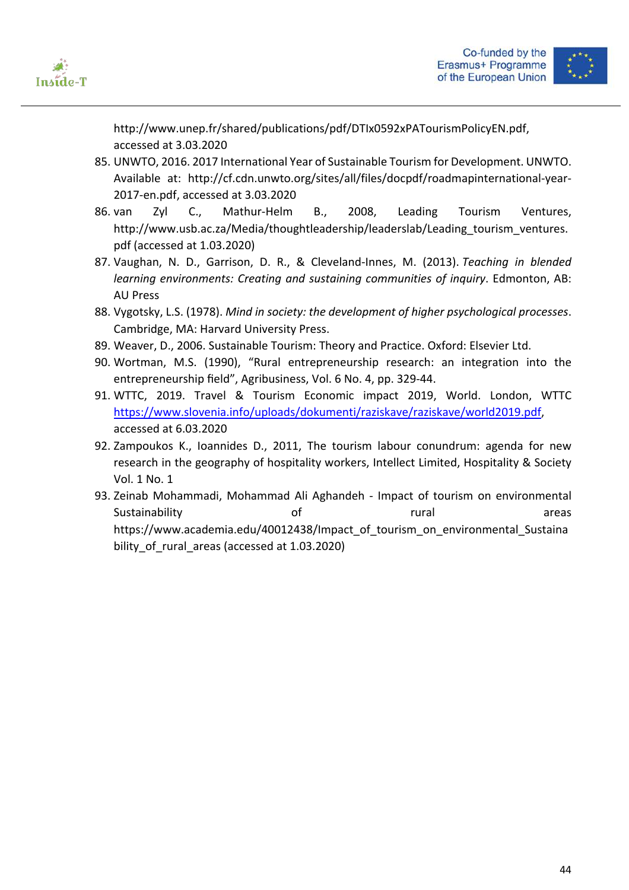http://www.unep.fr/shared/publications/pdf/DTIx0592xPATourismPolicyEN.pdf, accessed at 3.03.2020

85. UNWTO, 2016. 2017 International Year of Sustainable Tourism for Development. UNWTO. Available at: http://cf.cdn.unwto.org/sites/all/files/docpdf/roadmapinternational-year-2017-en.pdf, accessed at 3.03.2020
86. van Zyl C., Mathur-Helm B., 2008, Leading Tourism Ventures, http://www.usb.ac.za/Media/thoughtleadership/leaderslab/Leading_tourism_ventures.pdf (accessed at 1.03.2020)
87. Vaughan, N. D., Garrison, D. R., & Cleveland-Innes, M. (2013). *Teaching in blended learning environments: Creating and sustaining communities of inquiry*. Edmonton, AB: AU Press
88. Vygotsky, L.S. (1978). *Mind in society: the development of higher psychological processes*. Cambridge, MA: Harvard University Press.
89. Weaver, D., 2006. Sustainable Tourism: Theory and Practice. Oxford: Elsevier Ltd.
90. Wortman, M.S. (1990), "Rural entrepreneurship research: an integration into the entrepreneurship field", Agribusiness, Vol. 6 No. 4, pp. 329-44.
91. WTTC, 2019. Travel & Tourism Economic impact 2019, World. London, WTTC https://www.slovenia.info/uploads/dokumenti/raziskave/raziskave/world2019.pdf, accessed at 6.03.2020
92. Zampoukos K., Ioannides D., 2011, The tourism labour conundrum: agenda for new research in the geography of hospitality workers, Intellect Limited, Hospitality & Society Vol. 1 No. 1
93. Zeinab Mohammadi, Mohammad Ali Aghandeh - Impact of tourism on environmental Sustainability of rural areas https://www.academia.edu/40012438/Impact_of_tourism_on_environmental_Sustainability_of_rural_areas (accessed at 1.03.2020)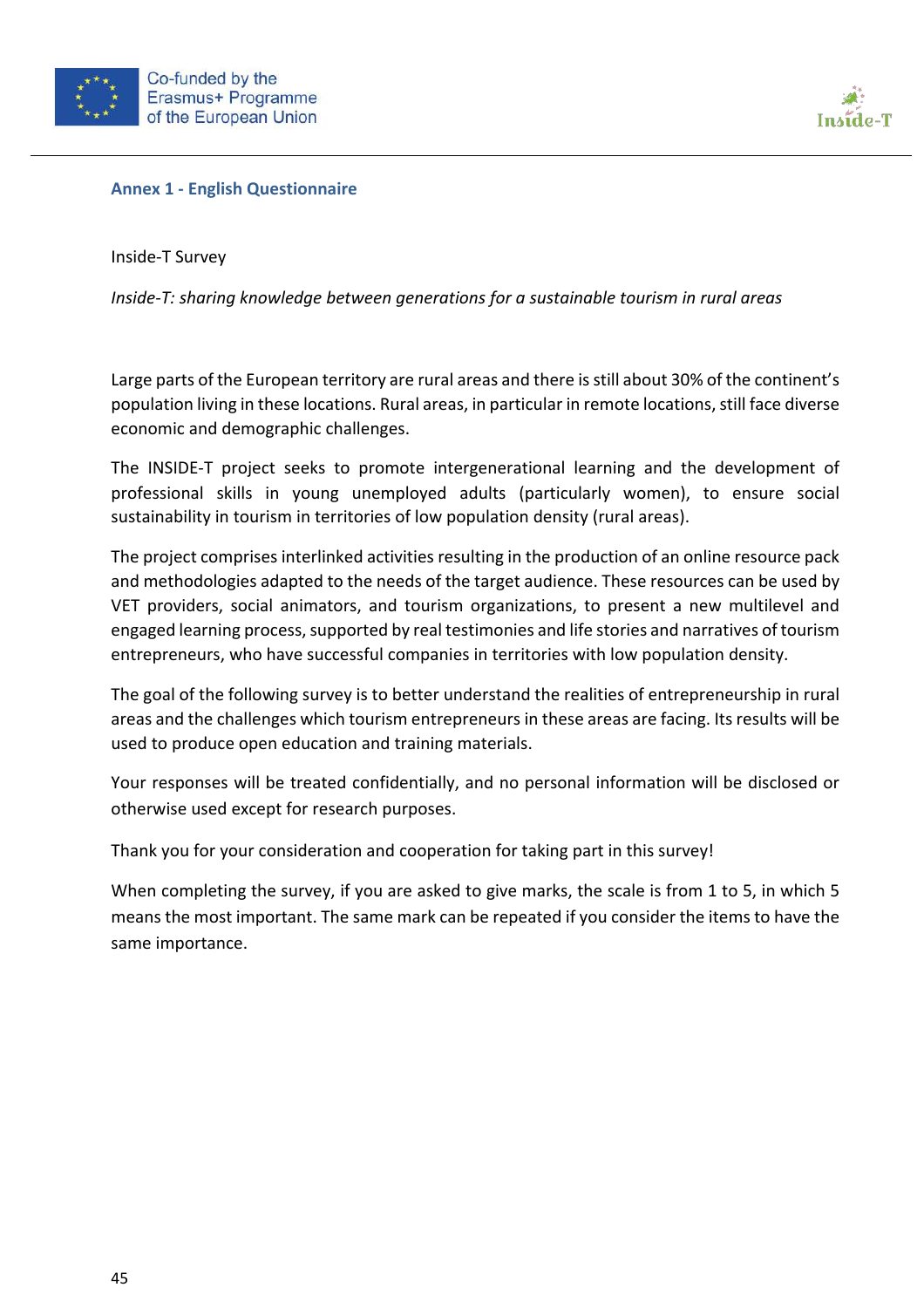## Annex 1 - English Questionnaire

Inside-T Survey

*Inside-T: sharing knowledge between generations for a sustainable tourism in rural areas*

Large parts of the European territory are rural areas and there is still about 30% of the continent's population living in these locations. Rural areas, in particular in remote locations, still face diverse economic and demographic challenges.

The INSIDE-T project seeks to promote intergenerational learning and the development of professional skills in young unemployed adults (particularly women), to ensure social sustainability in tourism in territories of low population density (rural areas).

The project comprises interlinked activities resulting in the production of an online resource pack and methodologies adapted to the needs of the target audience. These resources can be used by VET providers, social animators, and tourism organizations, to present a new multilevel and engaged learning process, supported by real testimonies and life stories and narratives of tourism entrepreneurs, who have successful companies in territories with low population density.

The goal of the following survey is to better understand the realities of entrepreneurship in rural areas and the challenges which tourism entrepreneurs in these areas are facing. Its results will be used to produce open education and training materials.

Your responses will be treated confidentially, and no personal information will be disclosed or otherwise used except for research purposes.

Thank you for your consideration and cooperation for taking part in this survey!

When completing the survey, if you are asked to give marks, the scale is from 1 to 5, in which 5 means the most important. The same mark can be repeated if you consider the items to have the same importance.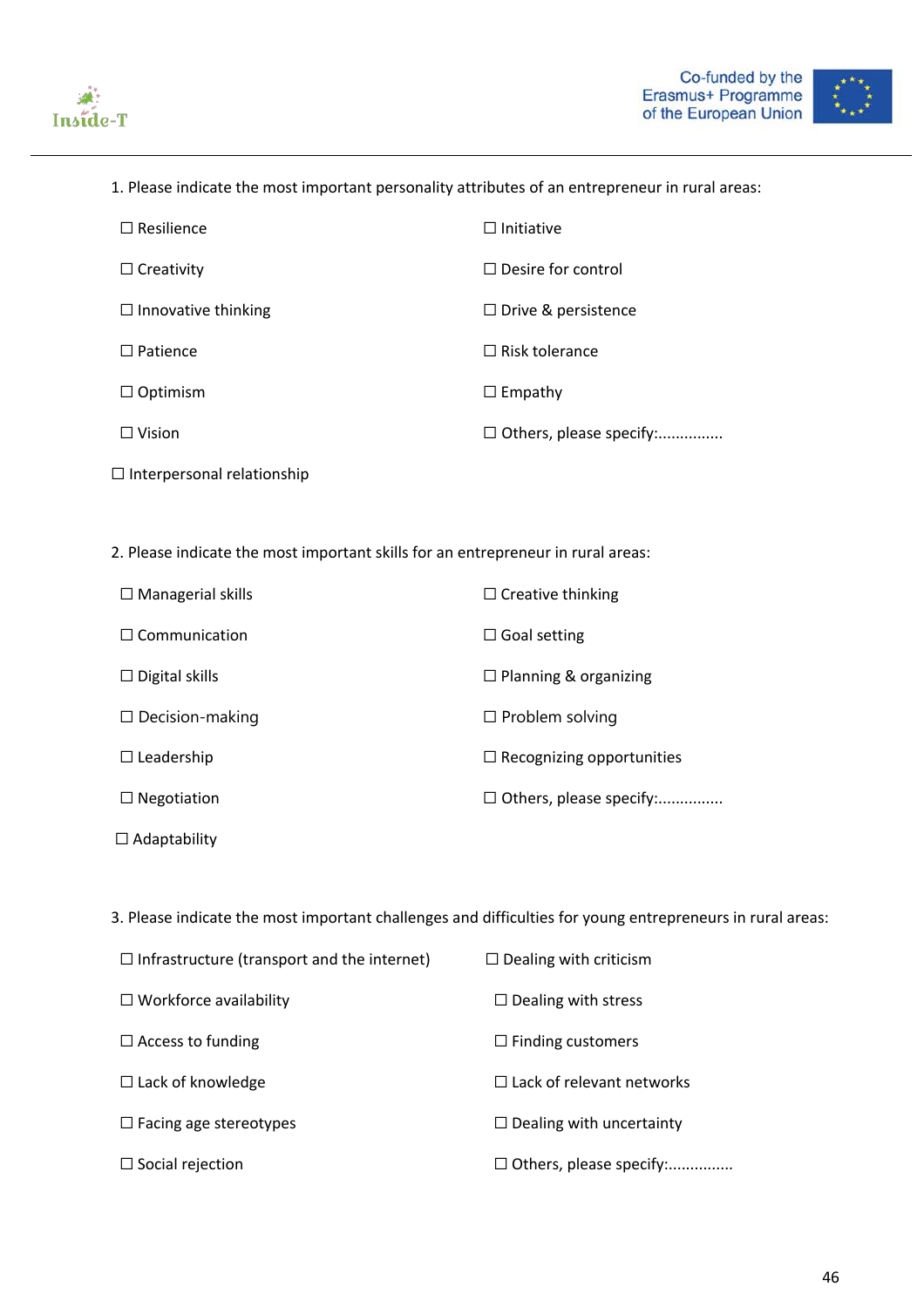1. Please indicate the most important personality attributes of an entrepreneur in rural areas:

☐ Resilience
☐ Initiative
☐ Creativity
☐ Desire for control
☐ Innovative thinking
☐ Drive & persistence
☐ Patience
☐ Risk tolerance
☐ Optimism
☐ Empathy
☐ Vision
☐ Others, please specify:...............
☐ Interpersonal relationship

2. Please indicate the most important skills for an entrepreneur in rural areas:

☐ Managerial skills
☐ Creative thinking
☐ Communication
☐ Goal setting
☐ Digital skills
☐ Planning & organizing
☐ Decision-making
☐ Problem solving
☐ Leadership
☐ Recognizing opportunities
☐ Negotiation
☐ Others, please specify:...............
☐ Adaptability

3. Please indicate the most important challenges and difficulties for young entrepreneurs in rural areas:

☐ Infrastructure (transport and the internet)
☐ Dealing with criticism
☐ Workforce availability
☐ Dealing with stress
☐ Access to funding
☐ Finding customers
☐ Lack of knowledge
☐ Lack of relevant networks
☐ Facing age stereotypes
☐ Dealing with uncertainty
☐ Social rejection
☐ Others, please specify:...............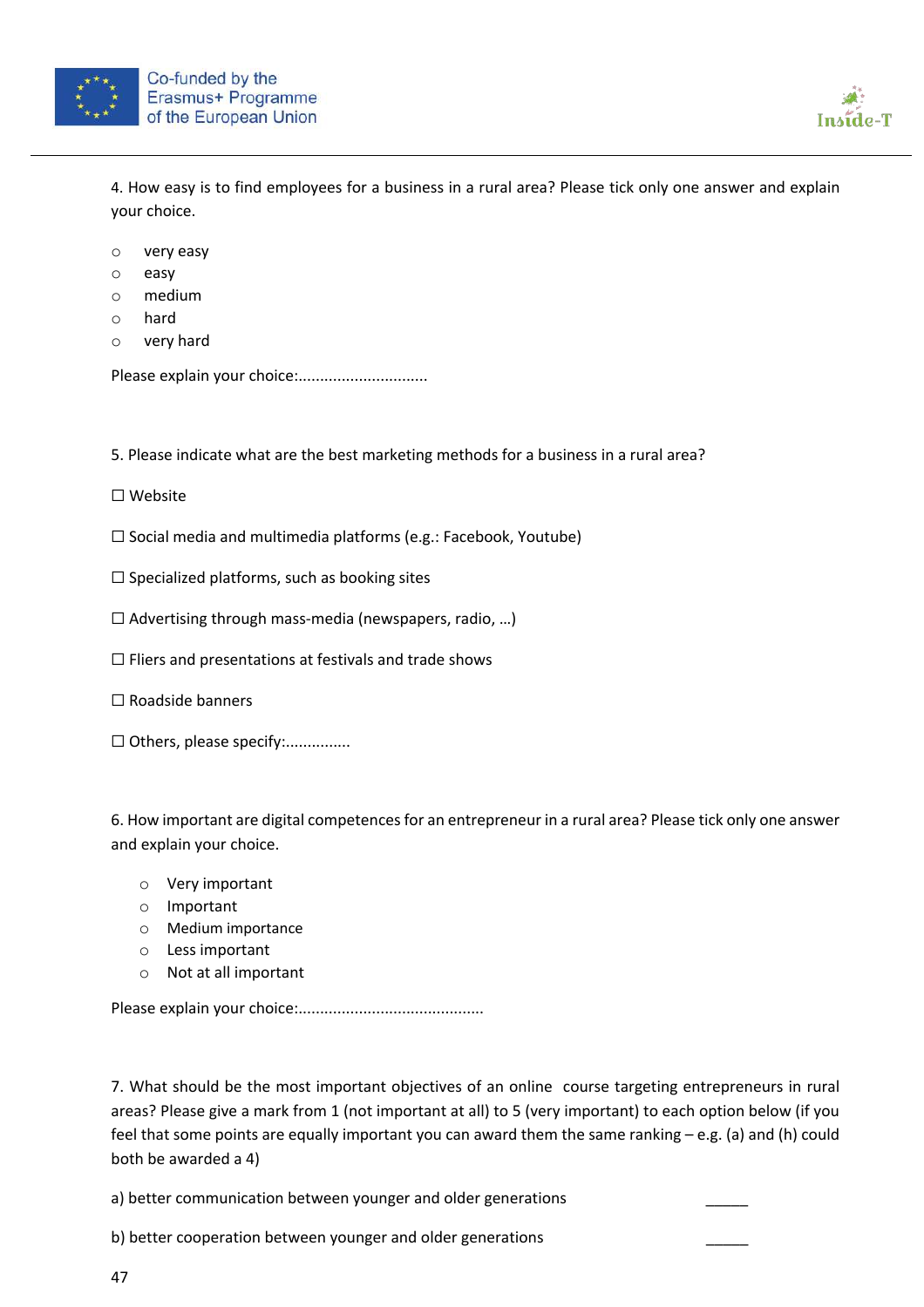4. How easy is to find employees for a business in a rural area? Please tick only one answer and explain your choice.

- ○ very easy
- ○ easy
- ○ medium
- ○ hard
- ○ very hard

Please explain your choice:..............................

5. Please indicate what are the best marketing methods for a business in a rural area?

☐ Website

☐ Social media and multimedia platforms (e.g.: Facebook, Youtube)

☐ Specialized platforms, such as booking sites

☐ Advertising through mass-media (newspapers, radio, …)

☐ Fliers and presentations at festivals and trade shows

☐ Roadside banners

☐ Others, please specify:...............

6. How important are digital competences for an entrepreneur in a rural area? Please tick only one answer and explain your choice.

- ○ Very important
- ○ Important
- ○ Medium importance
- ○ Less important
- ○ Not at all important

Please explain your choice:...........................................

7. What should be the most important objectives of an online course targeting entrepreneurs in rural areas? Please give a mark from 1 (not important at all) to 5 (very important) to each option below (if you feel that some points are equally important you can award them the same ranking – e.g. (a) and (h) could both be awarded a 4)

a) better communication between younger and older generations _____

b) better cooperation between younger and older generations _____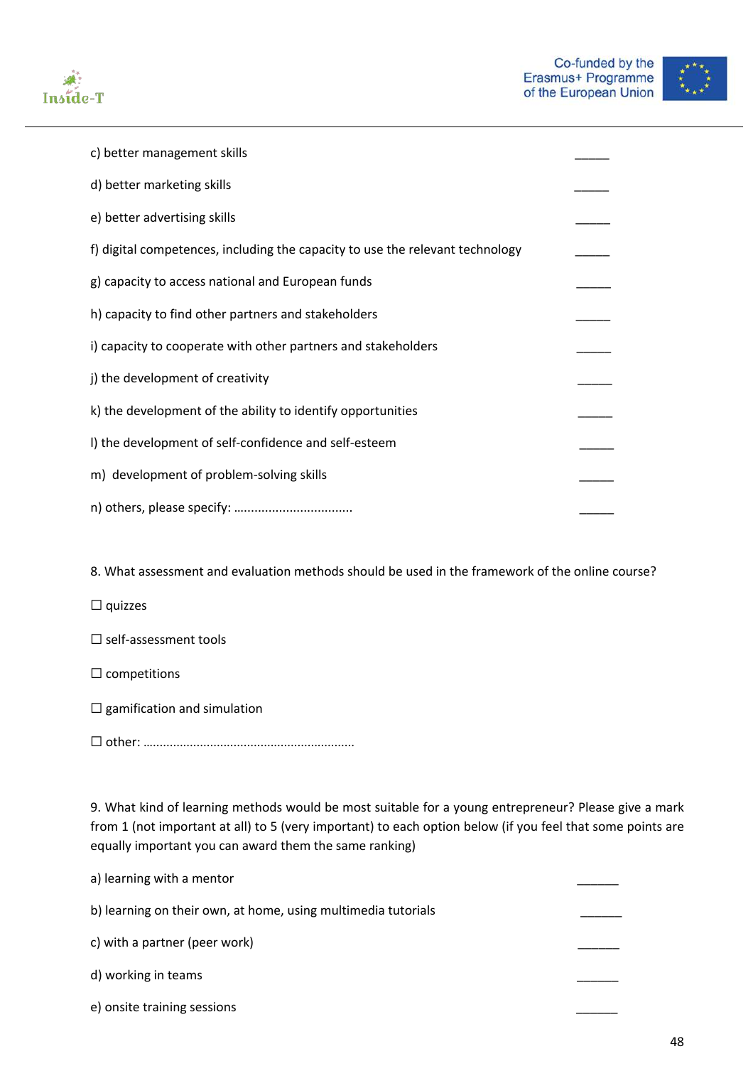c) better management skills _____

d) better marketing skills _____

e) better advertising skills _____

f) digital competences, including the capacity to use the relevant technology _____

g) capacity to access national and European funds _____

h) capacity to find other partners and stakeholders _____

i) capacity to cooperate with other partners and stakeholders _____

j) the development of creativity _____

k) the development of the ability to identify opportunities _____

l) the development of self-confidence and self-esteem _____

m) development of problem-solving skills _____

n) others, please specify: ................................. _____

8. What assessment and evaluation methods should be used in the framework of the online course?

☐ quizzes

☐ self-assessment tools

☐ competitions

☐ gamification and simulation

☐ other: ............................................................

9. What kind of learning methods would be most suitable for a young entrepreneur? Please give a mark from 1 (not important at all) to 5 (very important) to each option below (if you feel that some points are equally important you can award them the same ranking)

a) learning with a mentor ______

b) learning on their own, at home, using multimedia tutorials ______

c) with a partner (peer work) ______

d) working in teams ______

e) onsite training sessions ______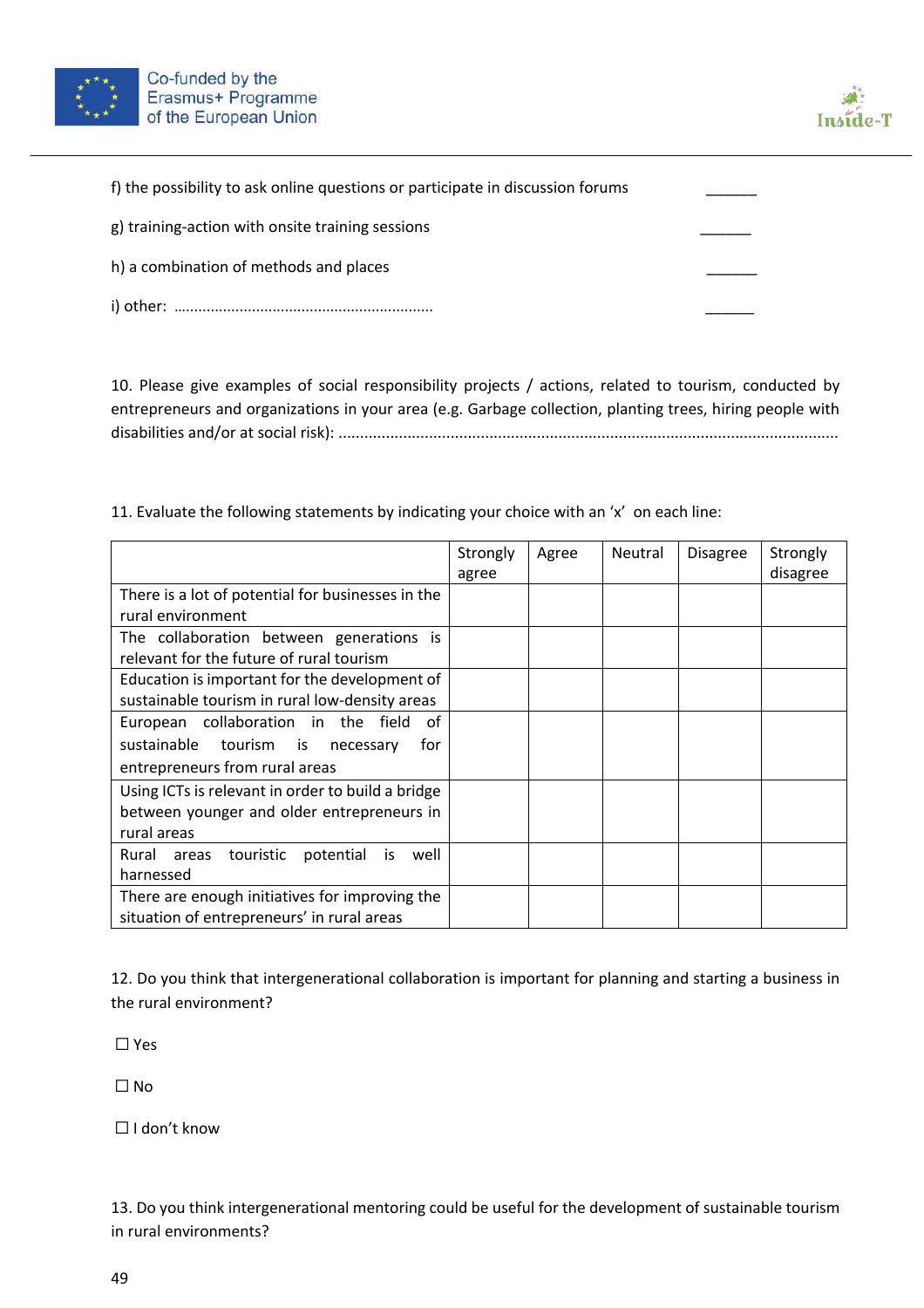f) the possibility to ask online questions or participate in discussion forums ______

g) training-action with onsite training sessions ______

h) a combination of methods and places ______

i) other: ............................................................... ______

10. Please give examples of social responsibility projects / actions, related to tourism, conducted by entrepreneurs and organizations in your area (e.g. Garbage collection, planting trees, hiring people with disabilities and/or at social risk): ...................................................................................................................

11. Evaluate the following statements by indicating your choice with an 'x' on each line:

| | Strongly agree | Agree | Neutral | Disagree | Strongly disagree |
|---|---|---|---|---|---|
| There is a lot of potential for businesses in the rural environment | | | | | |
| The collaboration between generations is relevant for the future of rural tourism | | | | | |
| Education is important for the development of sustainable tourism in rural low-density areas | | | | | |
| European collaboration in the field of sustainable tourism is necessary for entrepreneurs from rural areas | | | | | |
| Using ICTs is relevant in order to build a bridge between younger and older entrepreneurs in rural areas | | | | | |
| Rural areas touristic potential is well harnessed | | | | | |
| There are enough initiatives for improving the situation of entrepreneurs' in rural areas | | | | | |

12. Do you think that intergenerational collaboration is important for planning and starting a business in the rural environment?

☐ Yes

☐ No

☐ I don't know

13. Do you think intergenerational mentoring could be useful for the development of sustainable tourism in rural environments?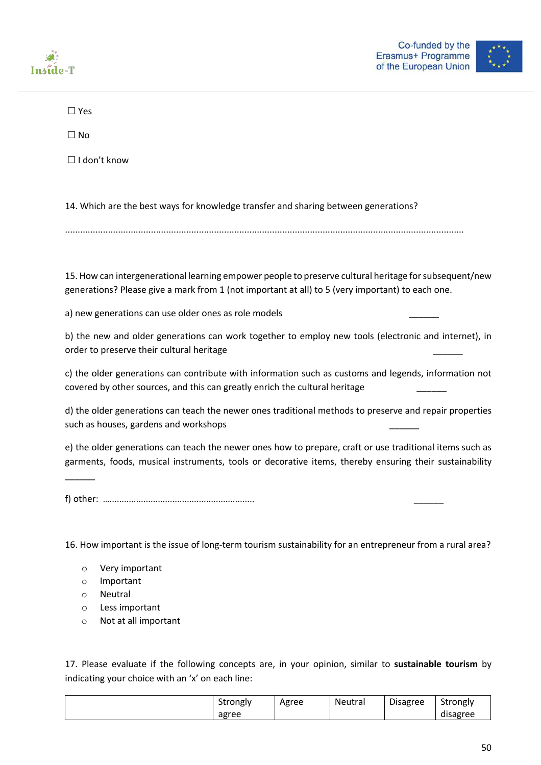☐ Yes

☐ No

☐ I don't know

14. Which are the best ways for knowledge transfer and sharing between generations?

………………………………………………………………………………………………………………………………………………

15. How can intergenerational learning empower people to preserve cultural heritage for subsequent/new generations? Please give a mark from 1 (not important at all) to 5 (very important) to each one.

a) new generations can use older ones as role models ______

b) the new and older generations can work together to employ new tools (electronic and internet), in order to preserve their cultural heritage ______

c) the older generations can contribute with information such as customs and legends, information not covered by other sources, and this can greatly enrich the cultural heritage ______

d) the older generations can teach the newer ones traditional methods to preserve and repair properties such as houses, gardens and workshops ______

e) the older generations can teach the newer ones how to prepare, craft or use traditional items such as garments, foods, musical instruments, tools or decorative items, thereby ensuring their sustainability ______

f) other: ……………………………………………………… ______

16. How important is the issue of long-term tourism sustainability for an entrepreneur from a rural area?

- Very important
- Important
- Neutral
- Less important
- Not at all important

17. Please evaluate if the following concepts are, in your opinion, similar to **sustainable tourism** by indicating your choice with an 'x' on each line:

| | Strongly agree | Agree | Neutral | Disagree | Strongly disagree |
|---|---|---|---|---|---|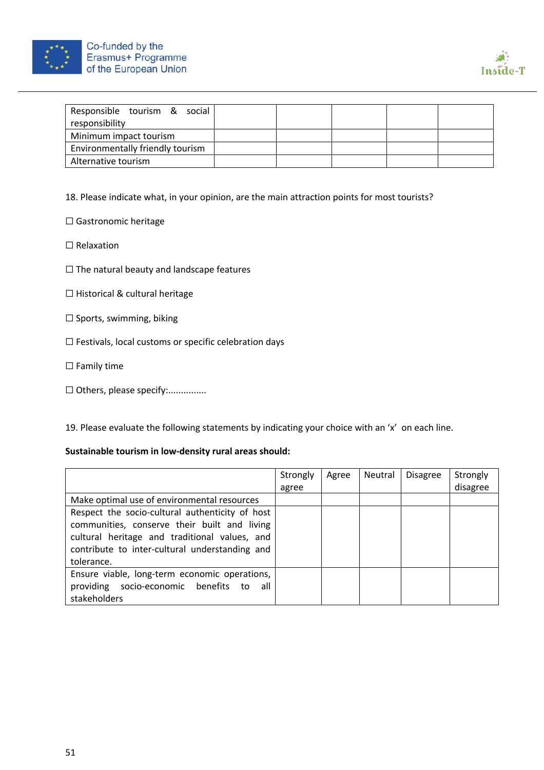| | | | | | |
|---|---|---|---|---|---|
| Responsible tourism & social responsibility | | | | | |
| Minimum impact tourism | | | | | |
| Environmentally friendly tourism | | | | | |
| Alternative tourism | | | | | |

18. Please indicate what, in your opinion, are the main attraction points for most tourists?

☐ Gastronomic heritage

☐ Relaxation

☐ The natural beauty and landscape features

☐ Historical & cultural heritage

☐ Sports, swimming, biking

☐ Festivals, local customs or specific celebration days

☐ Family time

☐ Others, please specify:...............

19. Please evaluate the following statements by indicating your choice with an 'x' on each line.

**Sustainable tourism in low-density rural areas should:**

| | Strongly agree | Agree | Neutral | Disagree | Strongly disagree |
|---|---|---|---|---|---|
| Make optimal use of environmental resources | | | | | |
| Respect the socio-cultural authenticity of host communities, conserve their built and living cultural heritage and traditional values, and contribute to inter-cultural understanding and tolerance. | | | | | |
| Ensure viable, long-term economic operations, providing socio-economic benefits to all stakeholders | | | | | |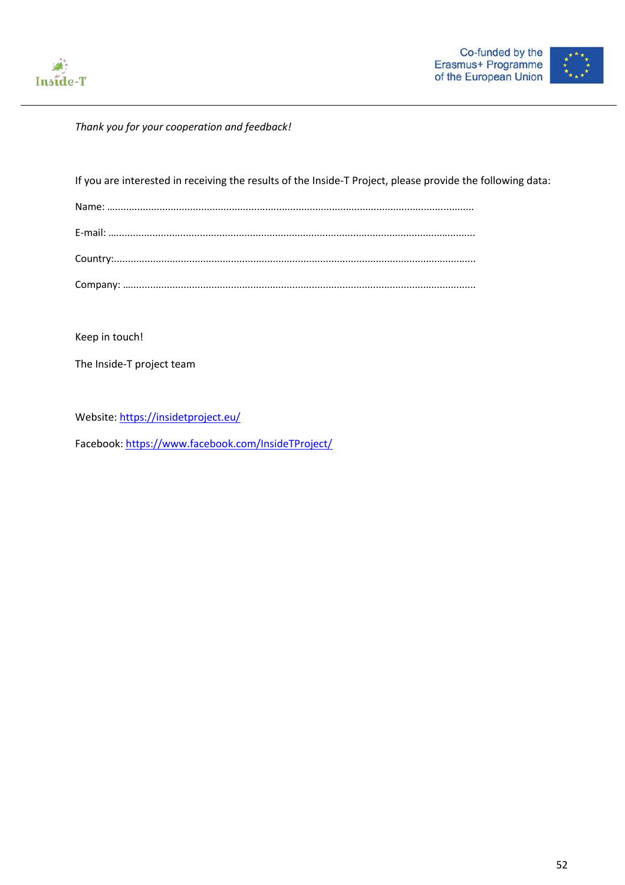*Thank you for your cooperation and feedback!*

If you are interested in receiving the results of the Inside-T Project, please provide the following data:

Name: ……………………………………………………………………………………………………………………

E-mail: ……………………………………………………………………………………………………………………

Country:……………………………………………………………………………………………………………………

Company: ………………………………………………………………………………………………………………

Keep in touch!

The Inside-T project team

Website: [https://insidetproject.eu/](https://insidetproject.eu/)

Facebook: [https://www.facebook.com/InsideTProject/](https://www.facebook.com/InsideTProject/)